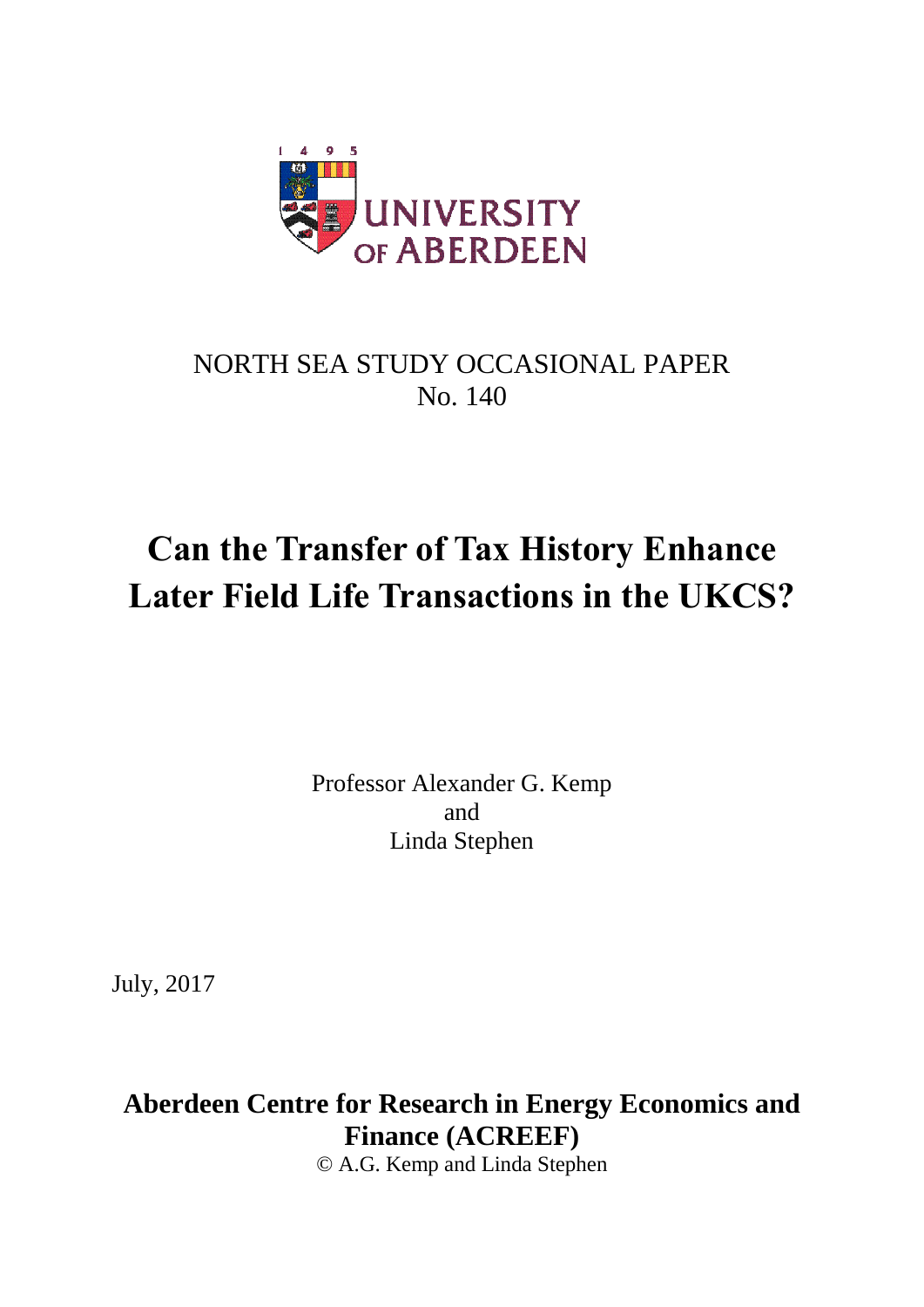UNIVERSITY OF ABERDEEN

NORTH SEA STUDY OCCASIONAL PAPER
No. 140

# Can the Transfer of Tax History Enhance Later Field Life Transactions in the UKCS?

Professor Alexander G. Kemp
and
Linda Stephen

July, 2017

**Aberdeen Centre for Research in Energy Economics and Finance (ACREEF)**
© A.G. Kemp and Linda Stephen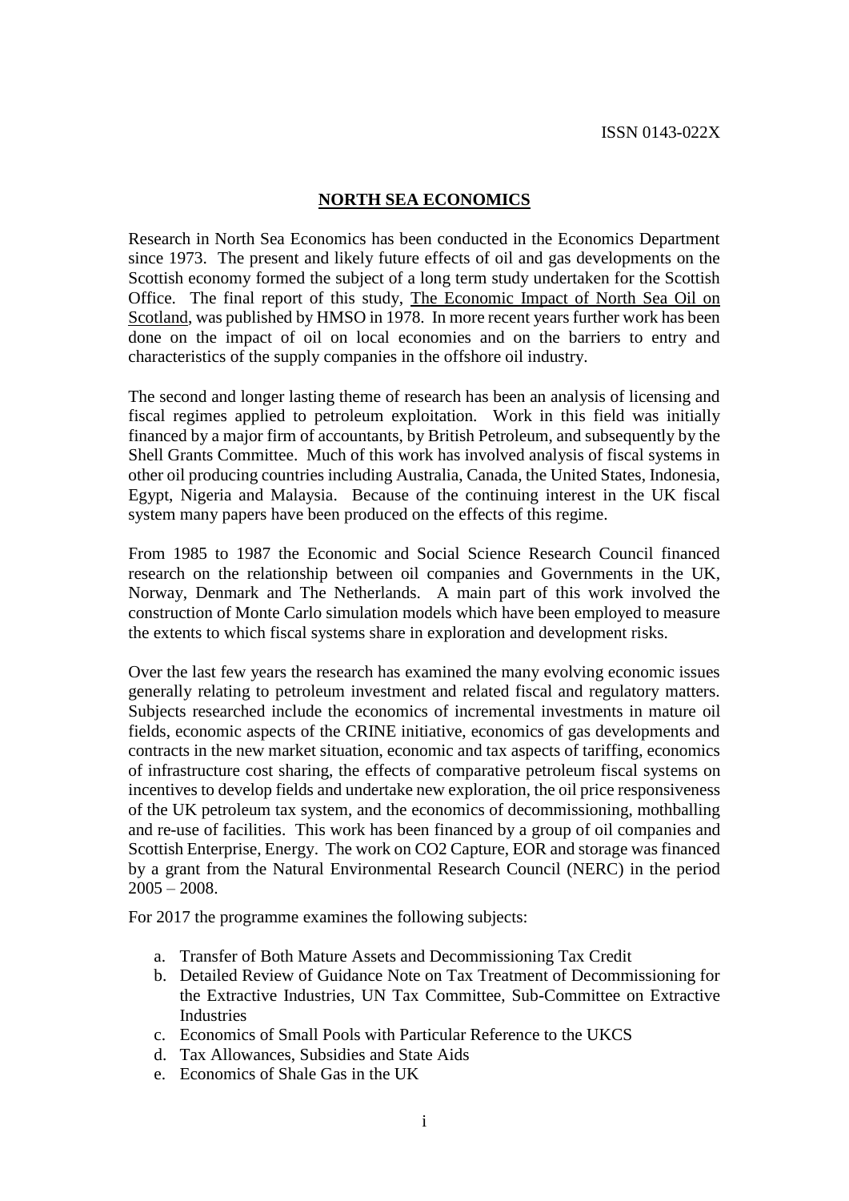ISSN 0143-022X

# NORTH SEA ECONOMICS

Research in North Sea Economics has been conducted in the Economics Department since 1973. The present and likely future effects of oil and gas developments on the Scottish economy formed the subject of a long term study undertaken for the Scottish Office. The final report of this study, The Economic Impact of North Sea Oil on Scotland, was published by HMSO in 1978. In more recent years further work has been done on the impact of oil on local economies and on the barriers to entry and characteristics of the supply companies in the offshore oil industry.

The second and longer lasting theme of research has been an analysis of licensing and fiscal regimes applied to petroleum exploitation. Work in this field was initially financed by a major firm of accountants, by British Petroleum, and subsequently by the Shell Grants Committee. Much of this work has involved analysis of fiscal systems in other oil producing countries including Australia, Canada, the United States, Indonesia, Egypt, Nigeria and Malaysia. Because of the continuing interest in the UK fiscal system many papers have been produced on the effects of this regime.

From 1985 to 1987 the Economic and Social Science Research Council financed research on the relationship between oil companies and Governments in the UK, Norway, Denmark and The Netherlands. A main part of this work involved the construction of Monte Carlo simulation models which have been employed to measure the extents to which fiscal systems share in exploration and development risks.

Over the last few years the research has examined the many evolving economic issues generally relating to petroleum investment and related fiscal and regulatory matters. Subjects researched include the economics of incremental investments in mature oil fields, economic aspects of the CRINE initiative, economics of gas developments and contracts in the new market situation, economic and tax aspects of tariffing, economics of infrastructure cost sharing, the effects of comparative petroleum fiscal systems on incentives to develop fields and undertake new exploration, the oil price responsiveness of the UK petroleum tax system, and the economics of decommissioning, mothballing and re-use of facilities. This work has been financed by a group of oil companies and Scottish Enterprise, Energy. The work on $CO_2$ Capture, EOR and storage was financed by a grant from the Natural Environmental Research Council (NERC) in the period 2005 – 2008.

For 2017 the programme examines the following subjects:

a. Transfer of Both Mature Assets and Decommissioning Tax Credit
b. Detailed Review of Guidance Note on Tax Treatment of Decommissioning for the Extractive Industries, UN Tax Committee, Sub-Committee on Extractive Industries
c. Economics of Small Pools with Particular Reference to the UKCS
d. Tax Allowances, Subsidies and State Aids
e. Economics of Shale Gas in the UK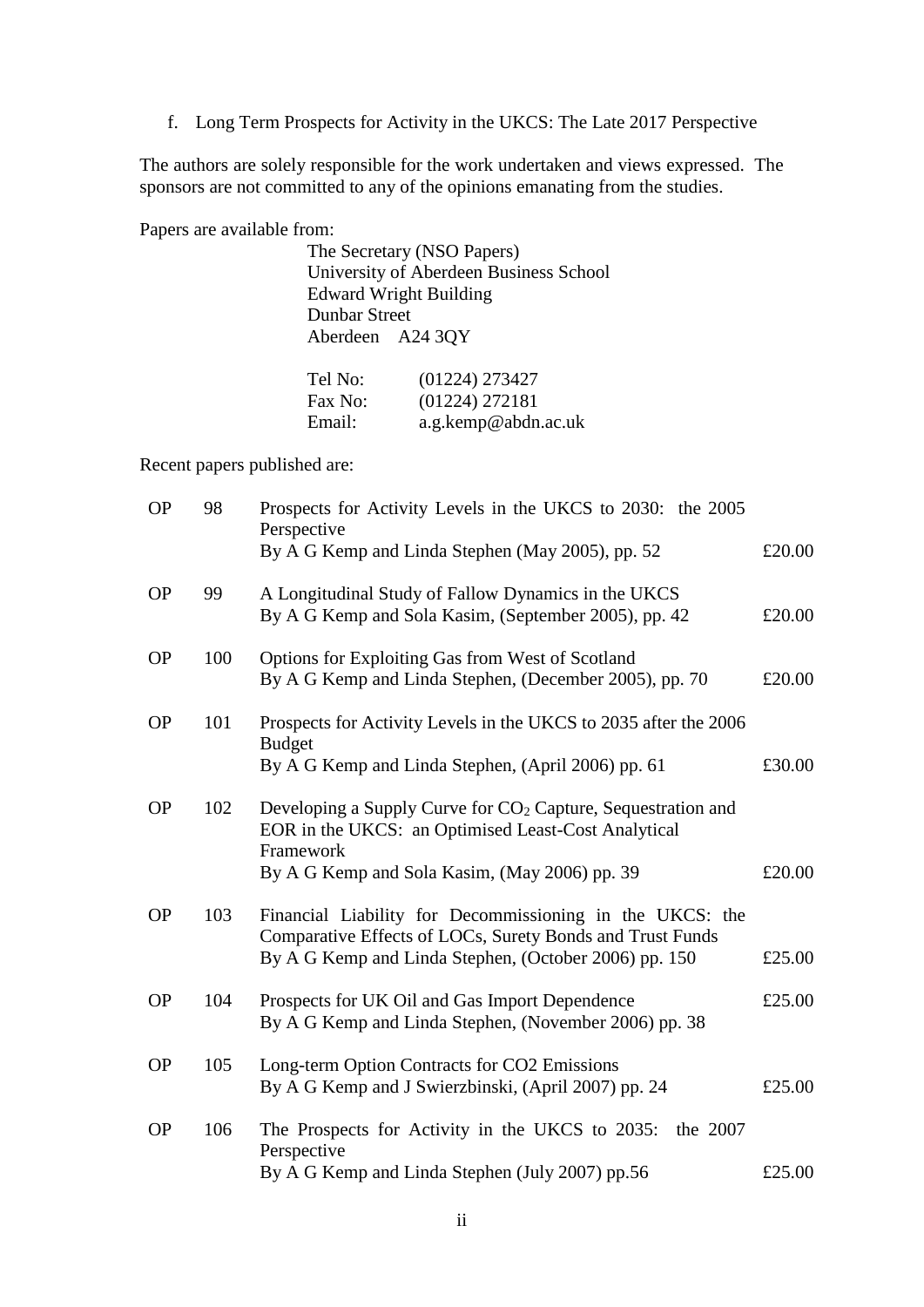f. Long Term Prospects for Activity in the UKCS: The Late 2017 Perspective

The authors are solely responsible for the work undertaken and views expressed. The sponsors are not committed to any of the opinions emanating from the studies.

Papers are available from:

The Secretary (NSO Papers)
University of Aberdeen Business School
Edward Wright Building
Dunbar Street
Aberdeen A24 3QY

Tel No: (01224) 273427
Fax No: (01224) 272181
Email: a.g.kemp@abdn.ac.uk

Recent papers published are:

| | | | |
|---|---|---|---|
| OP | 98 | Prospects for Activity Levels in the UKCS to 2030: the 2005 Perspective<br>By A G Kemp and Linda Stephen (May 2005), pp. 52 | £20.00 |
| OP | 99 | A Longitudinal Study of Fallow Dynamics in the UKCS<br>By A G Kemp and Sola Kasim, (September 2005), pp. 42 | £20.00 |
| OP | 100 | Options for Exploiting Gas from West of Scotland<br>By A G Kemp and Linda Stephen, (December 2005), pp. 70 | £20.00 |
| OP | 101 | Prospects for Activity Levels in the UKCS to 2035 after the 2006 Budget<br>By A G Kemp and Linda Stephen, (April 2006) pp. 61 | £30.00 |
| OP | 102 | Developing a Supply Curve for $CO_2$ Capture, Sequestration and EOR in the UKCS: an Optimised Least-Cost Analytical Framework<br>By A G Kemp and Sola Kasim, (May 2006) pp. 39 | £20.00 |
| OP | 103 | Financial Liability for Decommissioning in the UKCS: the Comparative Effects of LOCs, Surety Bonds and Trust Funds<br>By A G Kemp and Linda Stephen, (October 2006) pp. 150 | £25.00 |
| OP | 104 | Prospects for UK Oil and Gas Import Dependence<br>By A G Kemp and Linda Stephen, (November 2006) pp. 38 | £25.00 |
| OP | 105 | Long-term Option Contracts for CO2 Emissions<br>By A G Kemp and J Swierzbinski, (April 2007) pp. 24 | £25.00 |
| OP | 106 | The Prospects for Activity in the UKCS to 2035: the 2007 Perspective<br>By A G Kemp and Linda Stephen (July 2007) pp.56 | £25.00 |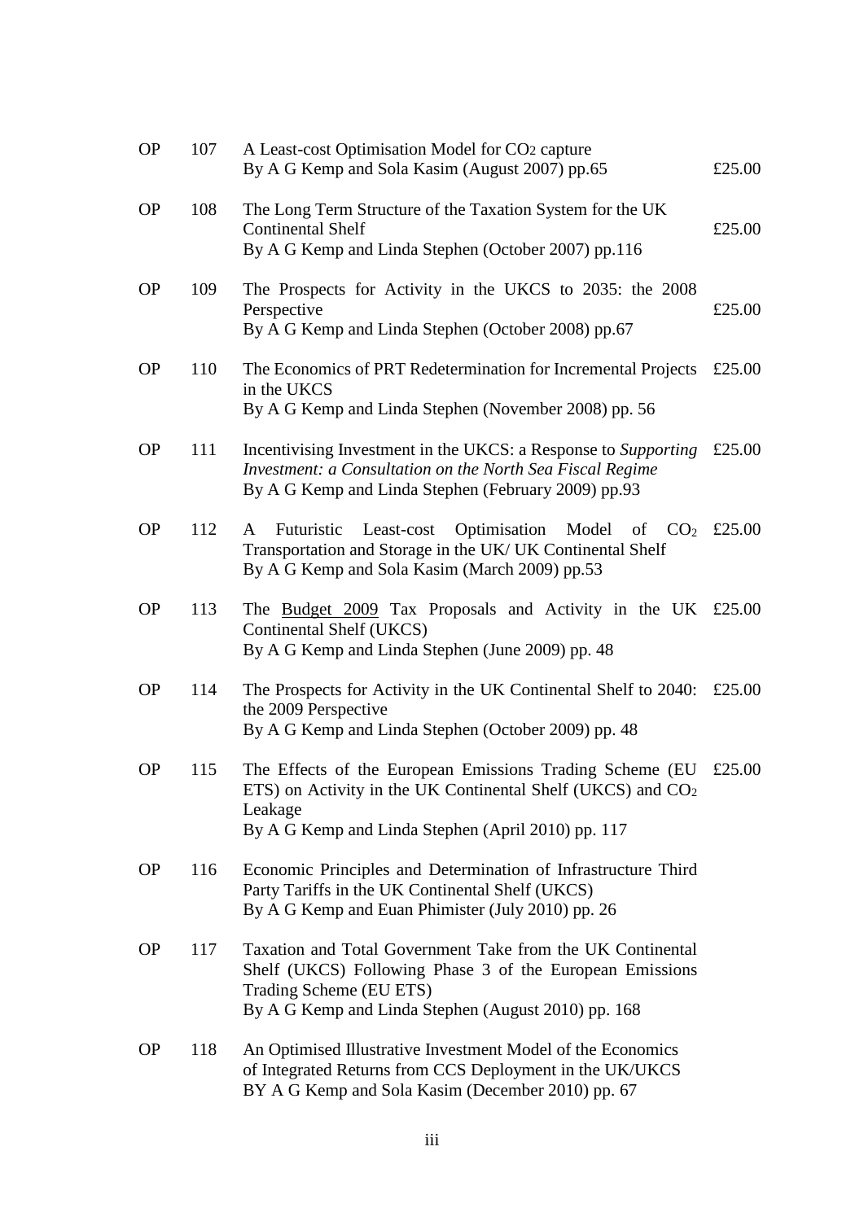| | | | |
|---|---|---|---|
| OP | 107 | A Least-cost Optimisation Model for $CO_2$ capture<br>By A G Kemp and Sola Kasim (August 2007) pp.65 | £25.00 |
| OP | 108 | The Long Term Structure of the Taxation System for the UK Continental Shelf<br>By A G Kemp and Linda Stephen (October 2007) pp.116 | £25.00 |
| OP | 109 | The Prospects for Activity in the UKCS to 2035: the 2008 Perspective<br>By A G Kemp and Linda Stephen (October 2008) pp.67 | £25.00 |
| OP | 110 | The Economics of PRT Redetermination for Incremental Projects in the UKCS<br>By A G Kemp and Linda Stephen (November 2008) pp. 56 | £25.00 |
| OP | 111 | Incentivising Investment in the UKCS: a Response to *Supporting Investment: a Consultation on the North Sea Fiscal Regime*<br>By A G Kemp and Linda Stephen (February 2009) pp.93 | £25.00 |
| OP | 112 | A Futuristic Least-cost Optimisation Model of $CO_2$ Transportation and Storage in the UK/ UK Continental Shelf<br>By A G Kemp and Sola Kasim (March 2009) pp.53 | £25.00 |
| OP | 113 | The Budget 2009 Tax Proposals and Activity in the UK Continental Shelf (UKCS)<br>By A G Kemp and Linda Stephen (June 2009) pp. 48 | £25.00 |
| OP | 114 | The Prospects for Activity in the UK Continental Shelf to 2040: the 2009 Perspective<br>By A G Kemp and Linda Stephen (October 2009) pp. 48 | £25.00 |
| OP | 115 | The Effects of the European Emissions Trading Scheme (EU ETS) on Activity in the UK Continental Shelf (UKCS) and $CO_2$ Leakage<br>By A G Kemp and Linda Stephen (April 2010) pp. 117 | £25.00 |
| OP | 116 | Economic Principles and Determination of Infrastructure Third Party Tariffs in the UK Continental Shelf (UKCS)<br>By A G Kemp and Euan Phimister (July 2010) pp. 26 | |
| OP | 117 | Taxation and Total Government Take from the UK Continental Shelf (UKCS) Following Phase 3 of the European Emissions Trading Scheme (EU ETS)<br>By A G Kemp and Linda Stephen (August 2010) pp. 168 | |
| OP | 118 | An Optimised Illustrative Investment Model of the Economics of Integrated Returns from CCS Deployment in the UK/UKCS<br>BY A G Kemp and Sola Kasim (December 2010) pp. 67 | |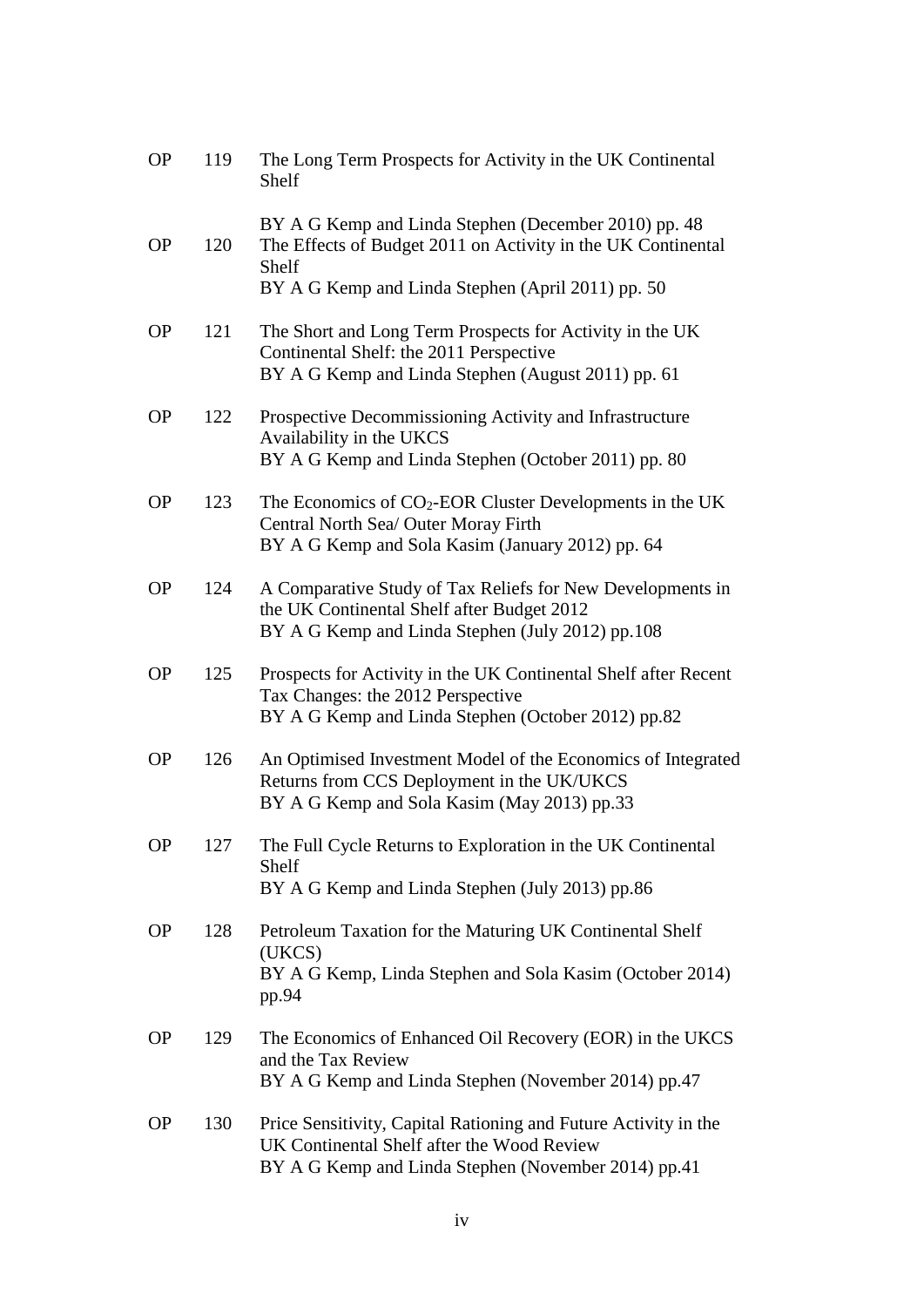OP 119 The Long Term Prospects for Activity in the UK Continental Shelf
BY A G Kemp and Linda Stephen (December 2010) pp. 48

OP 120 The Effects of Budget 2011 on Activity in the UK Continental Shelf
BY A G Kemp and Linda Stephen (April 2011) pp. 50

OP 121 The Short and Long Term Prospects for Activity in the UK Continental Shelf: the 2011 Perspective
BY A G Kemp and Linda Stephen (August 2011) pp. 61

OP 122 Prospective Decommissioning Activity and Infrastructure Availability in the UKCS
BY A G Kemp and Linda Stephen (October 2011) pp. 80

OP 123 The Economics of $CO_2$-EOR Cluster Developments in the UK Central North Sea/ Outer Moray Firth
BY A G Kemp and Sola Kasim (January 2012) pp. 64

OP 124 A Comparative Study of Tax Reliefs for New Developments in the UK Continental Shelf after Budget 2012
BY A G Kemp and Linda Stephen (July 2012) pp.108

OP 125 Prospects for Activity in the UK Continental Shelf after Recent Tax Changes: the 2012 Perspective
BY A G Kemp and Linda Stephen (October 2012) pp.82

OP 126 An Optimised Investment Model of the Economics of Integrated Returns from CCS Deployment in the UK/UKCS
BY A G Kemp and Sola Kasim (May 2013) pp.33

OP 127 The Full Cycle Returns to Exploration in the UK Continental Shelf
BY A G Kemp and Linda Stephen (July 2013) pp.86

OP 128 Petroleum Taxation for the Maturing UK Continental Shelf (UKCS)
BY A G Kemp, Linda Stephen and Sola Kasim (October 2014) pp.94

OP 129 The Economics of Enhanced Oil Recovery (EOR) in the UKCS and the Tax Review
BY A G Kemp and Linda Stephen (November 2014) pp.47

OP 130 Price Sensitivity, Capital Rationing and Future Activity in the UK Continental Shelf after the Wood Review
BY A G Kemp and Linda Stephen (November 2014) pp.41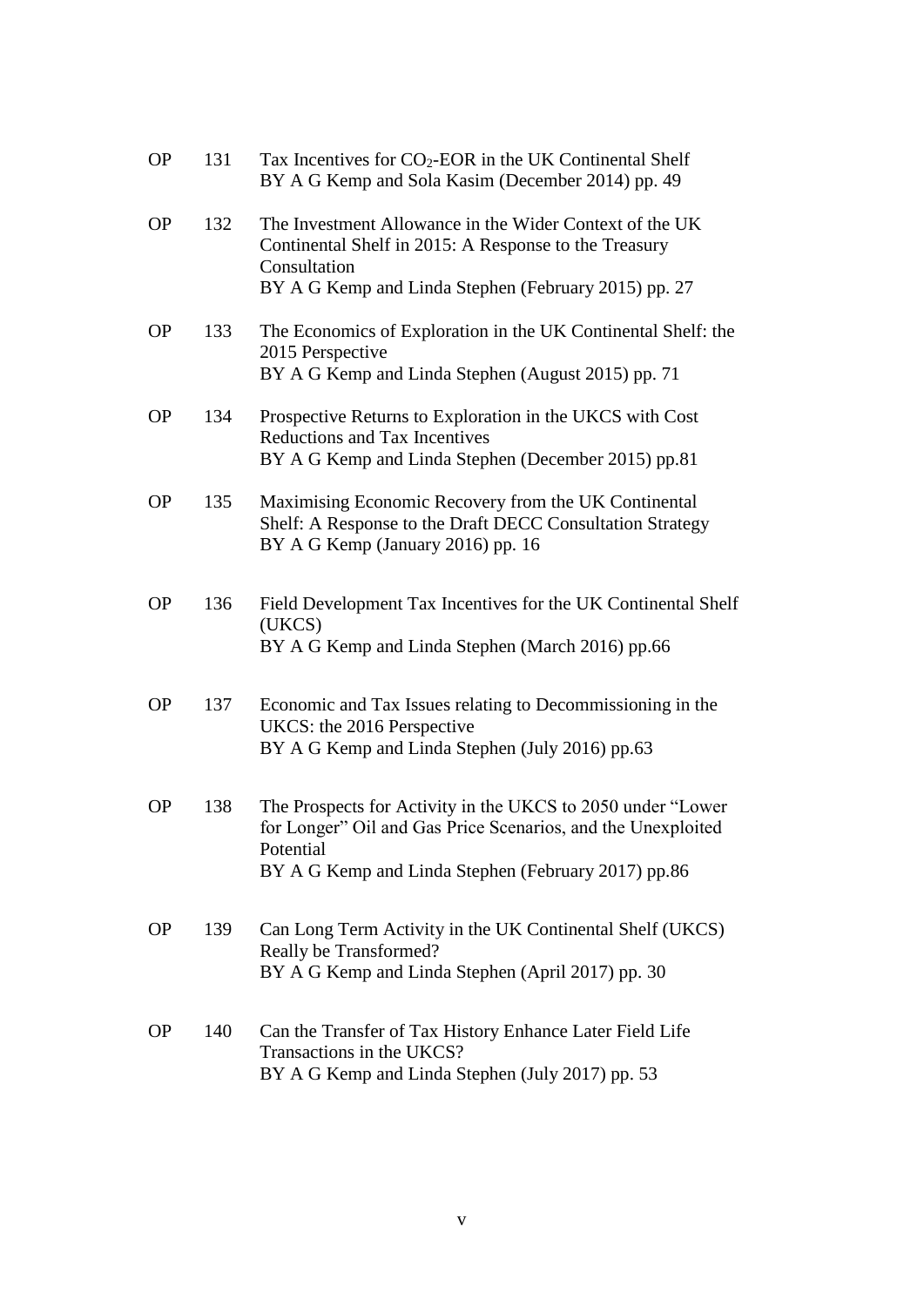OP 131 Tax Incentives for $CO_2$-EOR in the UK Continental Shelf
BY A G Kemp and Sola Kasim (December 2014) pp. 49

OP 132 The Investment Allowance in the Wider Context of the UK Continental Shelf in 2015: A Response to the Treasury Consultation
BY A G Kemp and Linda Stephen (February 2015) pp. 27

OP 133 The Economics of Exploration in the UK Continental Shelf: the 2015 Perspective
BY A G Kemp and Linda Stephen (August 2015) pp. 71

OP 134 Prospective Returns to Exploration in the UKCS with Cost Reductions and Tax Incentives
BY A G Kemp and Linda Stephen (December 2015) pp.81

OP 135 Maximising Economic Recovery from the UK Continental Shelf: A Response to the Draft DECC Consultation Strategy
BY A G Kemp (January 2016) pp. 16

OP 136 Field Development Tax Incentives for the UK Continental Shelf (UKCS)
BY A G Kemp and Linda Stephen (March 2016) pp.66

OP 137 Economic and Tax Issues relating to Decommissioning in the UKCS: the 2016 Perspective
BY A G Kemp and Linda Stephen (July 2016) pp.63

OP 138 The Prospects for Activity in the UKCS to 2050 under "Lower for Longer" Oil and Gas Price Scenarios, and the Unexploited Potential
BY A G Kemp and Linda Stephen (February 2017) pp.86

OP 139 Can Long Term Activity in the UK Continental Shelf (UKCS) Really be Transformed?
BY A G Kemp and Linda Stephen (April 2017) pp. 30

OP 140 Can the Transfer of Tax History Enhance Later Field Life Transactions in the UKCS?
BY A G Kemp and Linda Stephen (July 2017) pp. 53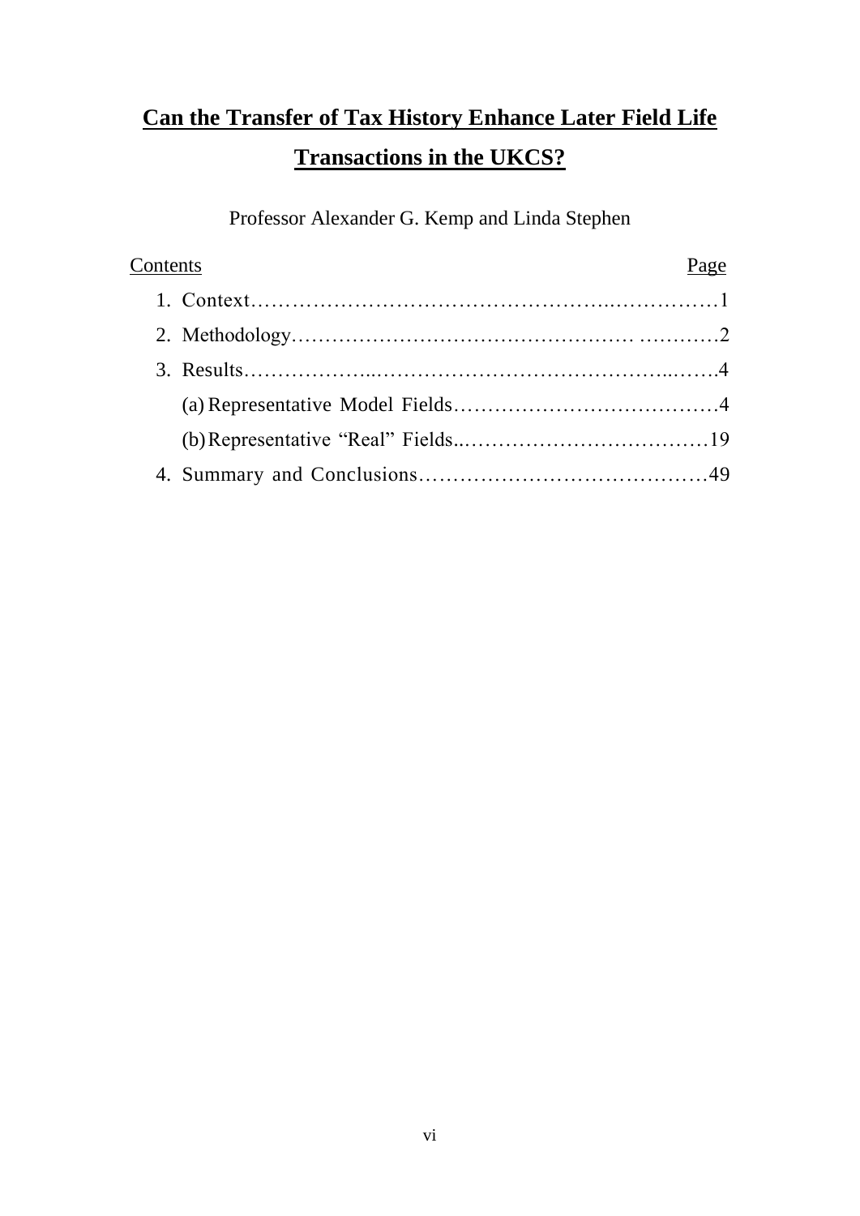# **Can the Transfer of Tax History Enhance Later Field Life Transactions in the UKCS?**

Professor Alexander G. Kemp and Linda Stephen

| Contents | Page |
| --- | --- |
| 1. Context | 1 |
| 2. Methodology | 2 |
| 3. Results | 4 |
| (a) Representative Model Fields | 4 |
| (b) Representative “Real” Fields | 19 |
| 4. Summary and Conclusions | 49 |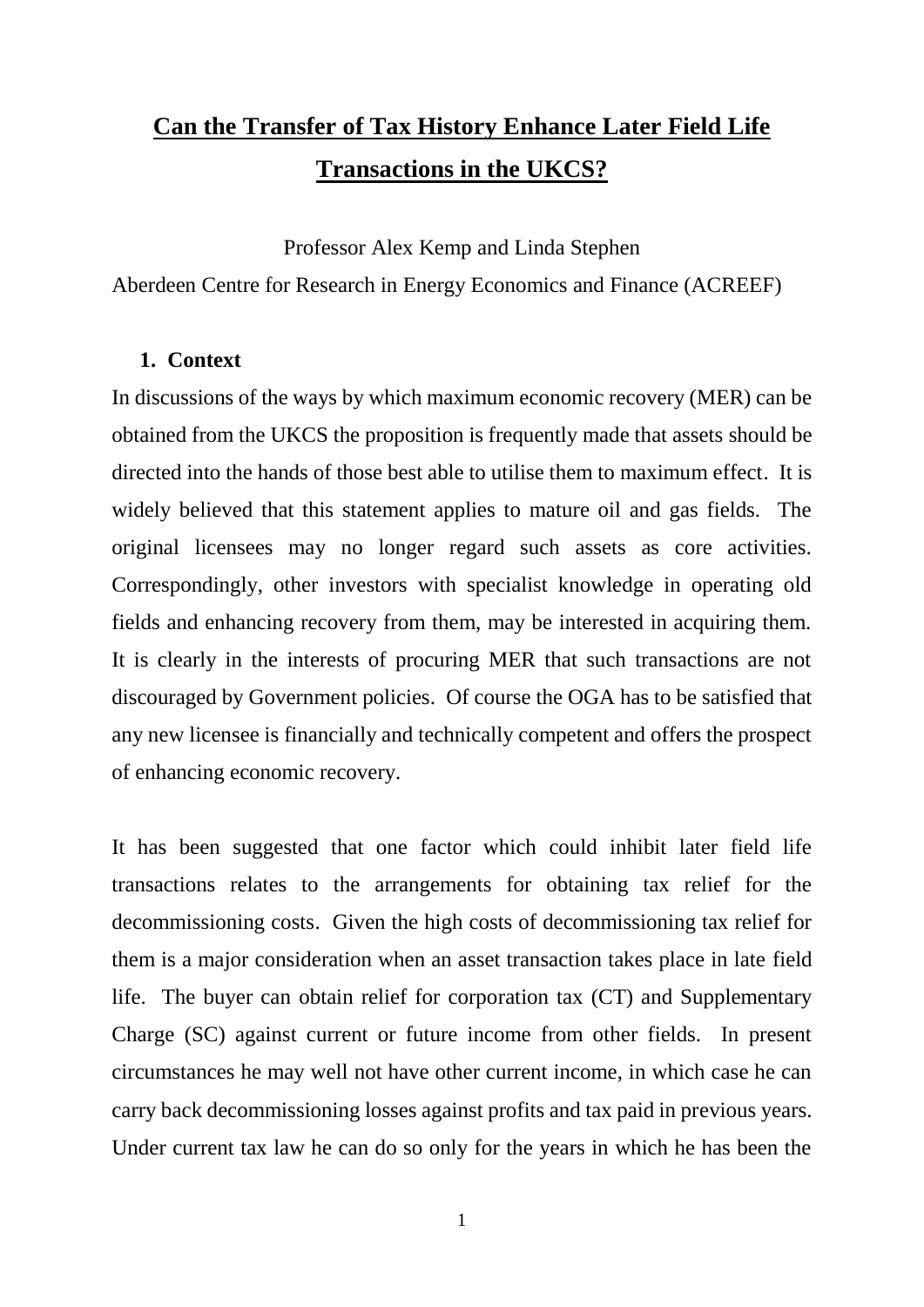# Can the Transfer of Tax History Enhance Later Field Life Transactions in the UKCS?

Professor Alex Kemp and Linda Stephen

Aberdeen Centre for Research in Energy Economics and Finance (ACREEF)

## 1. Context

In discussions of the ways by which maximum economic recovery (MER) can be obtained from the UKCS the proposition is frequently made that assets should be directed into the hands of those best able to utilise them to maximum effect. It is widely believed that this statement applies to mature oil and gas fields. The original licensees may no longer regard such assets as core activities. Correspondingly, other investors with specialist knowledge in operating old fields and enhancing recovery from them, may be interested in acquiring them. It is clearly in the interests of procuring MER that such transactions are not discouraged by Government policies. Of course the OGA has to be satisfied that any new licensee is financially and technically competent and offers the prospect of enhancing economic recovery.

It has been suggested that one factor which could inhibit later field life transactions relates to the arrangements for obtaining tax relief for the decommissioning costs. Given the high costs of decommissioning tax relief for them is a major consideration when an asset transaction takes place in late field life. The buyer can obtain relief for corporation tax (CT) and Supplementary Charge (SC) against current or future income from other fields. In present circumstances he may well not have other current income, in which case he can carry back decommissioning losses against profits and tax paid in previous years. Under current tax law he can do so only for the years in which he has been the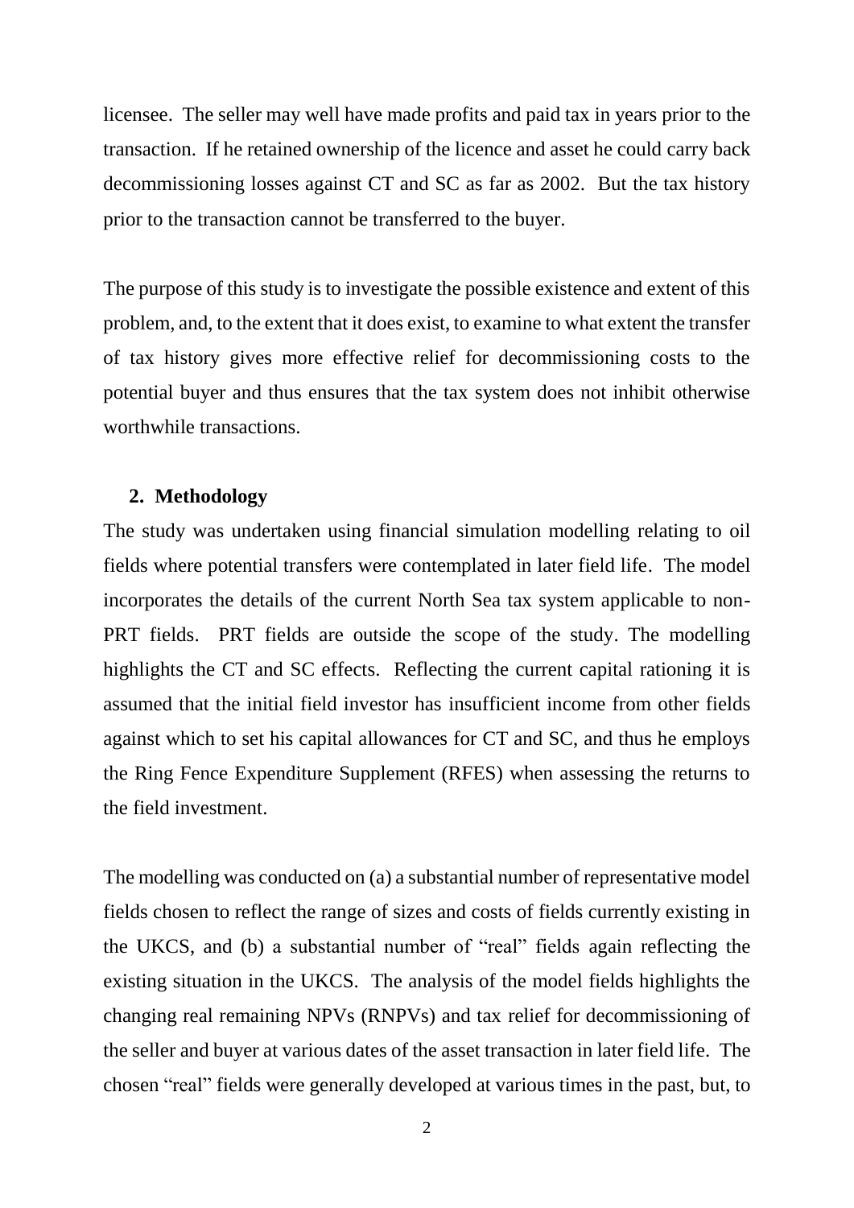licensee. The seller may well have made profits and paid tax in years prior to the transaction. If he retained ownership of the licence and asset he could carry back decommissioning losses against CT and SC as far as 2002. But the tax history prior to the transaction cannot be transferred to the buyer.

The purpose of this study is to investigate the possible existence and extent of this problem, and, to the extent that it does exist, to examine to what extent the transfer of tax history gives more effective relief for decommissioning costs to the potential buyer and thus ensures that the tax system does not inhibit otherwise worthwhile transactions.

## 2. Methodology

The study was undertaken using financial simulation modelling relating to oil fields where potential transfers were contemplated in later field life. The model incorporates the details of the current North Sea tax system applicable to non-PRT fields. PRT fields are outside the scope of the study. The modelling highlights the CT and SC effects. Reflecting the current capital rationing it is assumed that the initial field investor has insufficient income from other fields against which to set his capital allowances for CT and SC, and thus he employs the Ring Fence Expenditure Supplement (RFES) when assessing the returns to the field investment.

The modelling was conducted on (a) a substantial number of representative model fields chosen to reflect the range of sizes and costs of fields currently existing in the UKCS, and (b) a substantial number of "real" fields again reflecting the existing situation in the UKCS. The analysis of the model fields highlights the changing real remaining NPVs (RNPVs) and tax relief for decommissioning of the seller and buyer at various dates of the asset transaction in later field life. The chosen "real" fields were generally developed at various times in the past, but, to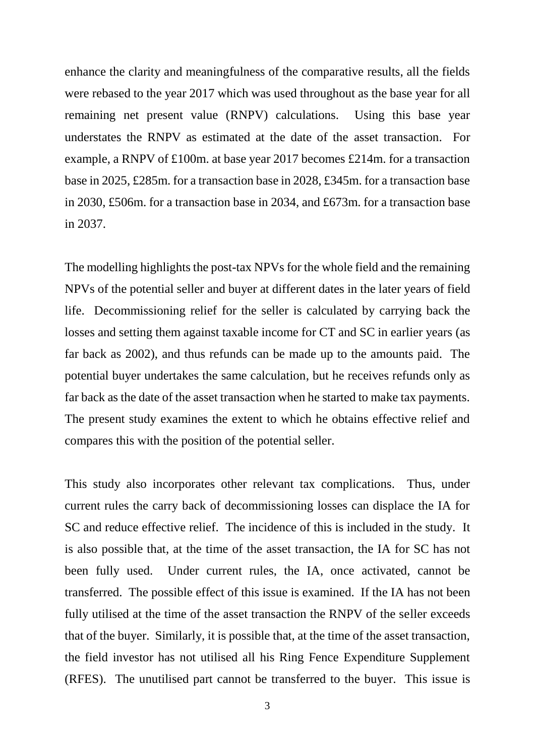enhance the clarity and meaningfulness of the comparative results, all the fields were rebased to the year 2017 which was used throughout as the base year for all remaining net present value (RNPV) calculations. Using this base year understates the RNPV as estimated at the date of the asset transaction. For example, a RNPV of £100m. at base year 2017 becomes £214m. for a transaction base in 2025, £285m. for a transaction base in 2028, £345m. for a transaction base in 2030, £506m. for a transaction base in 2034, and £673m. for a transaction base in 2037.

The modelling highlights the post-tax NPVs for the whole field and the remaining NPVs of the potential seller and buyer at different dates in the later years of field life. Decommissioning relief for the seller is calculated by carrying back the losses and setting them against taxable income for CT and SC in earlier years (as far back as 2002), and thus refunds can be made up to the amounts paid. The potential buyer undertakes the same calculation, but he receives refunds only as far back as the date of the asset transaction when he started to make tax payments. The present study examines the extent to which he obtains effective relief and compares this with the position of the potential seller.

This study also incorporates other relevant tax complications. Thus, under current rules the carry back of decommissioning losses can displace the IA for SC and reduce effective relief. The incidence of this is included in the study. It is also possible that, at the time of the asset transaction, the IA for SC has not been fully used. Under current rules, the IA, once activated, cannot be transferred. The possible effect of this issue is examined. If the IA has not been fully utilised at the time of the asset transaction the RNPV of the seller exceeds that of the buyer. Similarly, it is possible that, at the time of the asset transaction, the field investor has not utilised all his Ring Fence Expenditure Supplement (RFES). The unutilised part cannot be transferred to the buyer. This issue is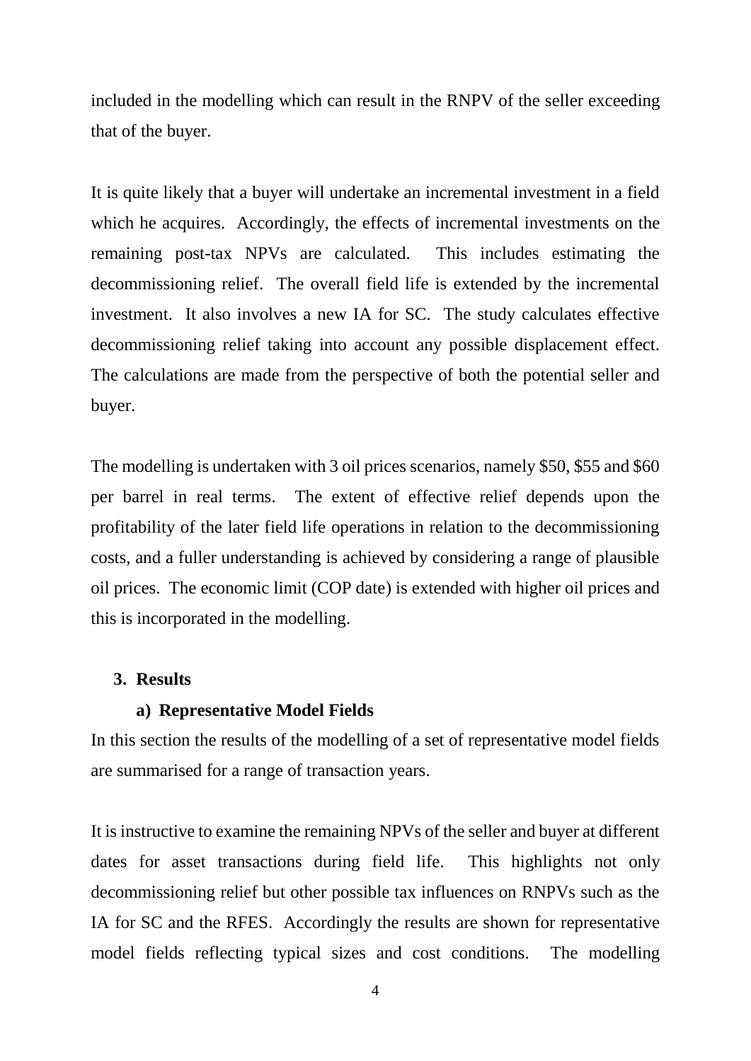included in the modelling which can result in the RNPV of the seller exceeding that of the buyer.

It is quite likely that a buyer will undertake an incremental investment in a field which he acquires. Accordingly, the effects of incremental investments on the remaining post-tax NPVs are calculated. This includes estimating the decommissioning relief. The overall field life is extended by the incremental investment. It also involves a new IA for SC. The study calculates effective decommissioning relief taking into account any possible displacement effect. The calculations are made from the perspective of both the potential seller and buyer.

The modelling is undertaken with 3 oil prices scenarios, namely $50, $55 and $60 per barrel in real terms. The extent of effective relief depends upon the profitability of the later field life operations in relation to the decommissioning costs, and a fuller understanding is achieved by considering a range of plausible oil prices. The economic limit (COP date) is extended with higher oil prices and this is incorporated in the modelling.

## 3. Results

### a) Representative Model Fields

In this section the results of the modelling of a set of representative model fields are summarised for a range of transaction years.

It is instructive to examine the remaining NPVs of the seller and buyer at different dates for asset transactions during field life. This highlights not only decommissioning relief but other possible tax influences on RNPVs such as the IA for SC and the RFES. Accordingly the results are shown for representative model fields reflecting typical sizes and cost conditions. The modelling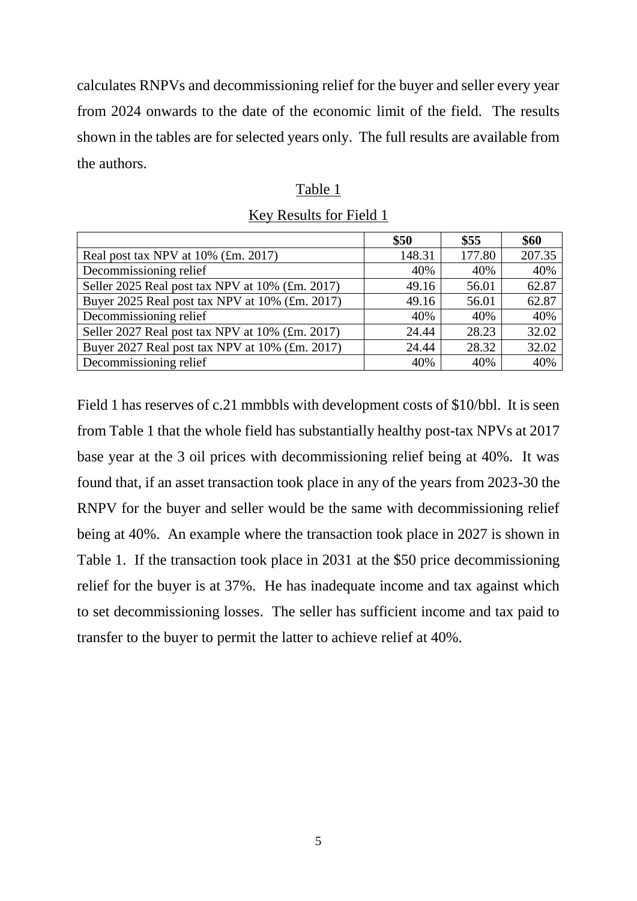calculates RNPVs and decommissioning relief for the buyer and seller every year from 2024 onwards to the date of the economic limit of the field. The results shown in the tables are for selected years only. The full results are available from the authors.

Table 1

Key Results for Field 1

| | \$50 | \$55 | \$60 |
|---|---|---|---|
| Real post tax NPV at 10% (£m. 2017) | 148.31 | 177.80 | 207.35 |
| Decommissioning relief | 40% | 40% | 40% |
| Seller 2025 Real post tax NPV at 10% (£m. 2017) | 49.16 | 56.01 | 62.87 |
| Buyer 2025 Real post tax NPV at 10% (£m. 2017) | 49.16 | 56.01 | 62.87 |
| Decommissioning relief | 40% | 40% | 40% |
| Seller 2027 Real post tax NPV at 10% (£m. 2017) | 24.44 | 28.23 | 32.02 |
| Buyer 2027 Real post tax NPV at 10% (£m. 2017) | 24.44 | 28.32 | 32.02 |
| Decommissioning relief | 40% | 40% | 40% |

Field 1 has reserves of c.21 mmbbls with development costs of \$10/bbl. It is seen from Table 1 that the whole field has substantially healthy post-tax NPVs at 2017 base year at the 3 oil prices with decommissioning relief being at 40%. It was found that, if an asset transaction took place in any of the years from 2023-30 the RNPV for the buyer and seller would be the same with decommissioning relief being at 40%. An example where the transaction took place in 2027 is shown in Table 1. If the transaction took place in 2031 at the \$50 price decommissioning relief for the buyer is at 37%. He has inadequate income and tax against which to set decommissioning losses. The seller has sufficient income and tax paid to transfer to the buyer to permit the latter to achieve relief at 40%.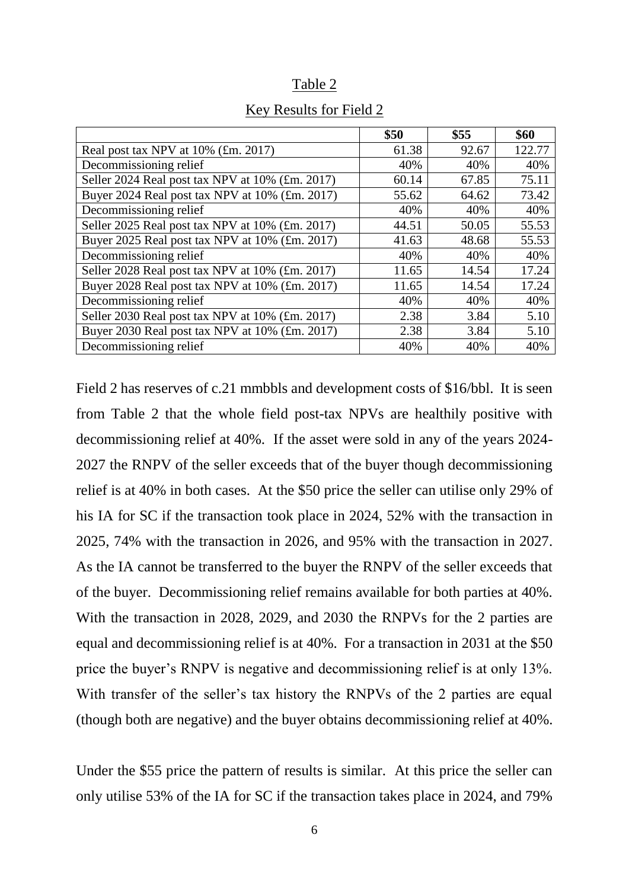Table 2

Key Results for Field 2

| | \$50 | \$55 | \$60 |
|---|---|---|---|
| Real post tax NPV at 10% (£m. 2017) | 61.38 | 92.67 | 122.77 |
| Decommissioning relief | 40% | 40% | 40% |
| Seller 2024 Real post tax NPV at 10% (£m. 2017) | 60.14 | 67.85 | 75.11 |
| Buyer 2024 Real post tax NPV at 10% (£m. 2017) | 55.62 | 64.62 | 73.42 |
| Decommissioning relief | 40% | 40% | 40% |
| Seller 2025 Real post tax NPV at 10% (£m. 2017) | 44.51 | 50.05 | 55.53 |
| Buyer 2025 Real post tax NPV at 10% (£m. 2017) | 41.63 | 48.68 | 55.53 |
| Decommissioning relief | 40% | 40% | 40% |
| Seller 2028 Real post tax NPV at 10% (£m. 2017) | 11.65 | 14.54 | 17.24 |
| Buyer 2028 Real post tax NPV at 10% (£m. 2017) | 11.65 | 14.54 | 17.24 |
| Decommissioning relief | 40% | 40% | 40% |
| Seller 2030 Real post tax NPV at 10% (£m. 2017) | 2.38 | 3.84 | 5.10 |
| Buyer 2030 Real post tax NPV at 10% (£m. 2017) | 2.38 | 3.84 | 5.10 |
| Decommissioning relief | 40% | 40% | 40% |

Field 2 has reserves of c.21 mmbbls and development costs of \$16/bbl. It is seen from Table 2 that the whole field post-tax NPVs are healthily positive with decommissioning relief at 40%. If the asset were sold in any of the years 2024-2027 the RNPV of the seller exceeds that of the buyer though decommissioning relief is at 40% in both cases. At the \$50 price the seller can utilise only 29% of his IA for SC if the transaction took place in 2024, 52% with the transaction in 2025, 74% with the transaction in 2026, and 95% with the transaction in 2027. As the IA cannot be transferred to the buyer the RNPV of the seller exceeds that of the buyer. Decommissioning relief remains available for both parties at 40%. With the transaction in 2028, 2029, and 2030 the RNPVs for the 2 parties are equal and decommissioning relief is at 40%. For a transaction in 2031 at the \$50 price the buyer's RNPV is negative and decommissioning relief is at only 13%. With transfer of the seller's tax history the RNPVs of the 2 parties are equal (though both are negative) and the buyer obtains decommissioning relief at 40%.

Under the \$55 price the pattern of results is similar. At this price the seller can only utilise 53% of the IA for SC if the transaction takes place in 2024, and 79%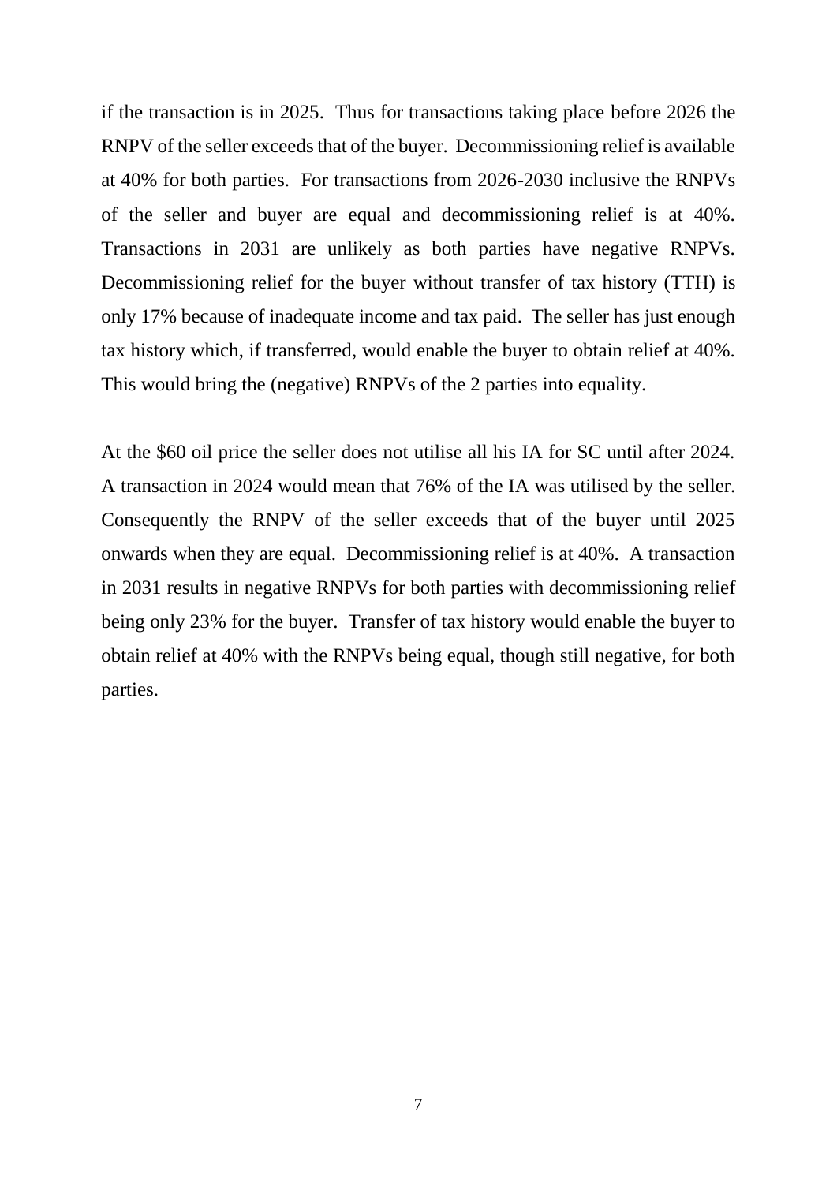if the transaction is in 2025. Thus for transactions taking place before 2026 the RNPV of the seller exceeds that of the buyer. Decommissioning relief is available at 40% for both parties. For transactions from 2026-2030 inclusive the RNPVs of the seller and buyer are equal and decommissioning relief is at 40%. Transactions in 2031 are unlikely as both parties have negative RNPVs. Decommissioning relief for the buyer without transfer of tax history (TTH) is only 17% because of inadequate income and tax paid. The seller has just enough tax history which, if transferred, would enable the buyer to obtain relief at 40%. This would bring the (negative) RNPVs of the 2 parties into equality.

At the $60 oil price the seller does not utilise all his IA for SC until after 2024. A transaction in 2024 would mean that 76% of the IA was utilised by the seller. Consequently the RNPV of the seller exceeds that of the buyer until 2025 onwards when they are equal. Decommissioning relief is at 40%. A transaction in 2031 results in negative RNPVs for both parties with decommissioning relief being only 23% for the buyer. Transfer of tax history would enable the buyer to obtain relief at 40% with the RNPVs being equal, though still negative, for both parties.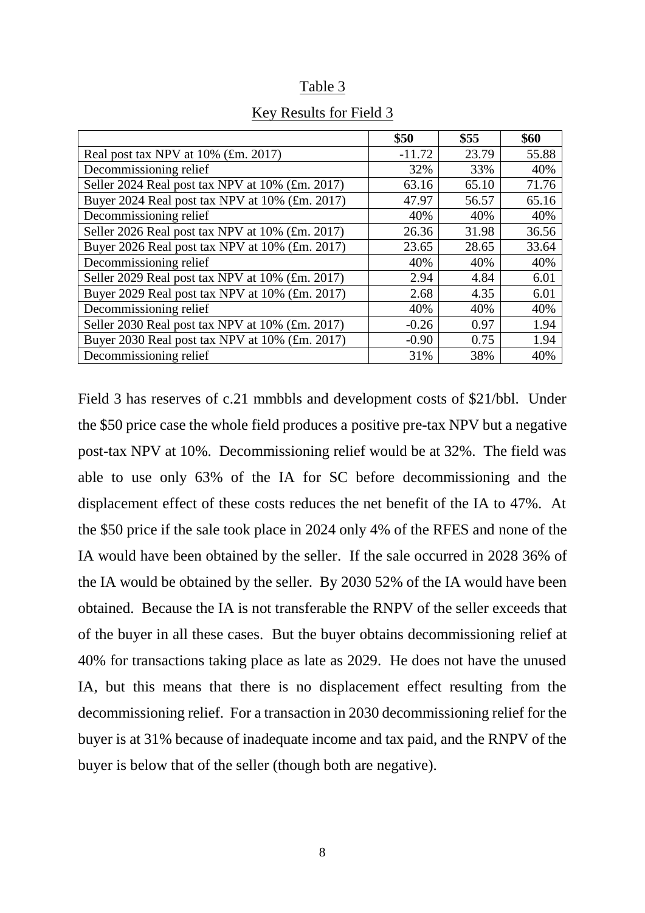Table 3

Key Results for Field 3

| | \$50 | \$55 | \$60 |
|---|---|---|---|
| Real post tax NPV at 10% (£m. 2017) | -11.72 | 23.79 | 55.88 |
| Decommissioning relief | 32% | 33% | 40% |
| Seller 2024 Real post tax NPV at 10% (£m. 2017) | 63.16 | 65.10 | 71.76 |
| Buyer 2024 Real post tax NPV at 10% (£m. 2017) | 47.97 | 56.57 | 65.16 |
| Decommissioning relief | 40% | 40% | 40% |
| Seller 2026 Real post tax NPV at 10% (£m. 2017) | 26.36 | 31.98 | 36.56 |
| Buyer 2026 Real post tax NPV at 10% (£m. 2017) | 23.65 | 28.65 | 33.64 |
| Decommissioning relief | 40% | 40% | 40% |
| Seller 2029 Real post tax NPV at 10% (£m. 2017) | 2.94 | 4.84 | 6.01 |
| Buyer 2029 Real post tax NPV at 10% (£m. 2017) | 2.68 | 4.35 | 6.01 |
| Decommissioning relief | 40% | 40% | 40% |
| Seller 2030 Real post tax NPV at 10% (£m. 2017) | -0.26 | 0.97 | 1.94 |
| Buyer 2030 Real post tax NPV at 10% (£m. 2017) | -0.90 | 0.75 | 1.94 |
| Decommissioning relief | 31% | 38% | 40% |

Field 3 has reserves of c.21 mmbbls and development costs of \$21/bbl. Under the \$50 price case the whole field produces a positive pre-tax NPV but a negative post-tax NPV at 10%. Decommissioning relief would be at 32%. The field was able to use only 63% of the IA for SC before decommissioning and the displacement effect of these costs reduces the net benefit of the IA to 47%. At the \$50 price if the sale took place in 2024 only 4% of the RFES and none of the IA would have been obtained by the seller. If the sale occurred in 2028 36% of the IA would be obtained by the seller. By 2030 52% of the IA would have been obtained. Because the IA is not transferable the RNPV of the seller exceeds that of the buyer in all these cases. But the buyer obtains decommissioning relief at 40% for transactions taking place as late as 2029. He does not have the unused IA, but this means that there is no displacement effect resulting from the decommissioning relief. For a transaction in 2030 decommissioning relief for the buyer is at 31% because of inadequate income and tax paid, and the RNPV of the buyer is below that of the seller (though both are negative).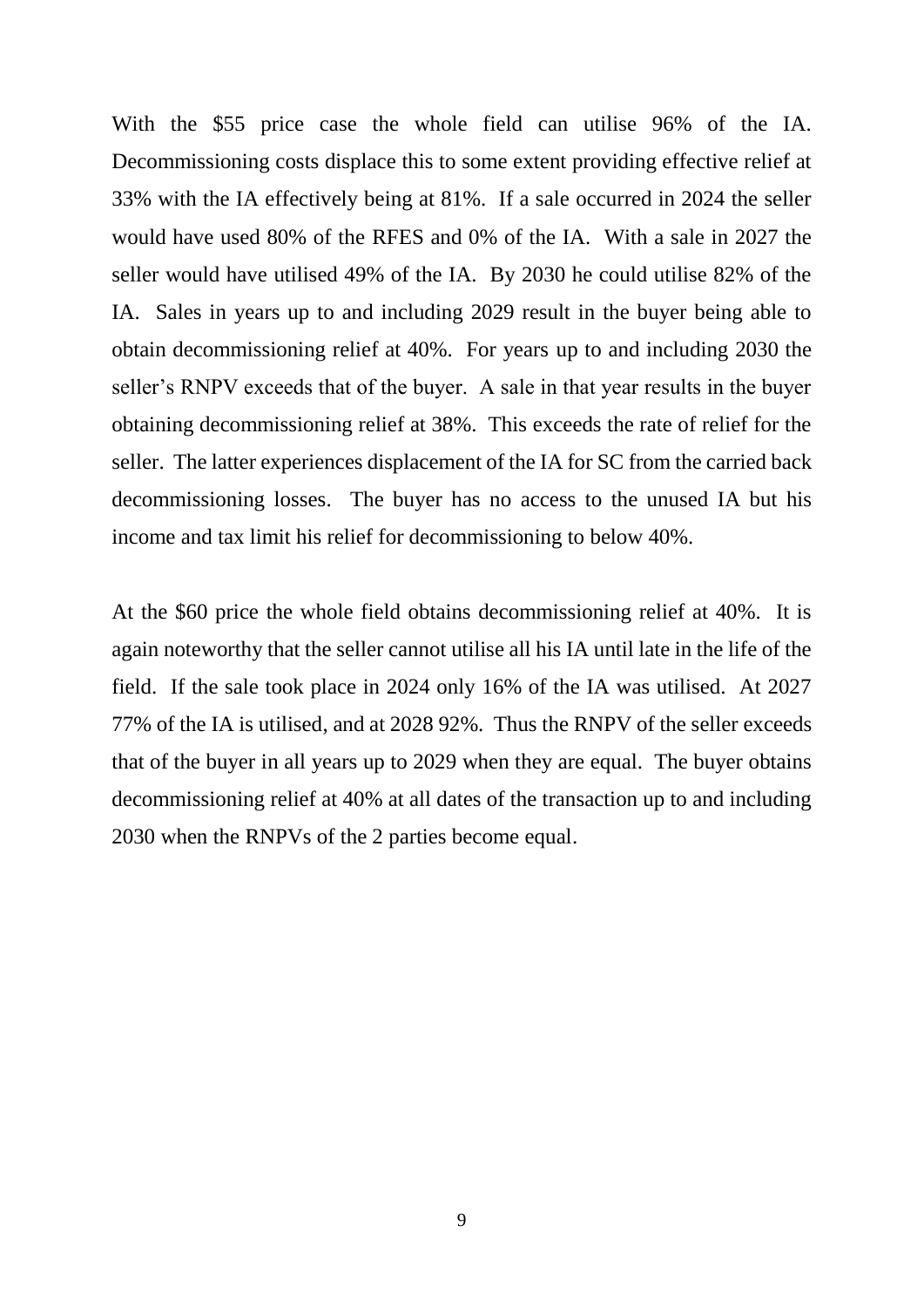With the $55 price case the whole field can utilise 96% of the IA. Decommissioning costs displace this to some extent providing effective relief at 33% with the IA effectively being at 81%. If a sale occurred in 2024 the seller would have used 80% of the RFES and 0% of the IA. With a sale in 2027 the seller would have utilised 49% of the IA. By 2030 he could utilise 82% of the IA. Sales in years up to and including 2029 result in the buyer being able to obtain decommissioning relief at 40%. For years up to and including 2030 the seller's RNPV exceeds that of the buyer. A sale in that year results in the buyer obtaining decommissioning relief at 38%. This exceeds the rate of relief for the seller. The latter experiences displacement of the IA for SC from the carried back decommissioning losses. The buyer has no access to the unused IA but his income and tax limit his relief for decommissioning to below 40%.

At the $60 price the whole field obtains decommissioning relief at 40%. It is again noteworthy that the seller cannot utilise all his IA until late in the life of the field. If the sale took place in 2024 only 16% of the IA was utilised. At 2027 77% of the IA is utilised, and at 2028 92%. Thus the RNPV of the seller exceeds that of the buyer in all years up to 2029 when they are equal. The buyer obtains decommissioning relief at 40% at all dates of the transaction up to and including 2030 when the RNPVs of the 2 parties become equal.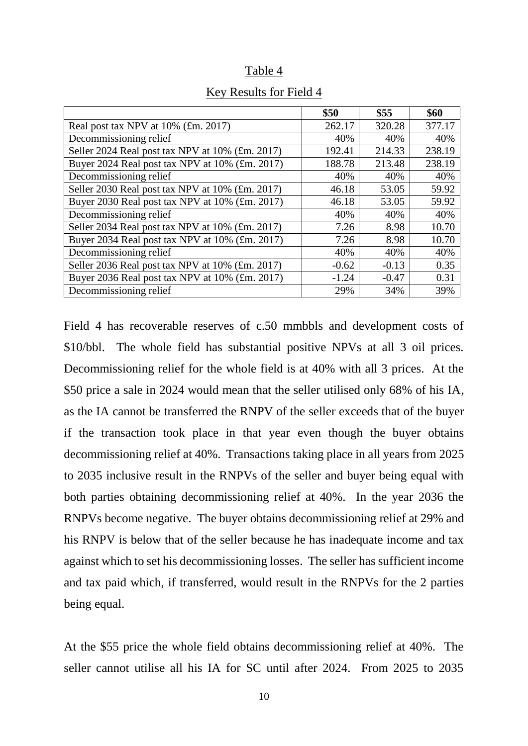Table 4

Key Results for Field 4

| | \$50 | \$55 | \$60 |
|---|---|---|---|
| Real post tax NPV at 10% (£m. 2017) | 262.17 | 320.28 | 377.17 |
| Decommissioning relief | 40% | 40% | 40% |
| Seller 2024 Real post tax NPV at 10% (£m. 2017) | 192.41 | 214.33 | 238.19 |
| Buyer 2024 Real post tax NPV at 10% (£m. 2017) | 188.78 | 213.48 | 238.19 |
| Decommissioning relief | 40% | 40% | 40% |
| Seller 2030 Real post tax NPV at 10% (£m. 2017) | 46.18 | 53.05 | 59.92 |
| Buyer 2030 Real post tax NPV at 10% (£m. 2017) | 46.18 | 53.05 | 59.92 |
| Decommissioning relief | 40% | 40% | 40% |
| Seller 2034 Real post tax NPV at 10% (£m. 2017) | 7.26 | 8.98 | 10.70 |
| Buyer 2034 Real post tax NPV at 10% (£m. 2017) | 7.26 | 8.98 | 10.70 |
| Decommissioning relief | 40% | 40% | 40% |
| Seller 2036 Real post tax NPV at 10% (£m. 2017) | -0.62 | -0.13 | 0.35 |
| Buyer 2036 Real post tax NPV at 10% (£m. 2017) | -1.24 | -0.47 | 0.31 |
| Decommissioning relief | 29% | 34% | 39% |

Field 4 has recoverable reserves of c.50 mmbbls and development costs of \$10/bbl. The whole field has substantial positive NPVs at all 3 oil prices. Decommissioning relief for the whole field is at 40% with all 3 prices. At the \$50 price a sale in 2024 would mean that the seller utilised only 68% of his IA, as the IA cannot be transferred the RNPV of the seller exceeds that of the buyer if the transaction took place in that year even though the buyer obtains decommissioning relief at 40%. Transactions taking place in all years from 2025 to 2035 inclusive result in the RNPVs of the seller and buyer being equal with both parties obtaining decommissioning relief at 40%. In the year 2036 the RNPVs become negative. The buyer obtains decommissioning relief at 29% and his RNPV is below that of the seller because he has inadequate income and tax against which to set his decommissioning losses. The seller has sufficient income and tax paid which, if transferred, would result in the RNPVs for the 2 parties being equal.

At the \$55 price the whole field obtains decommissioning relief at 40%. The seller cannot utilise all his IA for SC until after 2024. From 2025 to 2035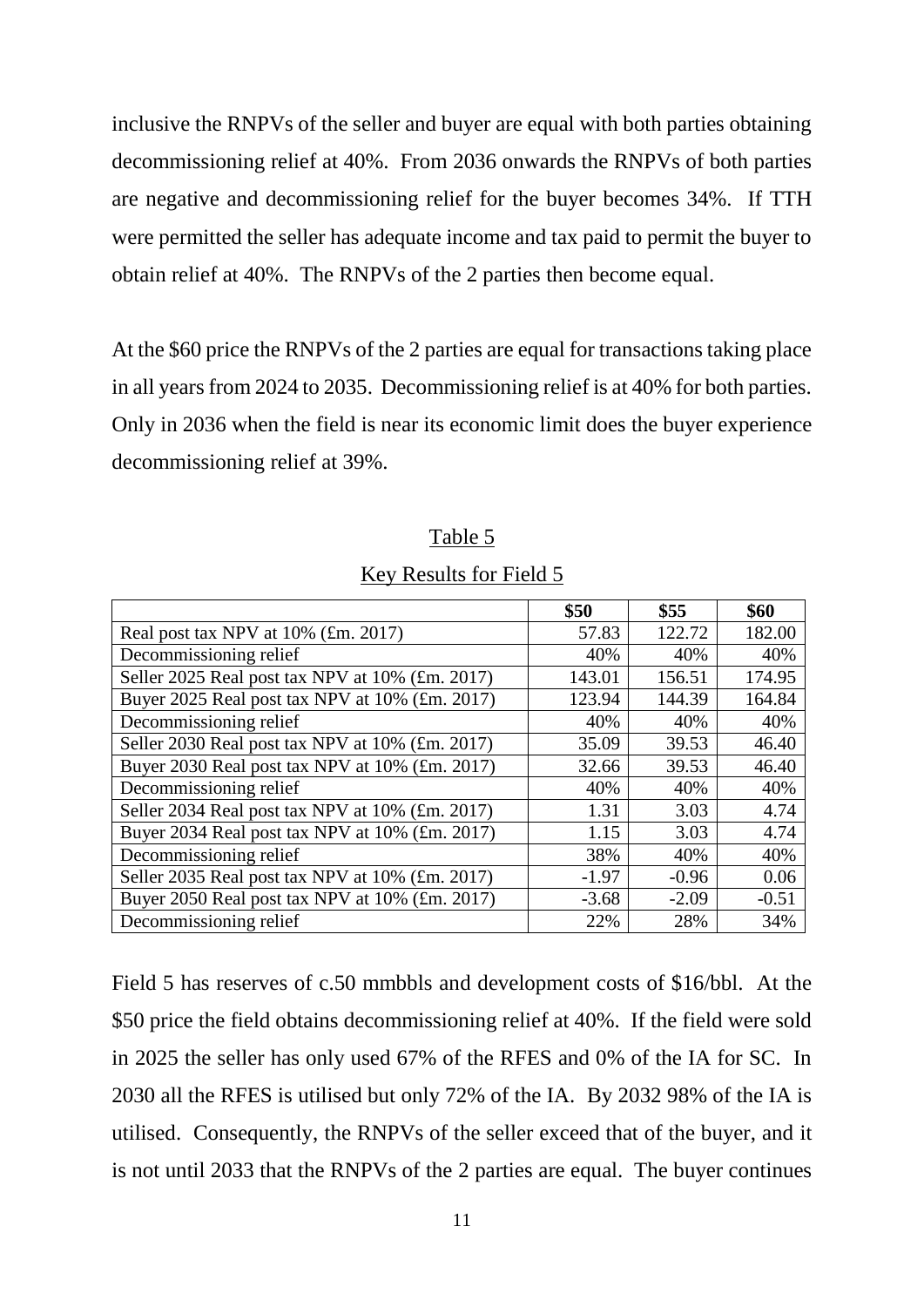inclusive the RNPVs of the seller and buyer are equal with both parties obtaining decommissioning relief at 40%. From 2036 onwards the RNPVs of both parties are negative and decommissioning relief for the buyer becomes 34%. If TTH were permitted the seller has adequate income and tax paid to permit the buyer to obtain relief at 40%. The RNPVs of the 2 parties then become equal.

At the $60 price the RNPVs of the 2 parties are equal for transactions taking place in all years from 2024 to 2035. Decommissioning relief is at 40% for both parties. Only in 2036 when the field is near its economic limit does the buyer experience decommissioning relief at 39%.

Table 5

Key Results for Field 5

| | **$50** | **$55** | **$60** |
|---|---|---|---|
| Real post tax NPV at 10% (£m. 2017) | 57.83 | 122.72 | 182.00 |
| Decommissioning relief | 40% | 40% | 40% |
| Seller 2025 Real post tax NPV at 10% (£m. 2017) | 143.01 | 156.51 | 174.95 |
| Buyer 2025 Real post tax NPV at 10% (£m. 2017) | 123.94 | 144.39 | 164.84 |
| Decommissioning relief | 40% | 40% | 40% |
| Seller 2030 Real post tax NPV at 10% (£m. 2017) | 35.09 | 39.53 | 46.40 |
| Buyer 2030 Real post tax NPV at 10% (£m. 2017) | 32.66 | 39.53 | 46.40 |
| Decommissioning relief | 40% | 40% | 40% |
| Seller 2034 Real post tax NPV at 10% (£m. 2017) | 1.31 | 3.03 | 4.74 |
| Buyer 2034 Real post tax NPV at 10% (£m. 2017) | 1.15 | 3.03 | 4.74 |
| Decommissioning relief | 38% | 40% | 40% |
| Seller 2035 Real post tax NPV at 10% (£m. 2017) | -1.97 | -0.96 | 0.06 |
| Buyer 2050 Real post tax NPV at 10% (£m. 2017) | -3.68 | -2.09 | -0.51 |
| Decommissioning relief | 22% | 28% | 34% |

Field 5 has reserves of c.50 mmbbls and development costs of $16/bbl. At the $50 price the field obtains decommissioning relief at 40%. If the field were sold in 2025 the seller has only used 67% of the RFES and 0% of the IA for SC. In 2030 all the RFES is utilised but only 72% of the IA. By 2032 98% of the IA is utilised. Consequently, the RNPVs of the seller exceed that of the buyer, and it is not until 2033 that the RNPVs of the 2 parties are equal. The buyer continues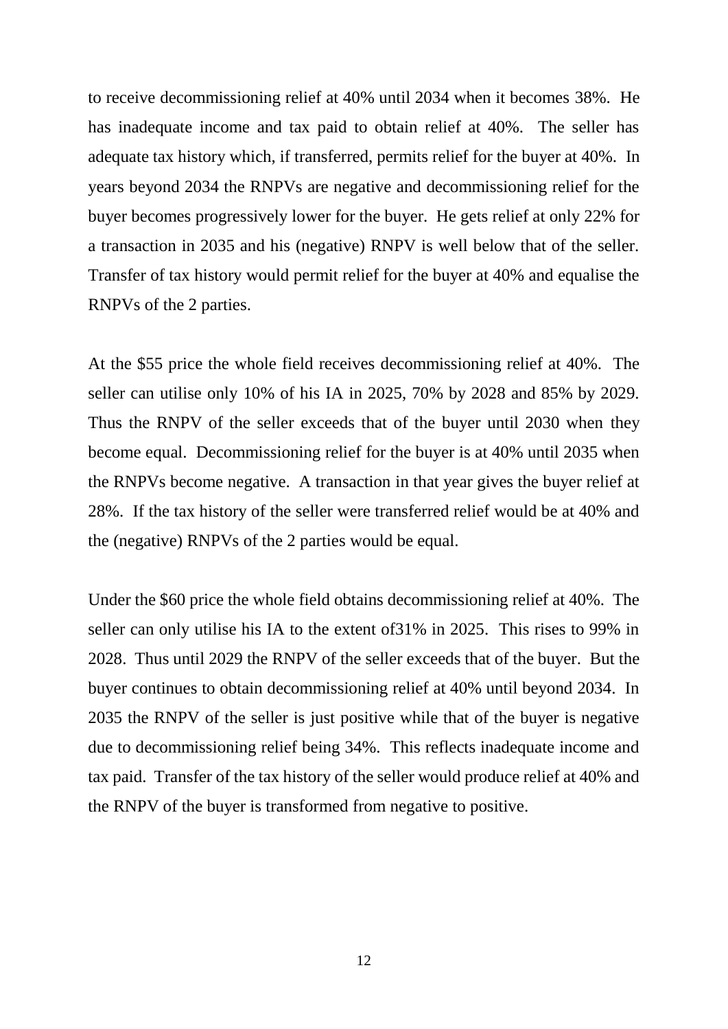to receive decommissioning relief at 40% until 2034 when it becomes 38%. He has inadequate income and tax paid to obtain relief at 40%. The seller has adequate tax history which, if transferred, permits relief for the buyer at 40%. In years beyond 2034 the RNPVs are negative and decommissioning relief for the buyer becomes progressively lower for the buyer. He gets relief at only 22% for a transaction in 2035 and his (negative) RNPV is well below that of the seller. Transfer of tax history would permit relief for the buyer at 40% and equalise the RNPVs of the 2 parties.

At the $55 price the whole field receives decommissioning relief at 40%. The seller can utilise only 10% of his IA in 2025, 70% by 2028 and 85% by 2029. Thus the RNPV of the seller exceeds that of the buyer until 2030 when they become equal. Decommissioning relief for the buyer is at 40% until 2035 when the RNPVs become negative. A transaction in that year gives the buyer relief at 28%. If the tax history of the seller were transferred relief would be at 40% and the (negative) RNPVs of the 2 parties would be equal.

Under the $60 price the whole field obtains decommissioning relief at 40%. The seller can only utilise his IA to the extent of31% in 2025. This rises to 99% in 2028. Thus until 2029 the RNPV of the seller exceeds that of the buyer. But the buyer continues to obtain decommissioning relief at 40% until beyond 2034. In 2035 the RNPV of the seller is just positive while that of the buyer is negative due to decommissioning relief being 34%. This reflects inadequate income and tax paid. Transfer of the tax history of the seller would produce relief at 40% and the RNPV of the buyer is transformed from negative to positive.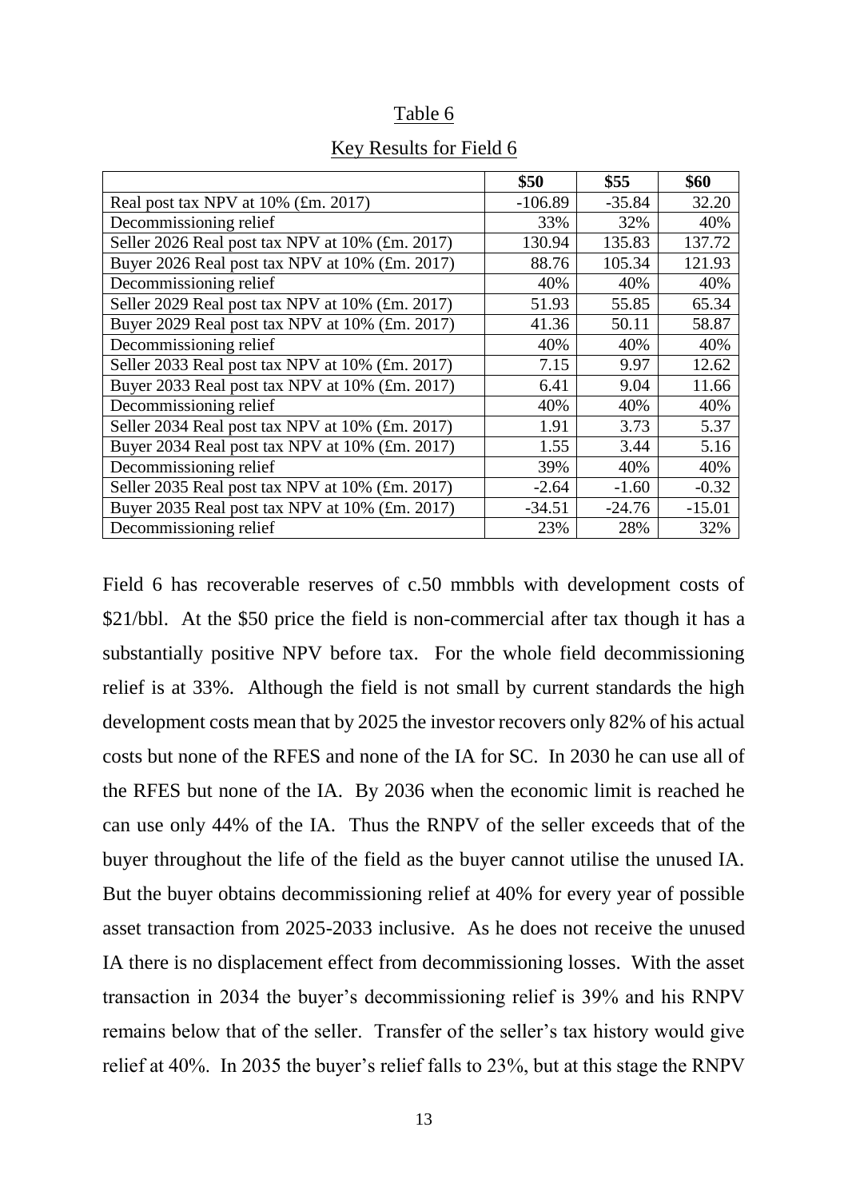Table 6

Key Results for Field 6

| | \$50 | \$55 | \$60 |
|---|---|---|---|
| Real post tax NPV at 10% (£m. 2017) | -106.89 | -35.84 | 32.20 |
| Decommissioning relief | 33% | 32% | 40% |
| Seller 2026 Real post tax NPV at 10% (£m. 2017) | 130.94 | 135.83 | 137.72 |
| Buyer 2026 Real post tax NPV at 10% (£m. 2017) | 88.76 | 105.34 | 121.93 |
| Decommissioning relief | 40% | 40% | 40% |
| Seller 2029 Real post tax NPV at 10% (£m. 2017) | 51.93 | 55.85 | 65.34 |
| Buyer 2029 Real post tax NPV at 10% (£m. 2017) | 41.36 | 50.11 | 58.87 |
| Decommissioning relief | 40% | 40% | 40% |
| Seller 2033 Real post tax NPV at 10% (£m. 2017) | 7.15 | 9.97 | 12.62 |
| Buyer 2033 Real post tax NPV at 10% (£m. 2017) | 6.41 | 9.04 | 11.66 |
| Decommissioning relief | 40% | 40% | 40% |
| Seller 2034 Real post tax NPV at 10% (£m. 2017) | 1.91 | 3.73 | 5.37 |
| Buyer 2034 Real post tax NPV at 10% (£m. 2017) | 1.55 | 3.44 | 5.16 |
| Decommissioning relief | 39% | 40% | 40% |
| Seller 2035 Real post tax NPV at 10% (£m. 2017) | -2.64 | -1.60 | -0.32 |
| Buyer 2035 Real post tax NPV at 10% (£m. 2017) | -34.51 | -24.76 | -15.01 |
| Decommissioning relief | 23% | 28% | 32% |

Field 6 has recoverable reserves of c.50 mmbbls with development costs of \$21/bbl. At the \$50 price the field is non-commercial after tax though it has a substantially positive NPV before tax. For the whole field decommissioning relief is at 33%. Although the field is not small by current standards the high development costs mean that by 2025 the investor recovers only 82% of his actual costs but none of the RFES and none of the IA for SC. In 2030 he can use all of the RFES but none of the IA. By 2036 when the economic limit is reached he can use only 44% of the IA. Thus the RNPV of the seller exceeds that of the buyer throughout the life of the field as the buyer cannot utilise the unused IA. But the buyer obtains decommissioning relief at 40% for every year of possible asset transaction from 2025-2033 inclusive. As he does not receive the unused IA there is no displacement effect from decommissioning losses. With the asset transaction in 2034 the buyer's decommissioning relief is 39% and his RNPV remains below that of the seller. Transfer of the seller's tax history would give relief at 40%. In 2035 the buyer's relief falls to 23%, but at this stage the RNPV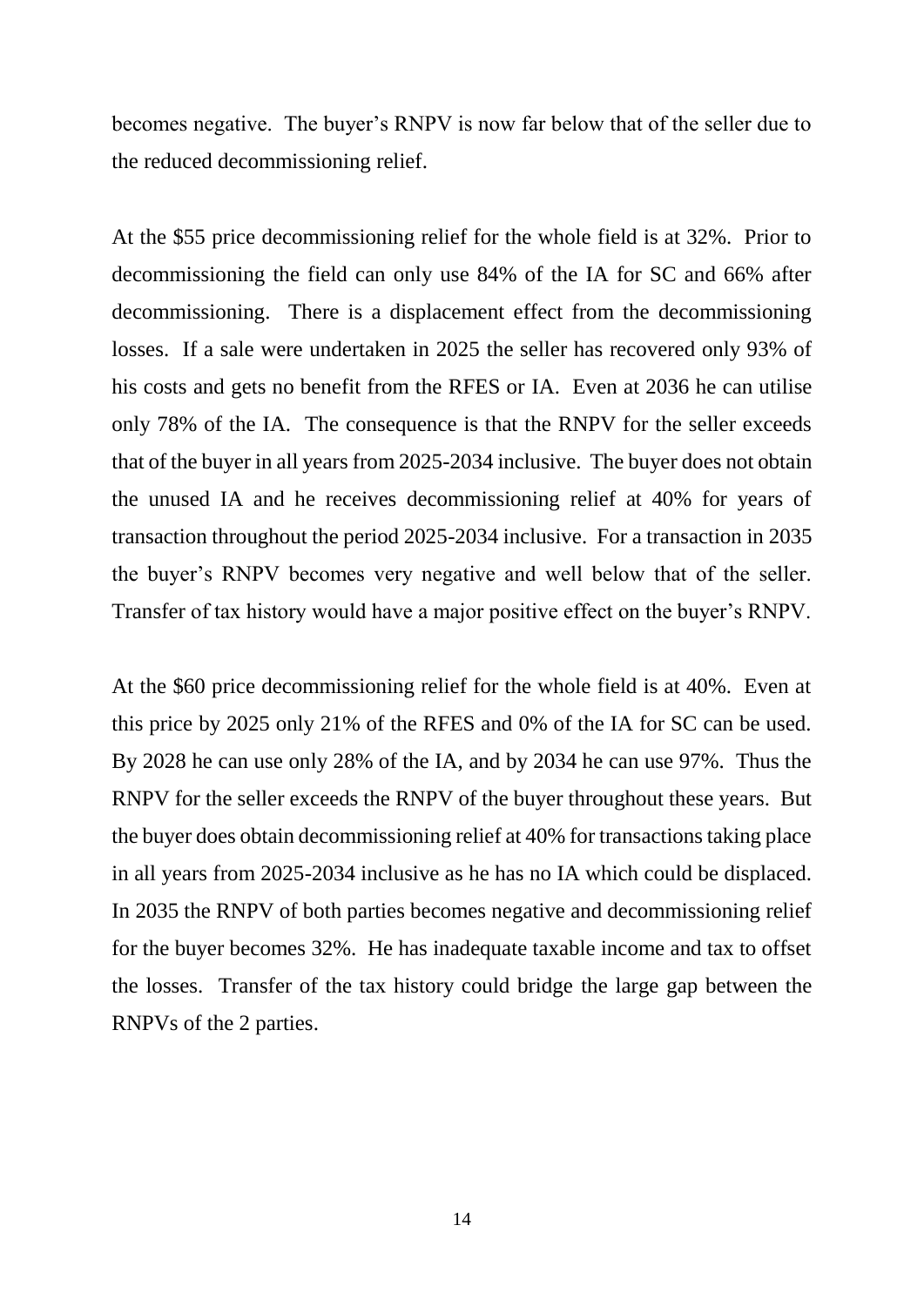becomes negative. The buyer's RNPV is now far below that of the seller due to the reduced decommissioning relief.

At the $55 price decommissioning relief for the whole field is at 32%. Prior to decommissioning the field can only use 84% of the IA for SC and 66% after decommissioning. There is a displacement effect from the decommissioning losses. If a sale were undertaken in 2025 the seller has recovered only 93% of his costs and gets no benefit from the RFES or IA. Even at 2036 he can utilise only 78% of the IA. The consequence is that the RNPV for the seller exceeds that of the buyer in all years from 2025-2034 inclusive. The buyer does not obtain the unused IA and he receives decommissioning relief at 40% for years of transaction throughout the period 2025-2034 inclusive. For a transaction in 2035 the buyer's RNPV becomes very negative and well below that of the seller. Transfer of tax history would have a major positive effect on the buyer's RNPV.

At the $60 price decommissioning relief for the whole field is at 40%. Even at this price by 2025 only 21% of the RFES and 0% of the IA for SC can be used. By 2028 he can use only 28% of the IA, and by 2034 he can use 97%. Thus the RNPV for the seller exceeds the RNPV of the buyer throughout these years. But the buyer does obtain decommissioning relief at 40% for transactions taking place in all years from 2025-2034 inclusive as he has no IA which could be displaced. In 2035 the RNPV of both parties becomes negative and decommissioning relief for the buyer becomes 32%. He has inadequate taxable income and tax to offset the losses. Transfer of the tax history could bridge the large gap between the RNPVs of the 2 parties.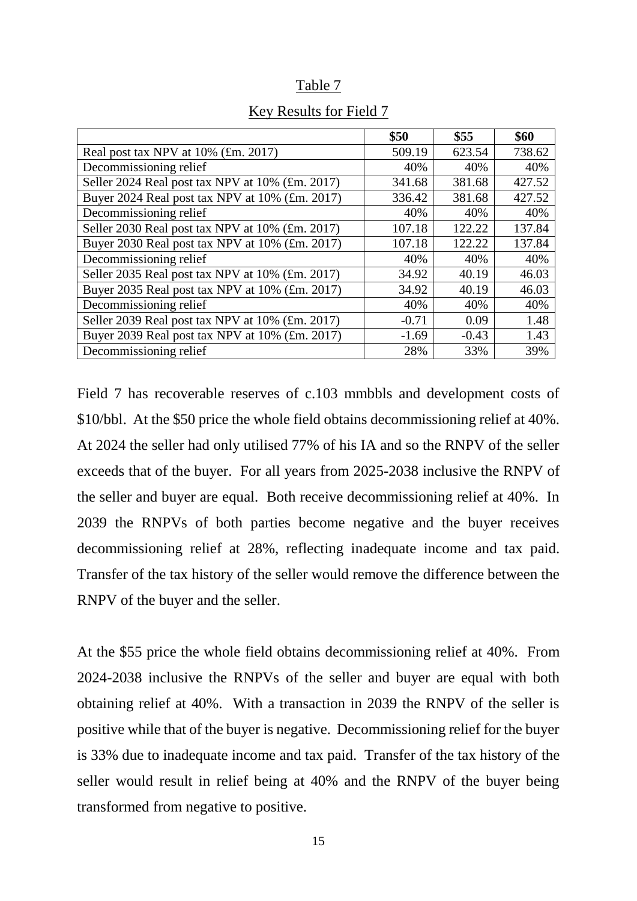Table 7

Key Results for Field 7

| | \$50 | \$55 | \$60 |
|---|---|---|---|
| Real post tax NPV at 10% (£m. 2017) | 509.19 | 623.54 | 738.62 |
| Decommissioning relief | 40% | 40% | 40% |
| Seller 2024 Real post tax NPV at 10% (£m. 2017) | 341.68 | 381.68 | 427.52 |
| Buyer 2024 Real post tax NPV at 10% (£m. 2017) | 336.42 | 381.68 | 427.52 |
| Decommissioning relief | 40% | 40% | 40% |
| Seller 2030 Real post tax NPV at 10% (£m. 2017) | 107.18 | 122.22 | 137.84 |
| Buyer 2030 Real post tax NPV at 10% (£m. 2017) | 107.18 | 122.22 | 137.84 |
| Decommissioning relief | 40% | 40% | 40% |
| Seller 2035 Real post tax NPV at 10% (£m. 2017) | 34.92 | 40.19 | 46.03 |
| Buyer 2035 Real post tax NPV at 10% (£m. 2017) | 34.92 | 40.19 | 46.03 |
| Decommissioning relief | 40% | 40% | 40% |
| Seller 2039 Real post tax NPV at 10% (£m. 2017) | -0.71 | 0.09 | 1.48 |
| Buyer 2039 Real post tax NPV at 10% (£m. 2017) | -1.69 | -0.43 | 1.43 |
| Decommissioning relief | 28% | 33% | 39% |

Field 7 has recoverable reserves of c.103 mmbbls and development costs of \$10/bbl. At the \$50 price the whole field obtains decommissioning relief at 40%. At 2024 the seller had only utilised 77% of his IA and so the RNPV of the seller exceeds that of the buyer. For all years from 2025-2038 inclusive the RNPV of the seller and buyer are equal. Both receive decommissioning relief at 40%. In 2039 the RNPVs of both parties become negative and the buyer receives decommissioning relief at 28%, reflecting inadequate income and tax paid. Transfer of the tax history of the seller would remove the difference between the RNPV of the buyer and the seller.

At the \$55 price the whole field obtains decommissioning relief at 40%. From 2024-2038 inclusive the RNPVs of the seller and buyer are equal with both obtaining relief at 40%. With a transaction in 2039 the RNPV of the seller is positive while that of the buyer is negative. Decommissioning relief for the buyer is 33% due to inadequate income and tax paid. Transfer of the tax history of the seller would result in relief being at 40% and the RNPV of the buyer being transformed from negative to positive.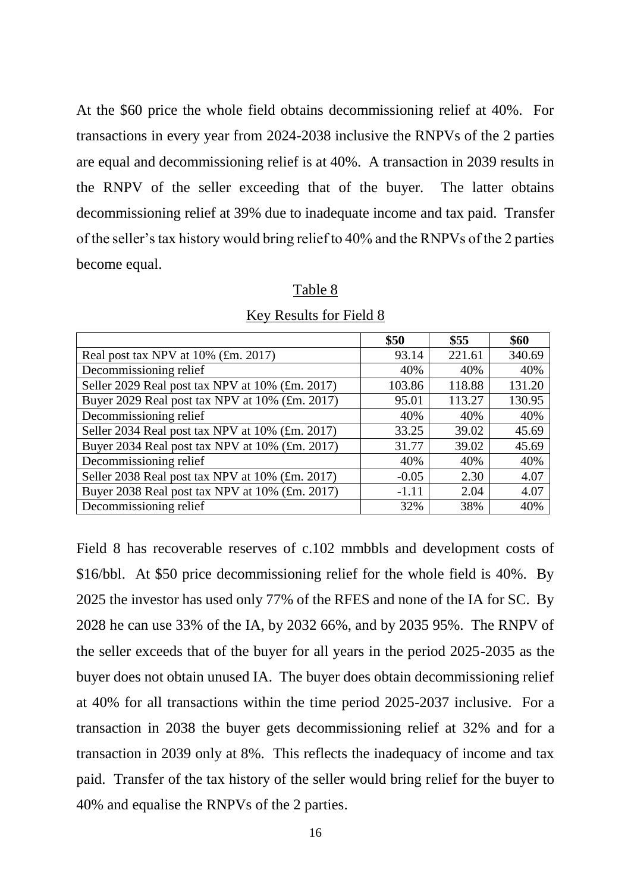At the \$60 price the whole field obtains decommissioning relief at 40%. For transactions in every year from 2024-2038 inclusive the RNPVs of the 2 parties are equal and decommissioning relief is at 40%. A transaction in 2039 results in the RNPV of the seller exceeding that of the buyer. The latter obtains decommissioning relief at 39% due to inadequate income and tax paid. Transfer of the seller's tax history would bring relief to 40% and the RNPVs of the 2 parties become equal.

Table 8

Key Results for Field 8

| | \$50 | \$55 | \$60 |
|---|---|---|---|
| Real post tax NPV at 10% (£m. 2017) | 93.14 | 221.61 | 340.69 |
| Decommissioning relief | 40% | 40% | 40% |
| Seller 2029 Real post tax NPV at 10% (£m. 2017) | 103.86 | 118.88 | 131.20 |
| Buyer 2029 Real post tax NPV at 10% (£m. 2017) | 95.01 | 113.27 | 130.95 |
| Decommissioning relief | 40% | 40% | 40% |
| Seller 2034 Real post tax NPV at 10% (£m. 2017) | 33.25 | 39.02 | 45.69 |
| Buyer 2034 Real post tax NPV at 10% (£m. 2017) | 31.77 | 39.02 | 45.69 |
| Decommissioning relief | 40% | 40% | 40% |
| Seller 2038 Real post tax NPV at 10% (£m. 2017) | -0.05 | 2.30 | 4.07 |
| Buyer 2038 Real post tax NPV at 10% (£m. 2017) | -1.11 | 2.04 | 4.07 |
| Decommissioning relief | 32% | 38% | 40% |

Field 8 has recoverable reserves of c.102 mmbbls and development costs of \$16/bbl. At \$50 price decommissioning relief for the whole field is 40%. By 2025 the investor has used only 77% of the RFES and none of the IA for SC. By 2028 he can use 33% of the IA, by 2032 66%, and by 2035 95%. The RNPV of the seller exceeds that of the buyer for all years in the period 2025-2035 as the buyer does not obtain unused IA. The buyer does obtain decommissioning relief at 40% for all transactions within the time period 2025-2037 inclusive. For a transaction in 2038 the buyer gets decommissioning relief at 32% and for a transaction in 2039 only at 8%. This reflects the inadequacy of income and tax paid. Transfer of the tax history of the seller would bring relief for the buyer to 40% and equalise the RNPVs of the 2 parties.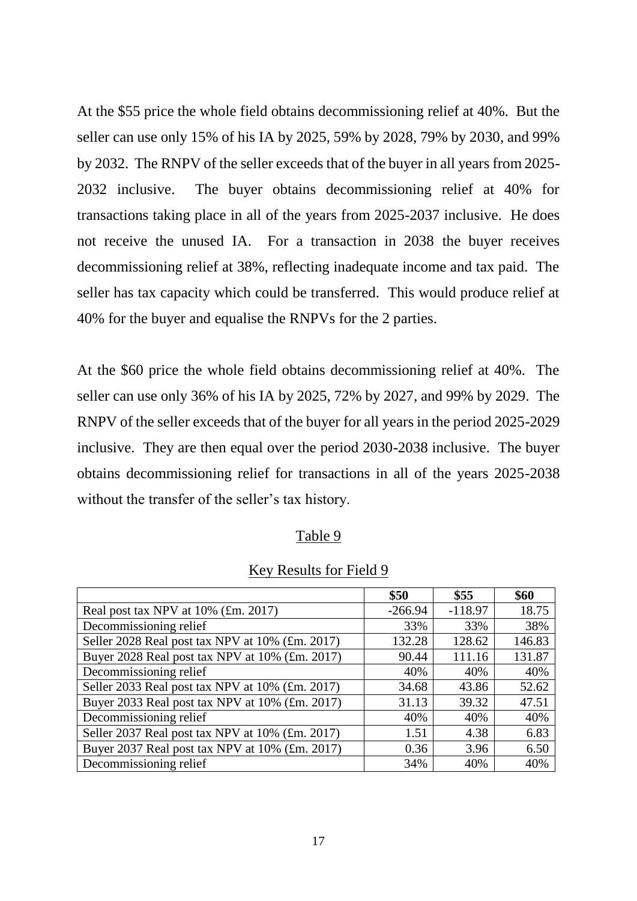At the \$55 price the whole field obtains decommissioning relief at 40%. But the seller can use only 15% of his IA by 2025, 59% by 2028, 79% by 2030, and 99% by 2032. The RNPV of the seller exceeds that of the buyer in all years from 2025-2032 inclusive. The buyer obtains decommissioning relief at 40% for transactions taking place in all of the years from 2025-2037 inclusive. He does not receive the unused IA. For a transaction in 2038 the buyer receives decommissioning relief at 38%, reflecting inadequate income and tax paid. The seller has tax capacity which could be transferred. This would produce relief at 40% for the buyer and equalise the RNPVs for the 2 parties.

At the \$60 price the whole field obtains decommissioning relief at 40%. The seller can use only 36% of his IA by 2025, 72% by 2027, and 99% by 2029. The RNPV of the seller exceeds that of the buyer for all years in the period 2025-2029 inclusive. They are then equal over the period 2030-2038 inclusive. The buyer obtains decommissioning relief for transactions in all of the years 2025-2038 without the transfer of the seller's tax history.

Table 9

Key Results for Field 9

| | \$50 | \$55 | \$60 |
|---|---|---|---|
| Real post tax NPV at 10% (£m. 2017) | -266.94 | -118.97 | 18.75 |
| Decommissioning relief | 33% | 33% | 38% |
| Seller 2028 Real post tax NPV at 10% (£m. 2017) | 132.28 | 128.62 | 146.83 |
| Buyer 2028 Real post tax NPV at 10% (£m. 2017) | 90.44 | 111.16 | 131.87 |
| Decommissioning relief | 40% | 40% | 40% |
| Seller 2033 Real post tax NPV at 10% (£m. 2017) | 34.68 | 43.86 | 52.62 |
| Buyer 2033 Real post tax NPV at 10% (£m. 2017) | 31.13 | 39.32 | 47.51 |
| Decommissioning relief | 40% | 40% | 40% |
| Seller 2037 Real post tax NPV at 10% (£m. 2017) | 1.51 | 4.38 | 6.83 |
| Buyer 2037 Real post tax NPV at 10% (£m. 2017) | 0.36 | 3.96 | 6.50 |
| Decommissioning relief | 34% | 40% | 40% |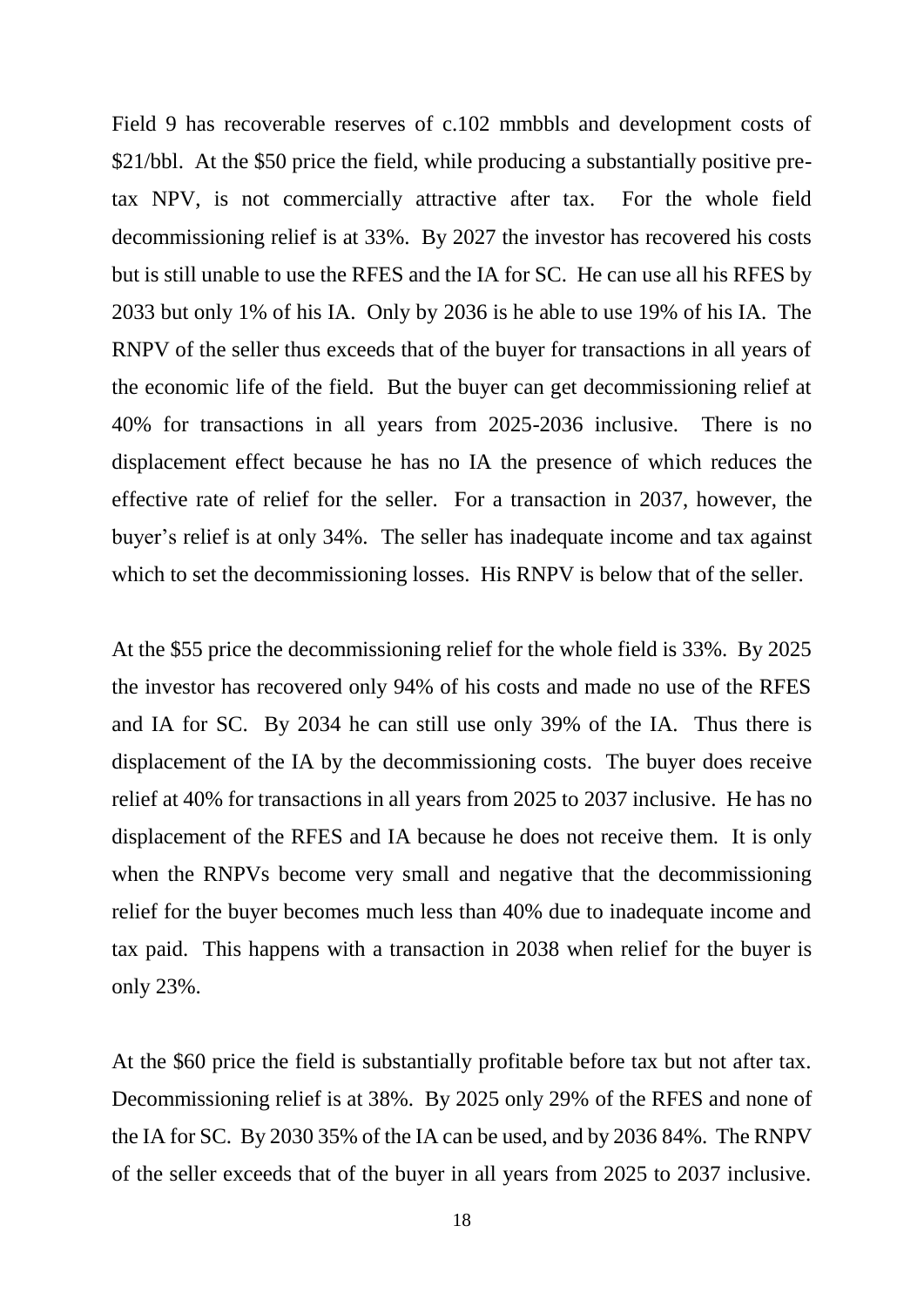Field 9 has recoverable reserves of c.102 mmbbls and development costs of \$21/bbl. At the \$50 price the field, while producing a substantially positive pre-tax NPV, is not commercially attractive after tax. For the whole field decommissioning relief is at 33%. By 2027 the investor has recovered his costs but is still unable to use the RFES and the IA for SC. He can use all his RFES by 2033 but only 1% of his IA. Only by 2036 is he able to use 19% of his IA. The RNPV of the seller thus exceeds that of the buyer for transactions in all years of the economic life of the field. But the buyer can get decommissioning relief at 40% for transactions in all years from 2025-2036 inclusive. There is no displacement effect because he has no IA the presence of which reduces the effective rate of relief for the seller. For a transaction in 2037, however, the buyer's relief is at only 34%. The seller has inadequate income and tax against which to set the decommissioning losses. His RNPV is below that of the seller.

At the \$55 price the decommissioning relief for the whole field is 33%. By 2025 the investor has recovered only 94% of his costs and made no use of the RFES and IA for SC. By 2034 he can still use only 39% of the IA. Thus there is displacement of the IA by the decommissioning costs. The buyer does receive relief at 40% for transactions in all years from 2025 to 2037 inclusive. He has no displacement of the RFES and IA because he does not receive them. It is only when the RNPVs become very small and negative that the decommissioning relief for the buyer becomes much less than 40% due to inadequate income and tax paid. This happens with a transaction in 2038 when relief for the buyer is only 23%.

At the \$60 price the field is substantially profitable before tax but not after tax. Decommissioning relief is at 38%. By 2025 only 29% of the RFES and none of the IA for SC. By 2030 35% of the IA can be used, and by 2036 84%. The RNPV of the seller exceeds that of the buyer in all years from 2025 to 2037 inclusive.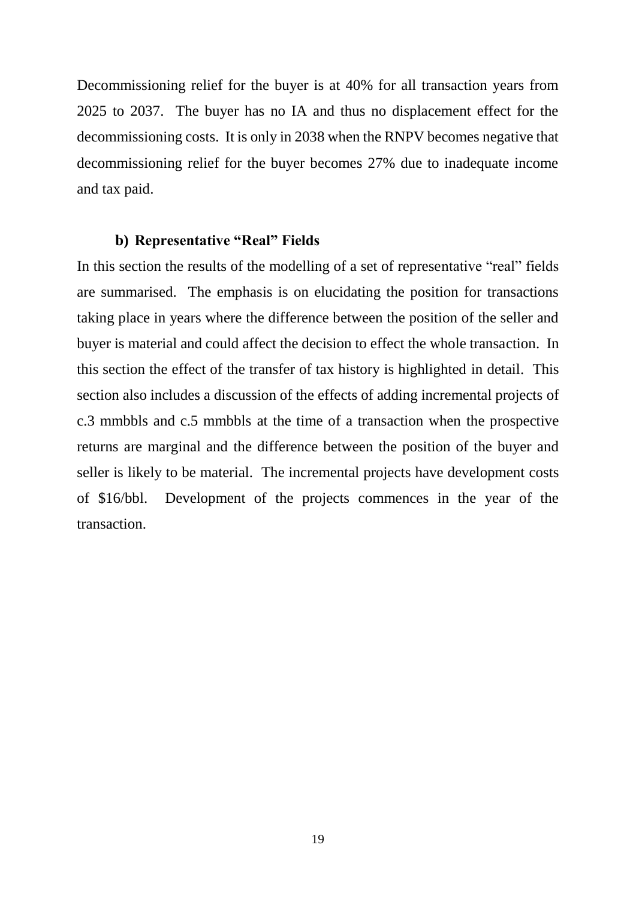Decommissioning relief for the buyer is at 40% for all transaction years from 2025 to 2037. The buyer has no IA and thus no displacement effect for the decommissioning costs. It is only in 2038 when the RNPV becomes negative that decommissioning relief for the buyer becomes 27% due to inadequate income and tax paid.

### b) Representative "Real" Fields

In this section the results of the modelling of a set of representative "real" fields are summarised. The emphasis is on elucidating the position for transactions taking place in years where the difference between the position of the seller and buyer is material and could affect the decision to effect the whole transaction. In this section the effect of the transfer of tax history is highlighted in detail. This section also includes a discussion of the effects of adding incremental projects of c.3 mmbbls and c.5 mmbbls at the time of a transaction when the prospective returns are marginal and the difference between the position of the buyer and seller is likely to be material. The incremental projects have development costs of $16/bbl. Development of the projects commences in the year of the transaction.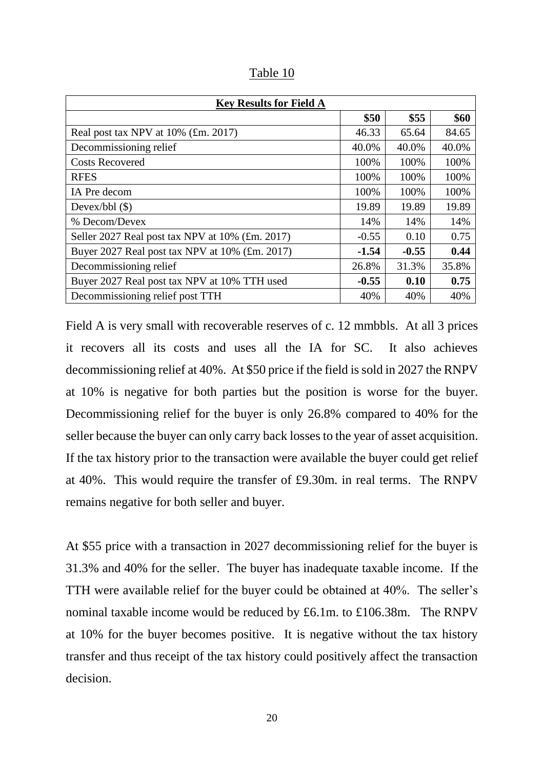Table 10

| **Key Results for Field A** | | | |
|---|---|---|---|
| | **\$50** | **\$55** | **\$60** |
| Real post tax NPV at 10% (£m. 2017) | 46.33 | 65.64 | 84.65 |
| Decommissioning relief | 40.0% | 40.0% | 40.0% |
| Costs Recovered | 100% | 100% | 100% |
| RFES | 100% | 100% | 100% |
| IA Pre decom | 100% | 100% | 100% |
| Devex/bbl (\$) | 19.89 | 19.89 | 19.89 |
| % Decom/Devex | 14% | 14% | 14% |
| Seller 2027 Real post tax NPV at 10% (£m. 2017) | -0.55 | 0.10 | 0.75 |
| Buyer 2027 Real post tax NPV at 10% (£m. 2017) | **-1.54** | **-0.55** | **0.44** |
| Decommissioning relief | 26.8% | 31.3% | 35.8% |
| Buyer 2027 Real post tax NPV at 10% TTH used | **-0.55** | **0.10** | **0.75** |
| Decommissioning relief post TTH | 40% | 40% | 40% |

Field A is very small with recoverable reserves of c. 12 mmbbls. At all 3 prices it recovers all its costs and uses all the IA for SC. It also achieves decommissioning relief at 40%. At \$50 price if the field is sold in 2027 the RNPV at 10% is negative for both parties but the position is worse for the buyer. Decommissioning relief for the buyer is only 26.8% compared to 40% for the seller because the buyer can only carry back losses to the year of asset acquisition. If the tax history prior to the transaction were available the buyer could get relief at 40%. This would require the transfer of £9.30m. in real terms. The RNPV remains negative for both seller and buyer.

At \$55 price with a transaction in 2027 decommissioning relief for the buyer is 31.3% and 40% for the seller. The buyer has inadequate taxable income. If the TTH were available relief for the buyer could be obtained at 40%. The seller's nominal taxable income would be reduced by £6.1m. to £106.38m. The RNPV at 10% for the buyer becomes positive. It is negative without the tax history transfer and thus receipt of the tax history could positively affect the transaction decision.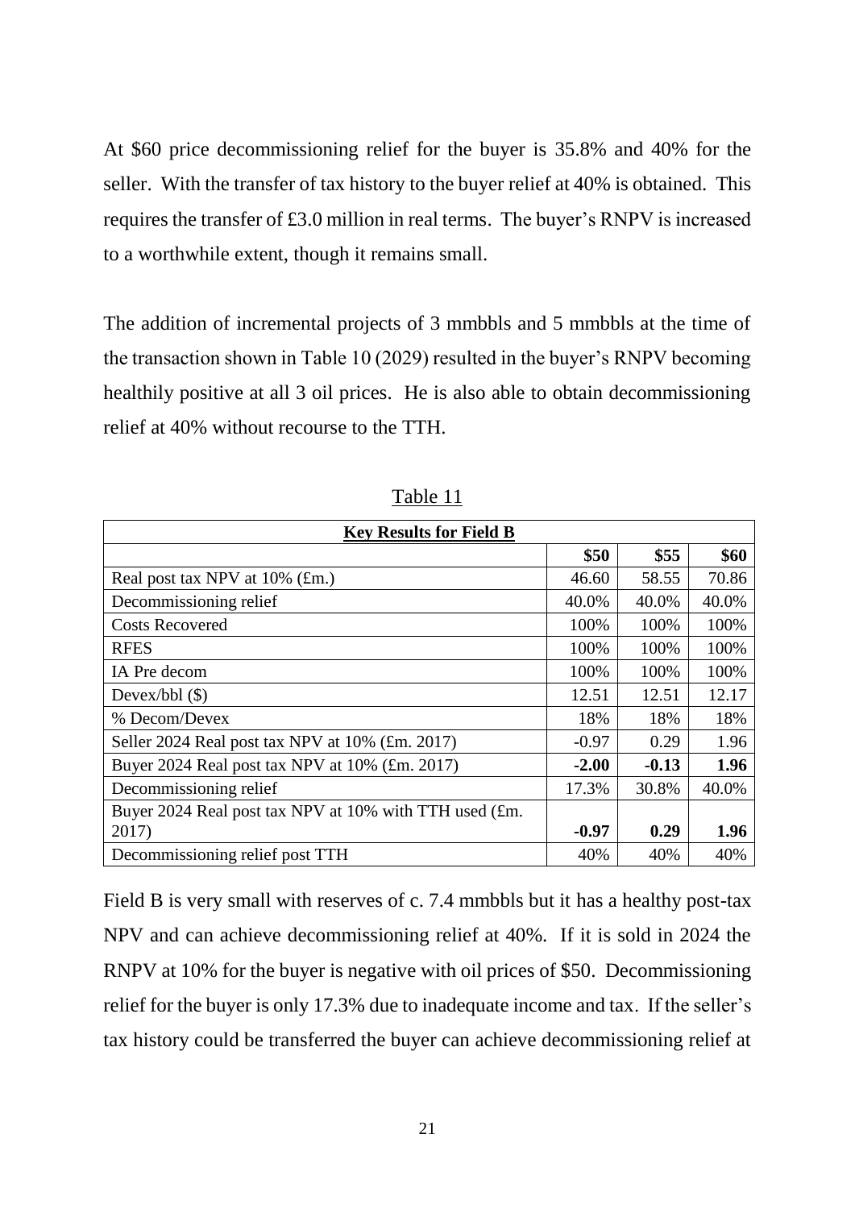At $60 price decommissioning relief for the buyer is 35.8% and 40% for the seller. With the transfer of tax history to the buyer relief at 40% is obtained. This requires the transfer of £3.0 million in real terms. The buyer's RNPV is increased to a worthwhile extent, though it remains small.

The addition of incremental projects of 3 mmbbls and 5 mmbbls at the time of the transaction shown in Table 10 (2029) resulted in the buyer's RNPV becoming healthily positive at all 3 oil prices. He is also able to obtain decommissioning relief at 40% without recourse to the TTH.

Table 11

| **Key Results for Field B** | | | |
|---|---|---|---|
| | **$50** | **$55** | **$60** |
| Real post tax NPV at 10% (£m.) | 46.60 | 58.55 | 70.86 |
| Decommissioning relief | 40.0% | 40.0% | 40.0% |
| Costs Recovered | 100% | 100% | 100% |
| RFES | 100% | 100% | 100% |
| IA Pre decom | 100% | 100% | 100% |
| Devex/bbl ($) | 12.51 | 12.51 | 12.17 |
| % Decom/Devex | 18% | 18% | 18% |
| Seller 2024 Real post tax NPV at 10% (£m. 2017) | -0.97 | 0.29 | 1.96 |
| Buyer 2024 Real post tax NPV at 10% (£m. 2017) | **-2.00** | **-0.13** | **1.96** |
| Decommissioning relief | 17.3% | 30.8% | 40.0% |
| Buyer 2024 Real post tax NPV at 10% with TTH used (£m. 2017) | **-0.97** | **0.29** | **1.96** |
| Decommissioning relief post TTH | 40% | 40% | 40% |

Field B is very small with reserves of c. 7.4 mmbbls but it has a healthy post-tax NPV and can achieve decommissioning relief at 40%. If it is sold in 2024 the RNPV at 10% for the buyer is negative with oil prices of $50. Decommissioning relief for the buyer is only 17.3% due to inadequate income and tax. If the seller's tax history could be transferred the buyer can achieve decommissioning relief at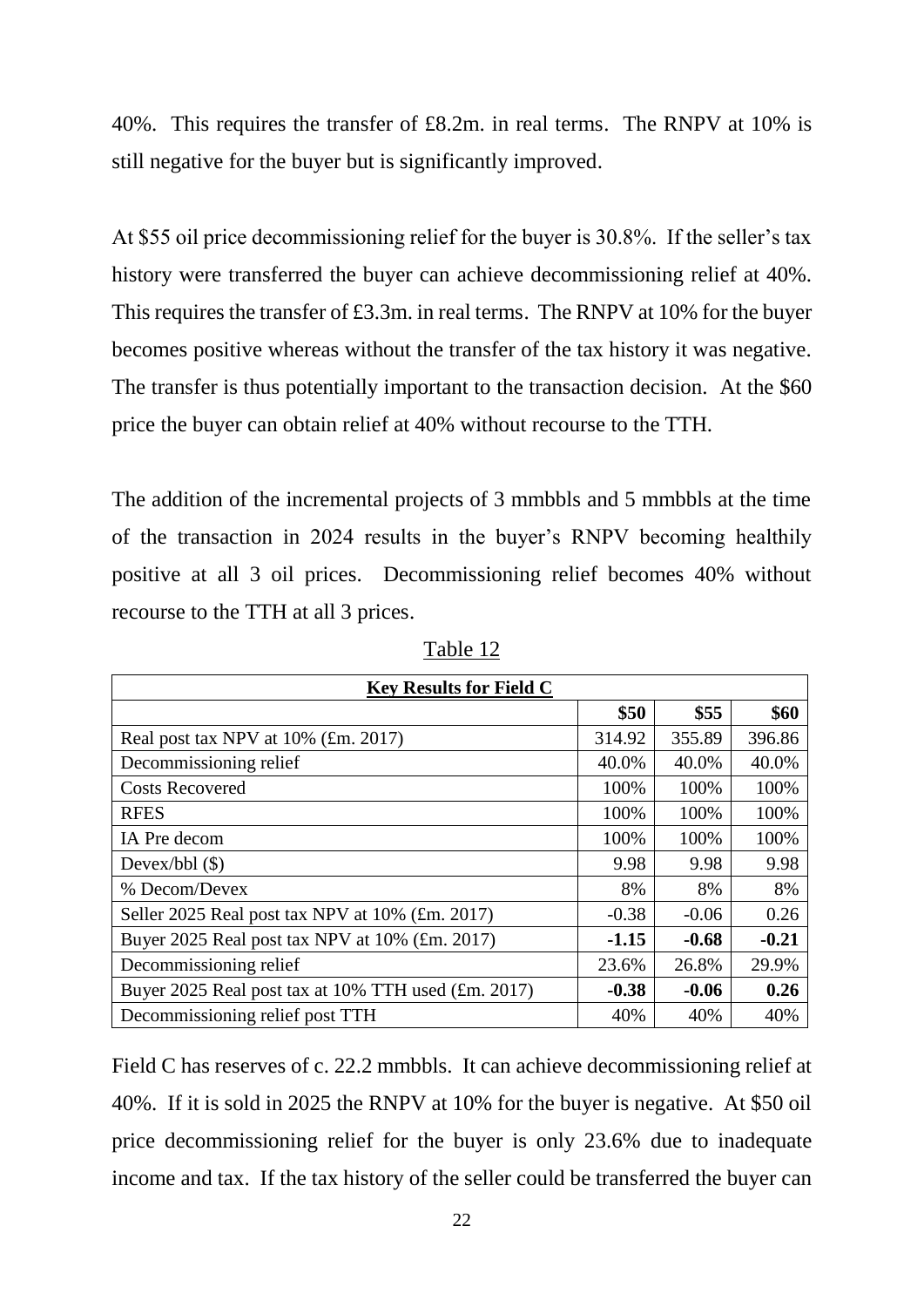40%. This requires the transfer of £8.2m. in real terms. The RNPV at 10% is still negative for the buyer but is significantly improved.

At $55 oil price decommissioning relief for the buyer is 30.8%. If the seller's tax history were transferred the buyer can achieve decommissioning relief at 40%. This requires the transfer of £3.3m. in real terms. The RNPV at 10% for the buyer becomes positive whereas without the transfer of the tax history it was negative. The transfer is thus potentially important to the transaction decision. At the $60 price the buyer can obtain relief at 40% without recourse to the TTH.

The addition of the incremental projects of 3 mmbbls and 5 mmbbls at the time of the transaction in 2024 results in the buyer's RNPV becoming healthily positive at all 3 oil prices. Decommissioning relief becomes 40% without recourse to the TTH at all 3 prices.

Table 12

| **Key Results for Field C** | | | |
|---|---|---|---|
| | **$50** | **$55** | **$60** |
| Real post tax NPV at 10% (£m. 2017) | 314.92 | 355.89 | 396.86 |
| Decommissioning relief | 40.0% | 40.0% | 40.0% |
| Costs Recovered | 100% | 100% | 100% |
| RFES | 100% | 100% | 100% |
| IA Pre decom | 100% | 100% | 100% |
| Devex/bbl ($) | 9.98 | 9.98 | 9.98 |
| % Decom/Devex | 8% | 8% | 8% |
| Seller 2025 Real post tax NPV at 10% (£m. 2017) | -0.38 | -0.06 | 0.26 |
| Buyer 2025 Real post tax NPV at 10% (£m. 2017) | **-1.15** | **-0.68** | **-0.21** |
| Decommissioning relief | 23.6% | 26.8% | 29.9% |
| Buyer 2025 Real post tax at 10% TTH used (£m. 2017) | **-0.38** | **-0.06** | **0.26** |
| Decommissioning relief post TTH | 40% | 40% | 40% |

Field C has reserves of c. 22.2 mmbbls. It can achieve decommissioning relief at 40%. If it is sold in 2025 the RNPV at 10% for the buyer is negative. At $50 oil price decommissioning relief for the buyer is only 23.6% due to inadequate income and tax. If the tax history of the seller could be transferred the buyer can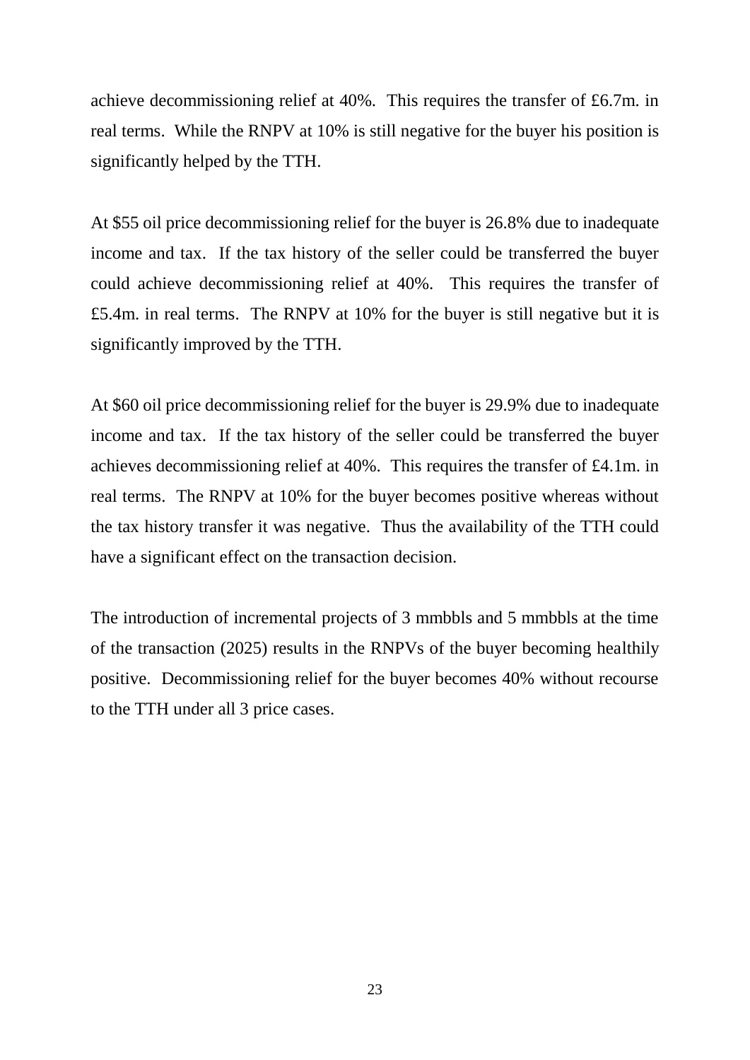achieve decommissioning relief at 40%. This requires the transfer of £6.7m. in real terms. While the RNPV at 10% is still negative for the buyer his position is significantly helped by the TTH.

At $55 oil price decommissioning relief for the buyer is 26.8% due to inadequate income and tax. If the tax history of the seller could be transferred the buyer could achieve decommissioning relief at 40%. This requires the transfer of £5.4m. in real terms. The RNPV at 10% for the buyer is still negative but it is significantly improved by the TTH.

At $60 oil price decommissioning relief for the buyer is 29.9% due to inadequate income and tax. If the tax history of the seller could be transferred the buyer achieves decommissioning relief at 40%. This requires the transfer of £4.1m. in real terms. The RNPV at 10% for the buyer becomes positive whereas without the tax history transfer it was negative. Thus the availability of the TTH could have a significant effect on the transaction decision.

The introduction of incremental projects of 3 mmbbls and 5 mmbbls at the time of the transaction (2025) results in the RNPVs of the buyer becoming healthily positive. Decommissioning relief for the buyer becomes 40% without recourse to the TTH under all 3 price cases.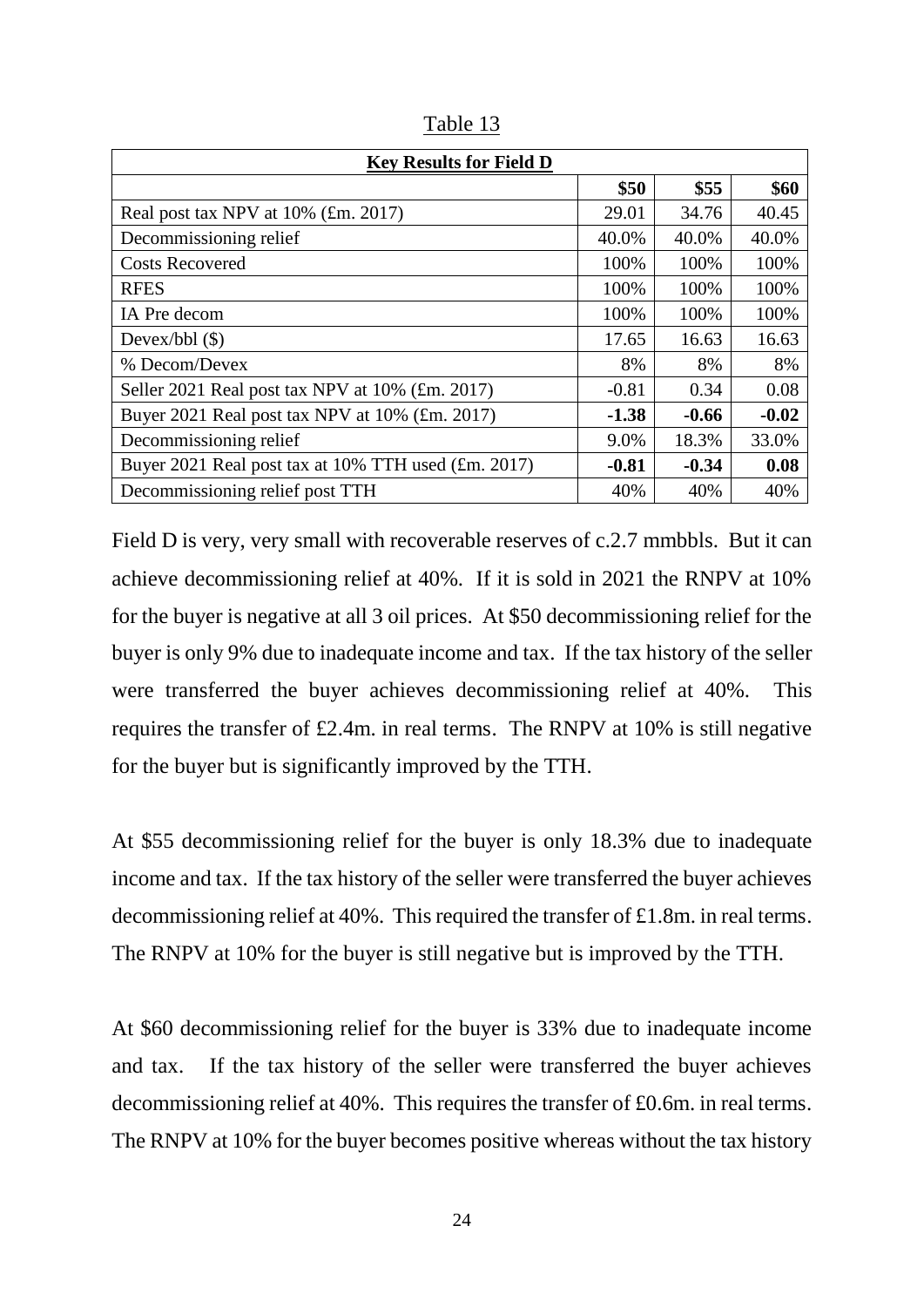Table 13

| **Key Results for Field D** | | | |
|---|---|---|---|
| | **\$50** | **\$55** | **\$60** |
| Real post tax NPV at 10% (£m. 2017) | 29.01 | 34.76 | 40.45 |
| Decommissioning relief | 40.0% | 40.0% | 40.0% |
| Costs Recovered | 100% | 100% | 100% |
| RFES | 100% | 100% | 100% |
| IA Pre decom | 100% | 100% | 100% |
| Devex/bbl (\$) | 17.65 | 16.63 | 16.63 |
| % Decom/Devex | 8% | 8% | 8% |
| Seller 2021 Real post tax NPV at 10% (£m. 2017) | -0.81 | 0.34 | 0.08 |
| Buyer 2021 Real post tax NPV at 10% (£m. 2017) | **-1.38** | **-0.66** | **-0.02** |
| Decommissioning relief | 9.0% | 18.3% | 33.0% |
| Buyer 2021 Real post tax at 10% TTH used (£m. 2017) | **-0.81** | **-0.34** | **0.08** |
| Decommissioning relief post TTH | 40% | 40% | 40% |

Field D is very, very small with recoverable reserves of c.2.7 mmbbls. But it can achieve decommissioning relief at 40%. If it is sold in 2021 the RNPV at 10% for the buyer is negative at all 3 oil prices. At \$50 decommissioning relief for the buyer is only 9% due to inadequate income and tax. If the tax history of the seller were transferred the buyer achieves decommissioning relief at 40%. This requires the transfer of £2.4m. in real terms. The RNPV at 10% is still negative for the buyer but is significantly improved by the TTH.

At \$55 decommissioning relief for the buyer is only 18.3% due to inadequate income and tax. If the tax history of the seller were transferred the buyer achieves decommissioning relief at 40%. This required the transfer of £1.8m. in real terms. The RNPV at 10% for the buyer is still negative but is improved by the TTH.

At \$60 decommissioning relief for the buyer is 33% due to inadequate income and tax. If the tax history of the seller were transferred the buyer achieves decommissioning relief at 40%. This requires the transfer of £0.6m. in real terms. The RNPV at 10% for the buyer becomes positive whereas without the tax history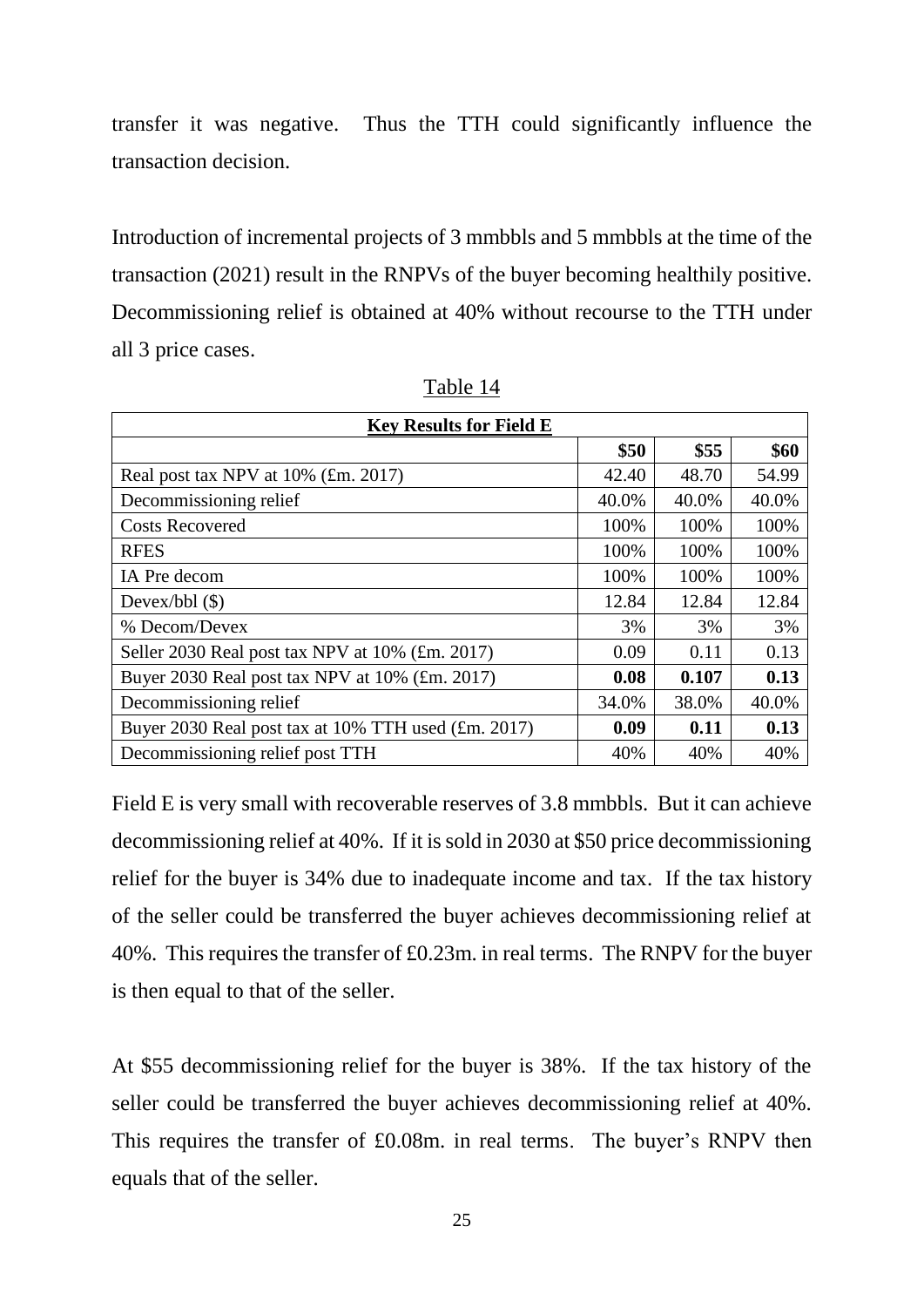transfer it was negative. Thus the TTH could significantly influence the transaction decision.

Introduction of incremental projects of 3 mmbbls and 5 mmbbls at the time of the transaction (2021) result in the RNPVs of the buyer becoming healthily positive. Decommissioning relief is obtained at 40% without recourse to the TTH under all 3 price cases.

Table 14

| **Key Results for Field E** | | | |
|---|---|---|---|
| | **\$50** | **\$55** | **\$60** |
| Real post tax NPV at 10% (£m. 2017) | 42.40 | 48.70 | 54.99 |
| Decommissioning relief | 40.0% | 40.0% | 40.0% |
| Costs Recovered | 100% | 100% | 100% |
| RFES | 100% | 100% | 100% |
| IA Pre decom | 100% | 100% | 100% |
| Devex/bbl (\$) | 12.84 | 12.84 | 12.84 |
| % Decom/Devex | 3% | 3% | 3% |
| Seller 2030 Real post tax NPV at 10% (£m. 2017) | 0.09 | 0.11 | 0.13 |
| Buyer 2030 Real post tax NPV at 10% (£m. 2017) | **0.08** | **0.107** | **0.13** |
| Decommissioning relief | 34.0% | 38.0% | 40.0% |
| Buyer 2030 Real post tax at 10% TTH used (£m. 2017) | **0.09** | **0.11** | **0.13** |
| Decommissioning relief post TTH | 40% | 40% | 40% |

Field E is very small with recoverable reserves of 3.8 mmbbls. But it can achieve decommissioning relief at 40%. If it is sold in 2030 at \$50 price decommissioning relief for the buyer is 34% due to inadequate income and tax. If the tax history of the seller could be transferred the buyer achieves decommissioning relief at 40%. This requires the transfer of £0.23m. in real terms. The RNPV for the buyer is then equal to that of the seller.

At \$55 decommissioning relief for the buyer is 38%. If the tax history of the seller could be transferred the buyer achieves decommissioning relief at 40%. This requires the transfer of £0.08m. in real terms. The buyer's RNPV then equals that of the seller.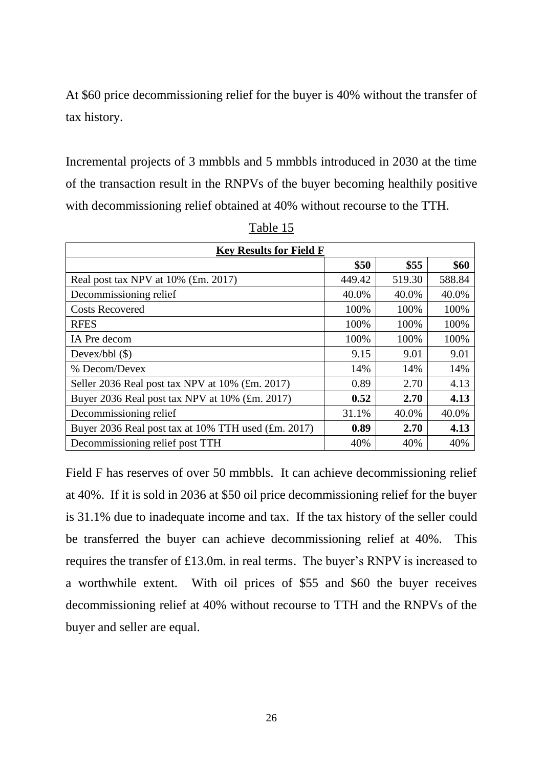At $60 price decommissioning relief for the buyer is 40% without the transfer of tax history.

Incremental projects of 3 mmbbls and 5 mmbbls introduced in 2030 at the time of the transaction result in the RNPVs of the buyer becoming healthily positive with decommissioning relief obtained at 40% without recourse to the TTH.

Table 15

| Key Results for Field F | | | |
|---|---|---|---|
| | **\$50** | **\$55** | **\$60** |
| Real post tax NPV at 10% (£m. 2017) | 449.42 | 519.30 | 588.84 |
| Decommissioning relief | 40.0% | 40.0% | 40.0% |
| Costs Recovered | 100% | 100% | 100% |
| RFES | 100% | 100% | 100% |
| IA Pre decom | 100% | 100% | 100% |
| Devex/bbl (\$) | 9.15 | 9.01 | 9.01 |
| % Decom/Devex | 14% | 14% | 14% |
| Seller 2036 Real post tax NPV at 10% (£m. 2017) | 0.89 | 2.70 | 4.13 |
| Buyer 2036 Real post tax NPV at 10% (£m. 2017) | **0.52** | **2.70** | **4.13** |
| Decommissioning relief | 31.1% | 40.0% | 40.0% |
| Buyer 2036 Real post tax at 10% TTH used (£m. 2017) | **0.89** | **2.70** | **4.13** |
| Decommissioning relief post TTH | 40% | 40% | 40% |

Field F has reserves of over 50 mmbbls. It can achieve decommissioning relief at 40%. If it is sold in 2036 at \$50 oil price decommissioning relief for the buyer is 31.1% due to inadequate income and tax. If the tax history of the seller could be transferred the buyer can achieve decommissioning relief at 40%. This requires the transfer of £13.0m. in real terms. The buyer's RNPV is increased to a worthwhile extent. With oil prices of \$55 and \$60 the buyer receives decommissioning relief at 40% without recourse to TTH and the RNPVs of the buyer and seller are equal.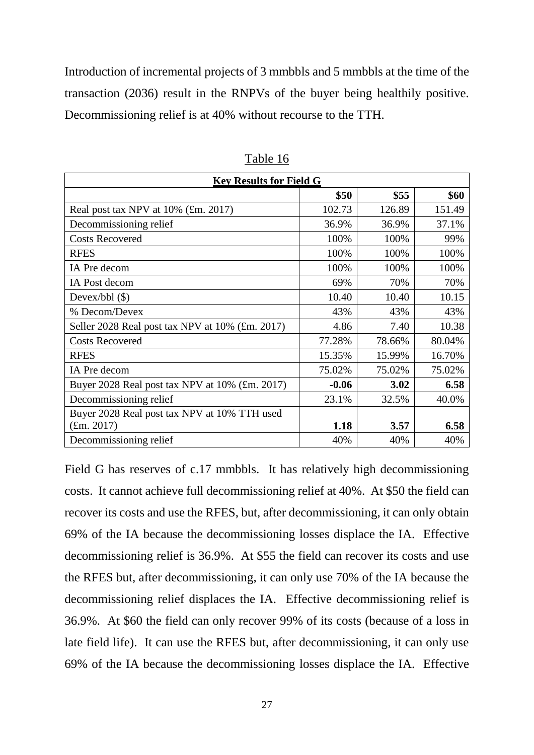Introduction of incremental projects of 3 mmbbls and 5 mmbbls at the time of the transaction (2036) result in the RNPVs of the buyer being healthily positive. Decommissioning relief is at 40% without recourse to the TTH.

Table 16

| **Key Results for Field G** | | | |
|---|---|---|---|
| | **\$50** | **\$55** | **\$60** |
| Real post tax NPV at 10% (£m. 2017) | 102.73 | 126.89 | 151.49 |
| Decommissioning relief | 36.9% | 36.9% | 37.1% |
| Costs Recovered | 100% | 100% | 99% |
| RFES | 100% | 100% | 100% |
| IA Pre decom | 100% | 100% | 100% |
| IA Post decom | 69% | 70% | 70% |
| Devex/bbl (\$) | 10.40 | 10.40 | 10.15 |
| % Decom/Devex | 43% | 43% | 43% |
| Seller 2028 Real post tax NPV at 10% (£m. 2017) | 4.86 | 7.40 | 10.38 |
| Costs Recovered | 77.28% | 78.66% | 80.04% |
| RFES | 15.35% | 15.99% | 16.70% |
| IA Pre decom | 75.02% | 75.02% | 75.02% |
| Buyer 2028 Real post tax NPV at 10% (£m. 2017) | **-0.06** | **3.02** | **6.58** |
| Decommissioning relief | 23.1% | 32.5% | 40.0% |
| Buyer 2028 Real post tax NPV at 10% TTH used (£m. 2017) | **1.18** | **3.57** | **6.58** |
| Decommissioning relief | 40% | 40% | 40% |

Field G has reserves of c.17 mmbbls. It has relatively high decommissioning costs. It cannot achieve full decommissioning relief at 40%. At \$50 the field can recover its costs and use the RFES, but, after decommissioning, it can only obtain 69% of the IA because the decommissioning losses displace the IA. Effective decommissioning relief is 36.9%. At \$55 the field can recover its costs and use the RFES but, after decommissioning, it can only use 70% of the IA because the decommissioning relief displaces the IA. Effective decommissioning relief is 36.9%. At \$60 the field can only recover 99% of its costs (because of a loss in late field life). It can use the RFES but, after decommissioning, it can only use 69% of the IA because the decommissioning losses displace the IA. Effective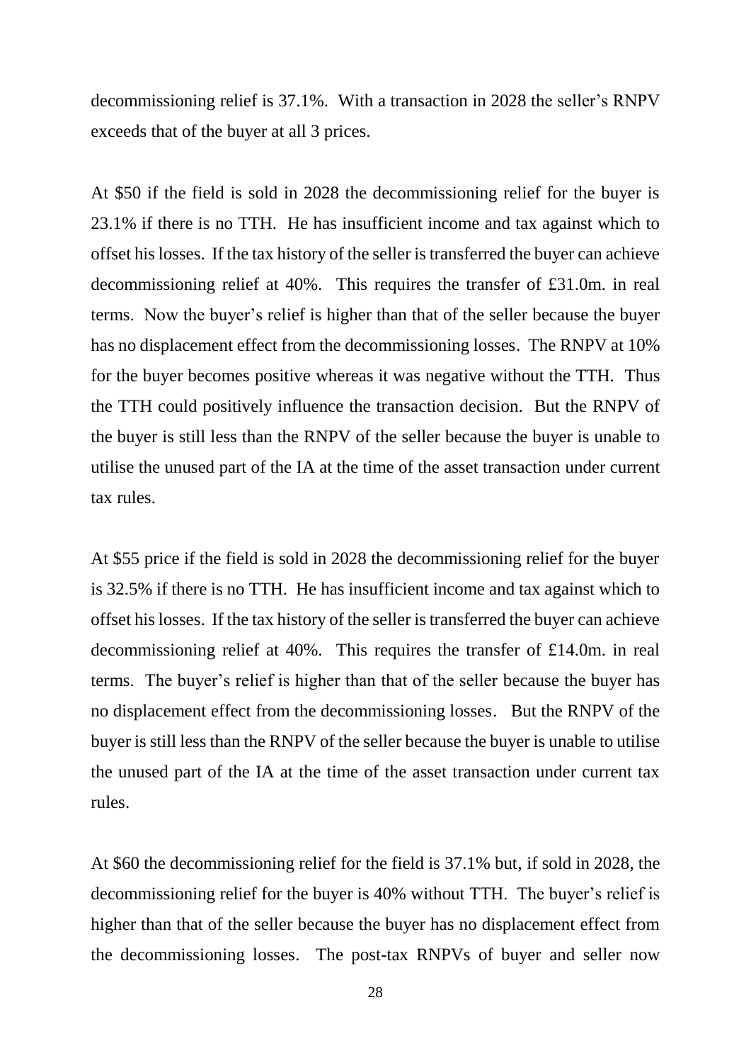decommissioning relief is 37.1%. With a transaction in 2028 the seller's RNPV exceeds that of the buyer at all 3 prices.

At $50 if the field is sold in 2028 the decommissioning relief for the buyer is 23.1% if there is no TTH. He has insufficient income and tax against which to offset his losses. If the tax history of the seller is transferred the buyer can achieve decommissioning relief at 40%. This requires the transfer of £31.0m. in real terms. Now the buyer's relief is higher than that of the seller because the buyer has no displacement effect from the decommissioning losses. The RNPV at 10% for the buyer becomes positive whereas it was negative without the TTH. Thus the TTH could positively influence the transaction decision. But the RNPV of the buyer is still less than the RNPV of the seller because the buyer is unable to utilise the unused part of the IA at the time of the asset transaction under current tax rules.

At $55 price if the field is sold in 2028 the decommissioning relief for the buyer is 32.5% if there is no TTH. He has insufficient income and tax against which to offset his losses. If the tax history of the seller is transferred the buyer can achieve decommissioning relief at 40%. This requires the transfer of £14.0m. in real terms. The buyer's relief is higher than that of the seller because the buyer has no displacement effect from the decommissioning losses. But the RNPV of the buyer is still less than the RNPV of the seller because the buyer is unable to utilise the unused part of the IA at the time of the asset transaction under current tax rules.

At $60 the decommissioning relief for the field is 37.1% but, if sold in 2028, the decommissioning relief for the buyer is 40% without TTH. The buyer's relief is higher than that of the seller because the buyer has no displacement effect from the decommissioning losses. The post-tax RNPVs of buyer and seller now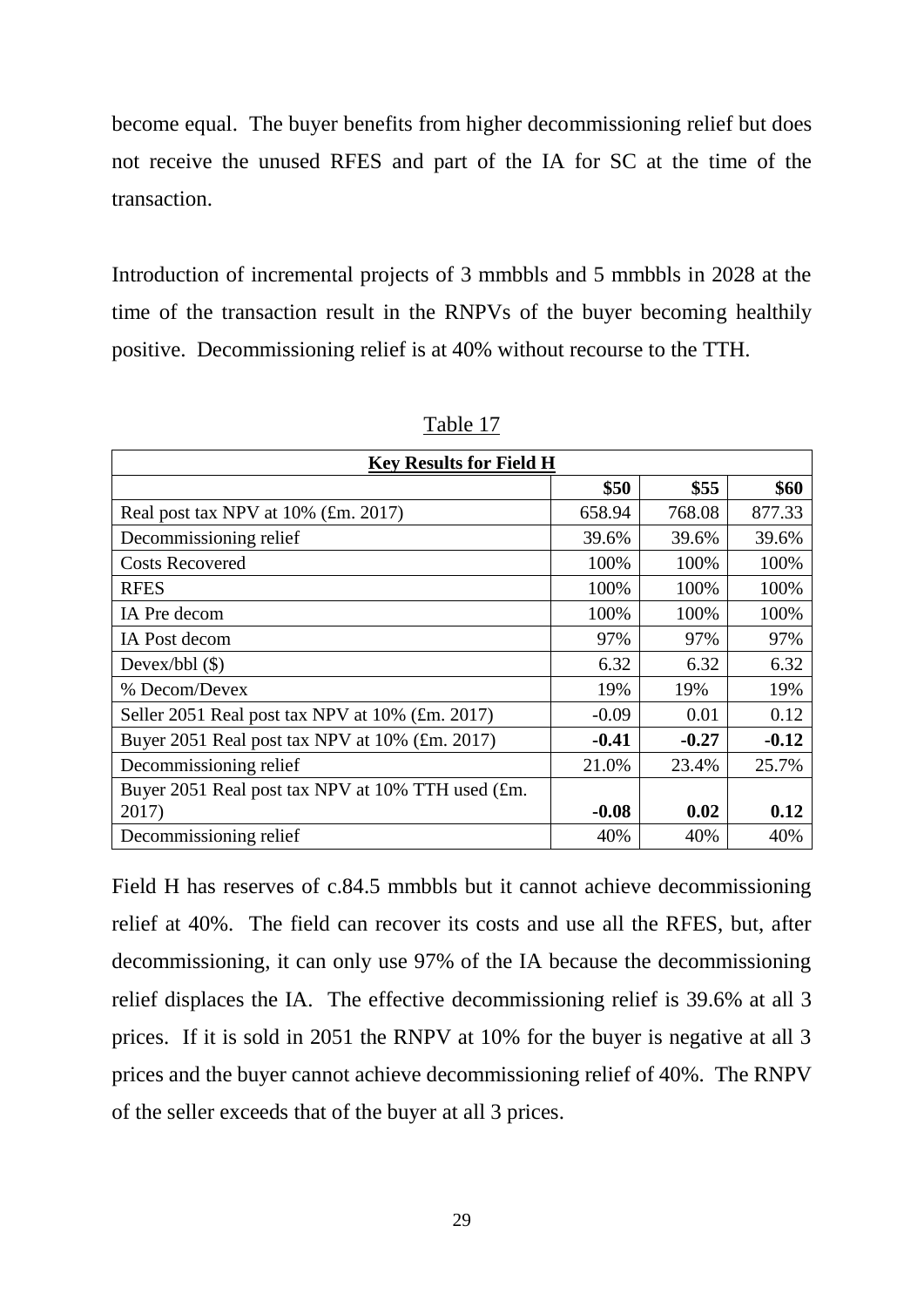become equal. The buyer benefits from higher decommissioning relief but does not receive the unused RFES and part of the IA for SC at the time of the transaction.

Introduction of incremental projects of 3 mmbbls and 5 mmbbls in 2028 at the time of the transaction result in the RNPVs of the buyer becoming healthily positive. Decommissioning relief is at 40% without recourse to the TTH.

Table 17

| **Key Results for Field H** | | | |
|---|---|---|---|
| | **\$50** | **\$55** | **\$60** |
| Real post tax NPV at 10% (£m. 2017) | 658.94 | 768.08 | 877.33 |
| Decommissioning relief | 39.6% | 39.6% | 39.6% |
| Costs Recovered | 100% | 100% | 100% |
| RFES | 100% | 100% | 100% |
| IA Pre decom | 100% | 100% | 100% |
| IA Post decom | 97% | 97% | 97% |
| Devex/bbl (\$) | 6.32 | 6.32 | 6.32 |
| % Decom/Devex | 19% | 19% | 19% |
| Seller 2051 Real post tax NPV at 10% (£m. 2017) | -0.09 | 0.01 | 0.12 |
| Buyer 2051 Real post tax NPV at 10% (£m. 2017) | **-0.41** | **-0.27** | **-0.12** |
| Decommissioning relief | 21.0% | 23.4% | 25.7% |
| Buyer 2051 Real post tax NPV at 10% TTH used (£m. 2017) | **-0.08** | **0.02** | **0.12** |
| Decommissioning relief | 40% | 40% | 40% |

Field H has reserves of c.84.5 mmbbls but it cannot achieve decommissioning relief at 40%. The field can recover its costs and use all the RFES, but, after decommissioning, it can only use 97% of the IA because the decommissioning relief displaces the IA. The effective decommissioning relief is 39.6% at all 3 prices. If it is sold in 2051 the RNPV at 10% for the buyer is negative at all 3 prices and the buyer cannot achieve decommissioning relief of 40%. The RNPV of the seller exceeds that of the buyer at all 3 prices.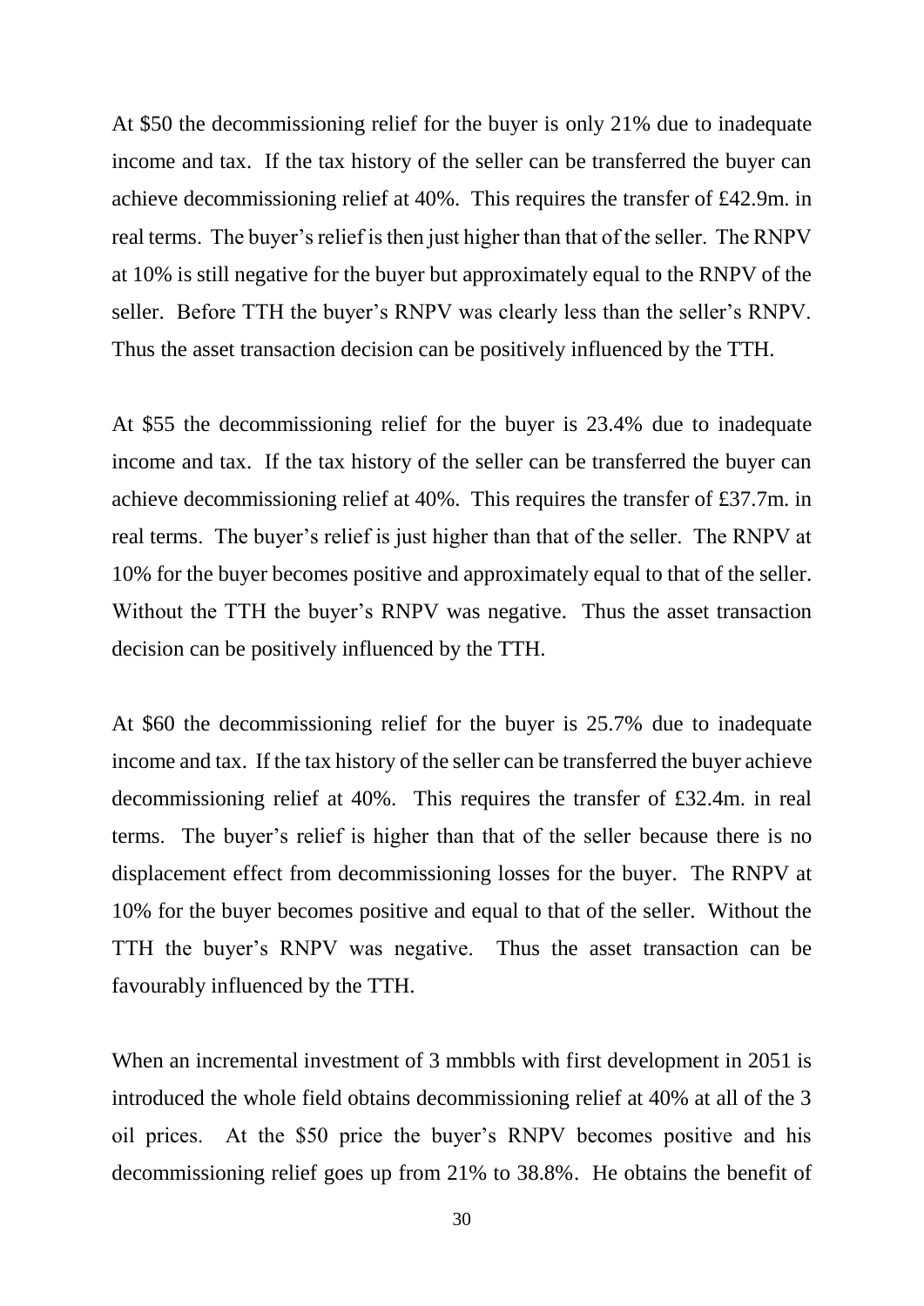At $50 the decommissioning relief for the buyer is only 21% due to inadequate income and tax. If the tax history of the seller can be transferred the buyer can achieve decommissioning relief at 40%. This requires the transfer of £42.9m. in real terms. The buyer's relief is then just higher than that of the seller. The RNPV at 10% is still negative for the buyer but approximately equal to the RNPV of the seller. Before TTH the buyer's RNPV was clearly less than the seller's RNPV. Thus the asset transaction decision can be positively influenced by the TTH.

At $55 the decommissioning relief for the buyer is 23.4% due to inadequate income and tax. If the tax history of the seller can be transferred the buyer can achieve decommissioning relief at 40%. This requires the transfer of £37.7m. in real terms. The buyer's relief is just higher than that of the seller. The RNPV at 10% for the buyer becomes positive and approximately equal to that of the seller. Without the TTH the buyer's RNPV was negative. Thus the asset transaction decision can be positively influenced by the TTH.

At $60 the decommissioning relief for the buyer is 25.7% due to inadequate income and tax. If the tax history of the seller can be transferred the buyer achieve decommissioning relief at 40%. This requires the transfer of £32.4m. in real terms. The buyer's relief is higher than that of the seller because there is no displacement effect from decommissioning losses for the buyer. The RNPV at 10% for the buyer becomes positive and equal to that of the seller. Without the TTH the buyer's RNPV was negative. Thus the asset transaction can be favourably influenced by the TTH.

When an incremental investment of 3 mmbbls with first development in 2051 is introduced the whole field obtains decommissioning relief at 40% at all of the 3 oil prices. At the $50 price the buyer's RNPV becomes positive and his decommissioning relief goes up from 21% to 38.8%. He obtains the benefit of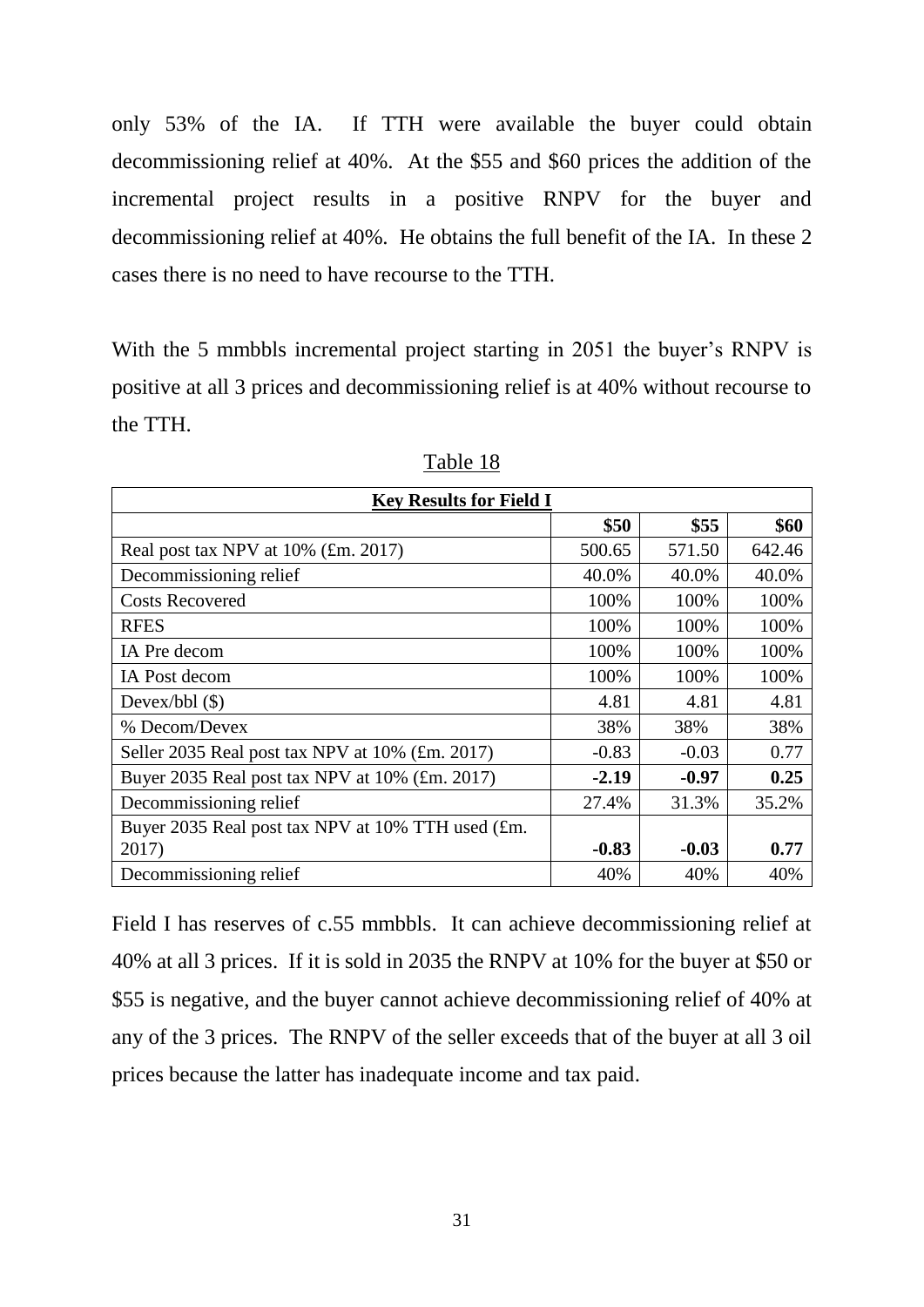only 53% of the IA. If TTH were available the buyer could obtain decommissioning relief at 40%. At the $55 and $60 prices the addition of the incremental project results in a positive RNPV for the buyer and decommissioning relief at 40%. He obtains the full benefit of the IA. In these 2 cases there is no need to have recourse to the TTH.

With the 5 mmbbls incremental project starting in 2051 the buyer's RNPV is positive at all 3 prices and decommissioning relief is at 40% without recourse to the TTH.

Table 18

| **Key Results for Field I** | | | |
|---|---|---|---|
| | **$50** | **$55** | **$60** |
| Real post tax NPV at 10% (£m. 2017) | 500.65 | 571.50 | 642.46 |
| Decommissioning relief | 40.0% | 40.0% | 40.0% |
| Costs Recovered | 100% | 100% | 100% |
| RFES | 100% | 100% | 100% |
| IA Pre decom | 100% | 100% | 100% |
| IA Post decom | 100% | 100% | 100% |
| Devex/bbl ($) | 4.81 | 4.81 | 4.81 |
| % Decom/Devex | 38% | 38% | 38% |
| Seller 2035 Real post tax NPV at 10% (£m. 2017) | -0.83 | -0.03 | 0.77 |
| Buyer 2035 Real post tax NPV at 10% (£m. 2017) | **-2.19** | **-0.97** | **0.25** |
| Decommissioning relief | 27.4% | 31.3% | 35.2% |
| Buyer 2035 Real post tax NPV at 10% TTH used (£m. 2017) | **-0.83** | **-0.03** | **0.77** |
| Decommissioning relief | 40% | 40% | 40% |

Field I has reserves of c.55 mmbbls. It can achieve decommissioning relief at 40% at all 3 prices. If it is sold in 2035 the RNPV at 10% for the buyer at $50 or $55 is negative, and the buyer cannot achieve decommissioning relief of 40% at any of the 3 prices. The RNPV of the seller exceeds that of the buyer at all 3 oil prices because the latter has inadequate income and tax paid.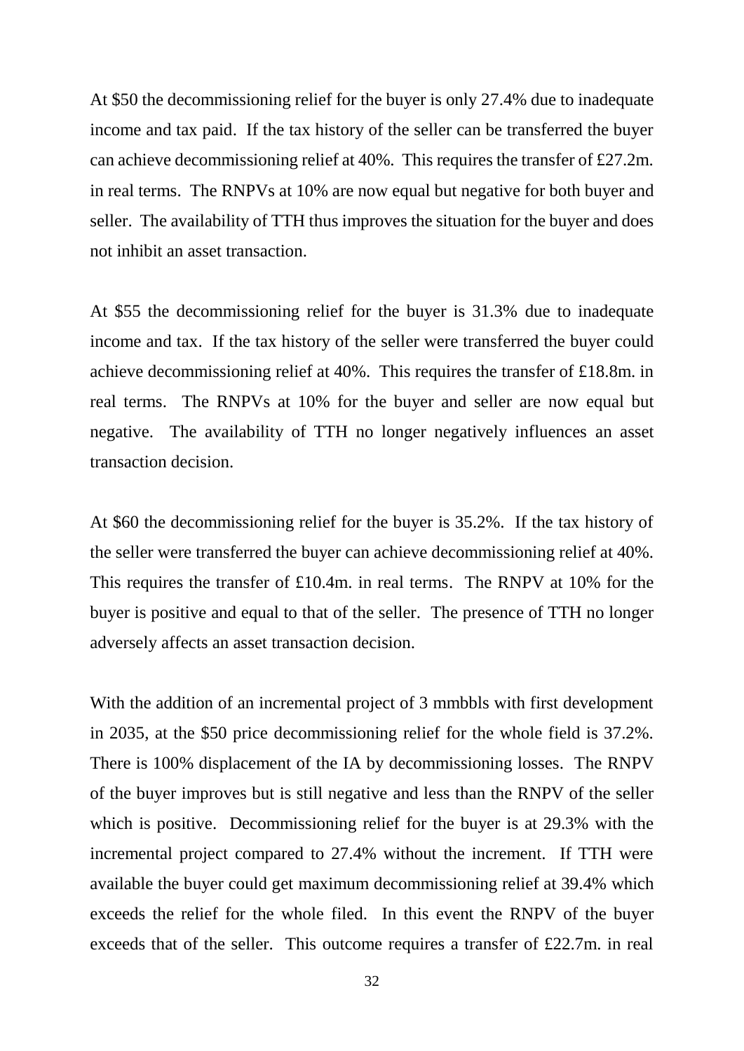At $50 the decommissioning relief for the buyer is only 27.4% due to inadequate income and tax paid. If the tax history of the seller can be transferred the buyer can achieve decommissioning relief at 40%. This requires the transfer of £27.2m. in real terms. The RNPVs at 10% are now equal but negative for both buyer and seller. The availability of TTH thus improves the situation for the buyer and does not inhibit an asset transaction.

At $55 the decommissioning relief for the buyer is 31.3% due to inadequate income and tax. If the tax history of the seller were transferred the buyer could achieve decommissioning relief at 40%. This requires the transfer of £18.8m. in real terms. The RNPVs at 10% for the buyer and seller are now equal but negative. The availability of TTH no longer negatively influences an asset transaction decision.

At $60 the decommissioning relief for the buyer is 35.2%. If the tax history of the seller were transferred the buyer can achieve decommissioning relief at 40%. This requires the transfer of £10.4m. in real terms. The RNPV at 10% for the buyer is positive and equal to that of the seller. The presence of TTH no longer adversely affects an asset transaction decision.

With the addition of an incremental project of 3 mmbbls with first development in 2035, at the $50 price decommissioning relief for the whole field is 37.2%. There is 100% displacement of the IA by decommissioning losses. The RNPV of the buyer improves but is still negative and less than the RNPV of the seller which is positive. Decommissioning relief for the buyer is at 29.3% with the incremental project compared to 27.4% without the increment. If TTH were available the buyer could get maximum decommissioning relief at 39.4% which exceeds the relief for the whole filed. In this event the RNPV of the buyer exceeds that of the seller. This outcome requires a transfer of £22.7m. in real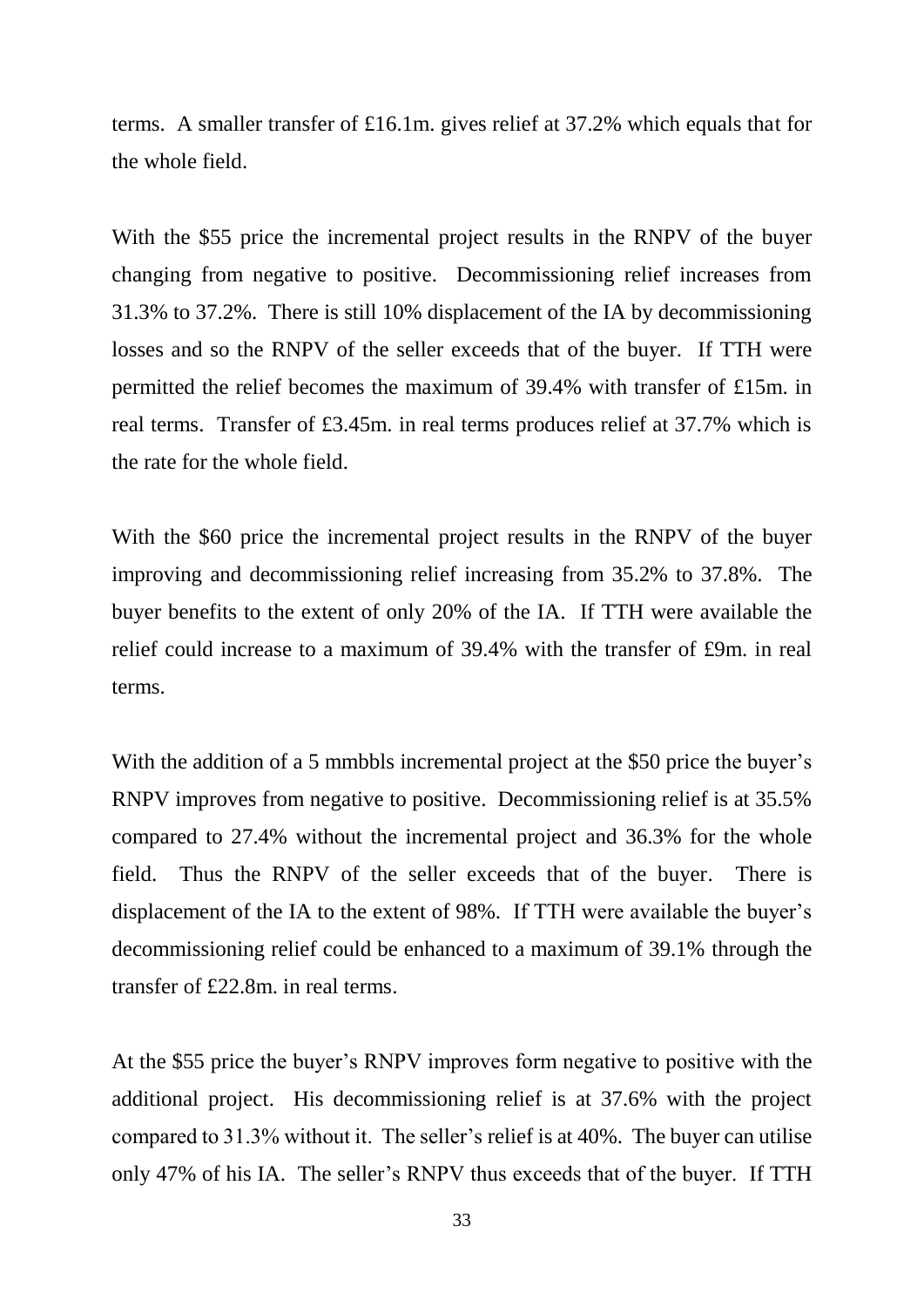terms. A smaller transfer of £16.1m. gives relief at 37.2% which equals that for the whole field.

With the $55 price the incremental project results in the RNPV of the buyer changing from negative to positive. Decommissioning relief increases from 31.3% to 37.2%. There is still 10% displacement of the IA by decommissioning losses and so the RNPV of the seller exceeds that of the buyer. If TTH were permitted the relief becomes the maximum of 39.4% with transfer of £15m. in real terms. Transfer of £3.45m. in real terms produces relief at 37.7% which is the rate for the whole field.

With the $60 price the incremental project results in the RNPV of the buyer improving and decommissioning relief increasing from 35.2% to 37.8%. The buyer benefits to the extent of only 20% of the IA. If TTH were available the relief could increase to a maximum of 39.4% with the transfer of £9m. in real terms.

With the addition of a 5 mmbbls incremental project at the $50 price the buyer's RNPV improves from negative to positive. Decommissioning relief is at 35.5% compared to 27.4% without the incremental project and 36.3% for the whole field. Thus the RNPV of the seller exceeds that of the buyer. There is displacement of the IA to the extent of 98%. If TTH were available the buyer's decommissioning relief could be enhanced to a maximum of 39.1% through the transfer of £22.8m. in real terms.

At the $55 price the buyer's RNPV improves form negative to positive with the additional project. His decommissioning relief is at 37.6% with the project compared to 31.3% without it. The seller's relief is at 40%. The buyer can utilise only 47% of his IA. The seller's RNPV thus exceeds that of the buyer. If TTH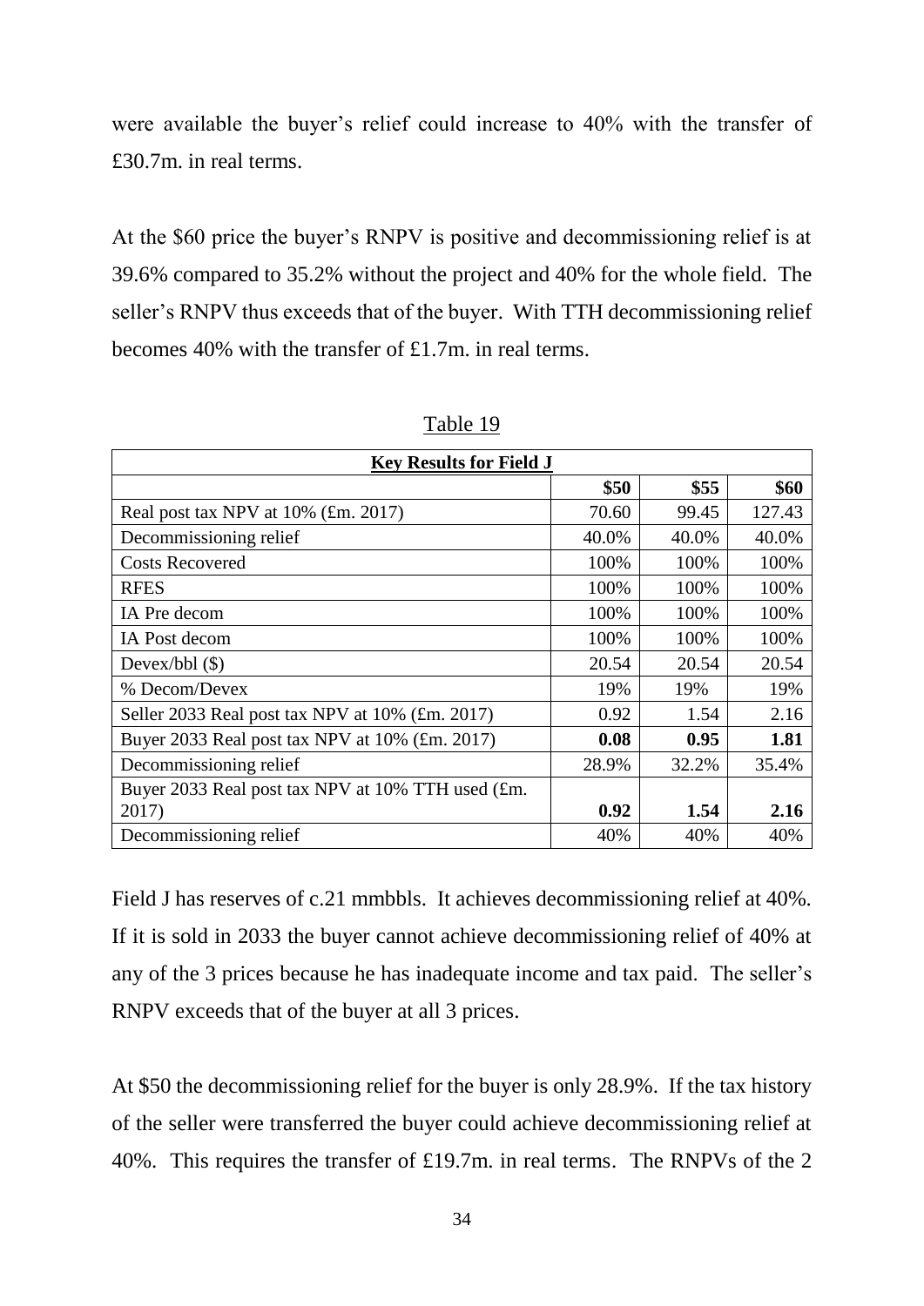were available the buyer's relief could increase to 40% with the transfer of £30.7m. in real terms.

At the $60 price the buyer's RNPV is positive and decommissioning relief is at 39.6% compared to 35.2% without the project and 40% for the whole field. The seller's RNPV thus exceeds that of the buyer. With TTH decommissioning relief becomes 40% with the transfer of £1.7m. in real terms.

Table 19

| **Key Results for Field J** | | | |
|---|---|---|---|
| | **$50** | **$55** | **$60** |
| Real post tax NPV at 10% (£m. 2017) | 70.60 | 99.45 | 127.43 |
| Decommissioning relief | 40.0% | 40.0% | 40.0% |
| Costs Recovered | 100% | 100% | 100% |
| RFES | 100% | 100% | 100% |
| IA Pre decom | 100% | 100% | 100% |
| IA Post decom | 100% | 100% | 100% |
| Devex/bbl ($) | 20.54 | 20.54 | 20.54 |
| % Decom/Devex | 19% | 19% | 19% |
| Seller 2033 Real post tax NPV at 10% (£m. 2017) | 0.92 | 1.54 | 2.16 |
| Buyer 2033 Real post tax NPV at 10% (£m. 2017) | **0.08** | **0.95** | **1.81** |
| Decommissioning relief | 28.9% | 32.2% | 35.4% |
| Buyer 2033 Real post tax NPV at 10% TTH used (£m. 2017) | **0.92** | **1.54** | **2.16** |
| Decommissioning relief | 40% | 40% | 40% |

Field J has reserves of c.21 mmbbls. It achieves decommissioning relief at 40%. If it is sold in 2033 the buyer cannot achieve decommissioning relief of 40% at any of the 3 prices because he has inadequate income and tax paid. The seller's RNPV exceeds that of the buyer at all 3 prices.

At $50 the decommissioning relief for the buyer is only 28.9%. If the tax history of the seller were transferred the buyer could achieve decommissioning relief at 40%. This requires the transfer of £19.7m. in real terms. The RNPVs of the 2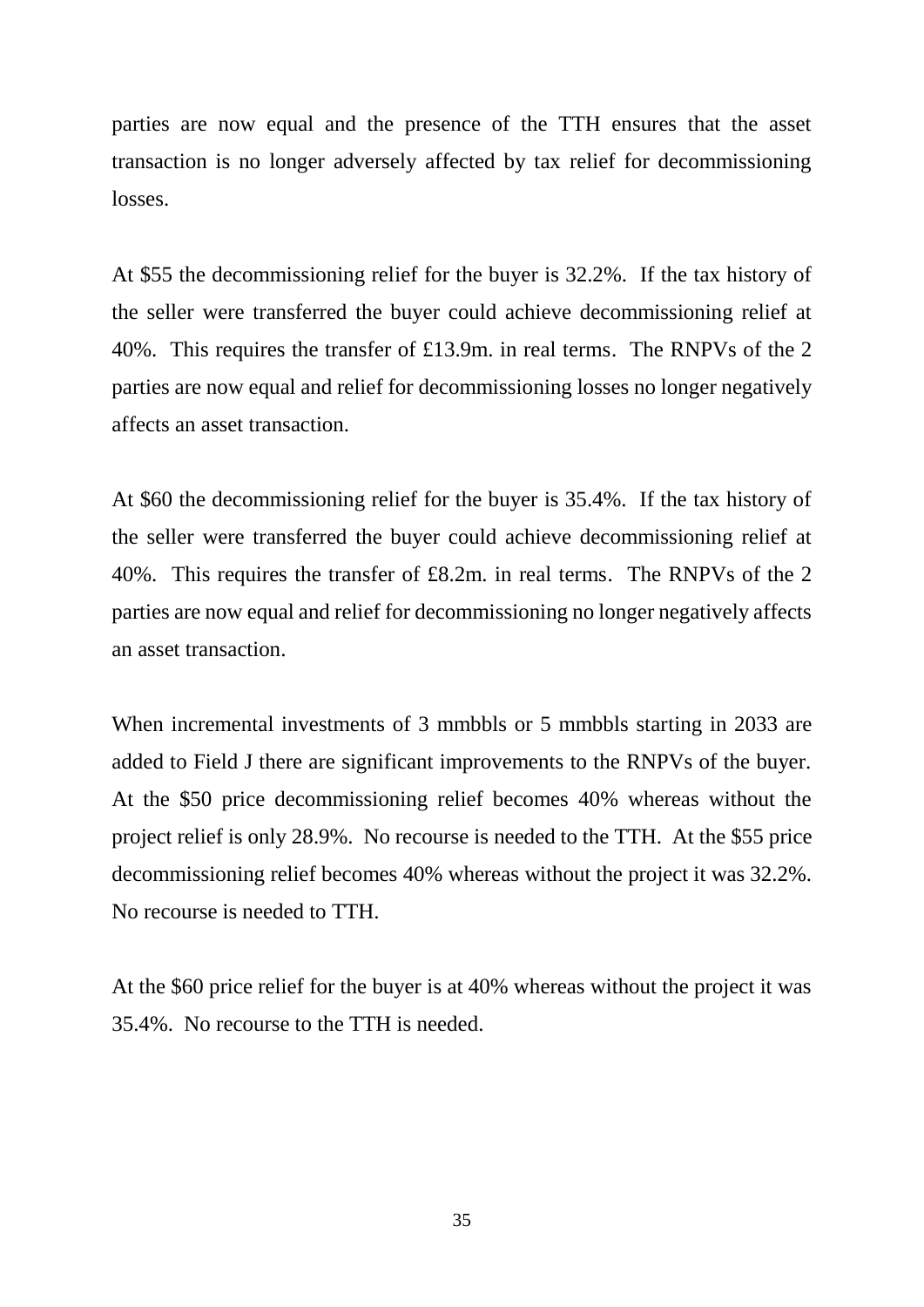parties are now equal and the presence of the TTH ensures that the asset transaction is no longer adversely affected by tax relief for decommissioning losses.

At $55 the decommissioning relief for the buyer is 32.2%. If the tax history of the seller were transferred the buyer could achieve decommissioning relief at 40%. This requires the transfer of £13.9m. in real terms. The RNPVs of the 2 parties are now equal and relief for decommissioning losses no longer negatively affects an asset transaction.

At $60 the decommissioning relief for the buyer is 35.4%. If the tax history of the seller were transferred the buyer could achieve decommissioning relief at 40%. This requires the transfer of £8.2m. in real terms. The RNPVs of the 2 parties are now equal and relief for decommissioning no longer negatively affects an asset transaction.

When incremental investments of 3 mmbbls or 5 mmbbls starting in 2033 are added to Field J there are significant improvements to the RNPVs of the buyer. At the $50 price decommissioning relief becomes 40% whereas without the project relief is only 28.9%. No recourse is needed to the TTH. At the $55 price decommissioning relief becomes 40% whereas without the project it was 32.2%. No recourse is needed to TTH.

At the $60 price relief for the buyer is at 40% whereas without the project it was 35.4%. No recourse to the TTH is needed.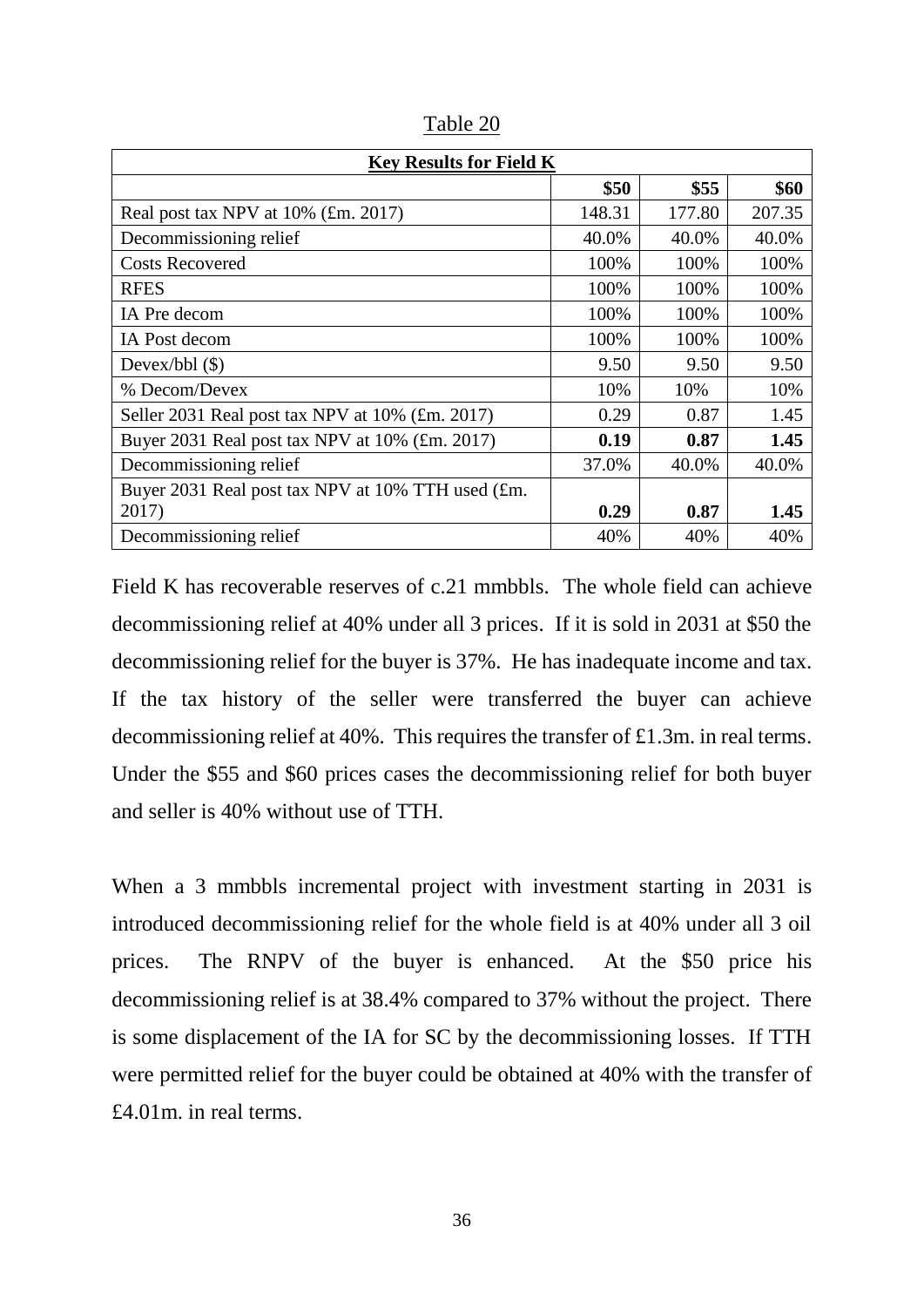Table 20

| **Key Results for Field K** | | | |
|---|---|---|---|
| | **\$50** | **\$55** | **\$60** |
| Real post tax NPV at 10% (£m. 2017) | 148.31 | 177.80 | 207.35 |
| Decommissioning relief | 40.0% | 40.0% | 40.0% |
| Costs Recovered | 100% | 100% | 100% |
| RFES | 100% | 100% | 100% |
| IA Pre decom | 100% | 100% | 100% |
| IA Post decom | 100% | 100% | 100% |
| Devex/bbl (\$) | 9.50 | 9.50 | 9.50 |
| % Decom/Devex | 10% | 10% | 10% |
| Seller 2031 Real post tax NPV at 10% (£m. 2017) | 0.29 | 0.87 | 1.45 |
| Buyer 2031 Real post tax NPV at 10% (£m. 2017) | **0.19** | **0.87** | **1.45** |
| Decommissioning relief | 37.0% | 40.0% | 40.0% |
| Buyer 2031 Real post tax NPV at 10% TTH used (£m. 2017) | **0.29** | **0.87** | **1.45** |
| Decommissioning relief | 40% | 40% | 40% |

Field K has recoverable reserves of c.21 mmbbls. The whole field can achieve decommissioning relief at 40% under all 3 prices. If it is sold in 2031 at \$50 the decommissioning relief for the buyer is 37%. He has inadequate income and tax. If the tax history of the seller were transferred the buyer can achieve decommissioning relief at 40%. This requires the transfer of £1.3m. in real terms. Under the \$55 and \$60 prices cases the decommissioning relief for both buyer and seller is 40% without use of TTH.

When a 3 mmbbls incremental project with investment starting in 2031 is introduced decommissioning relief for the whole field is at 40% under all 3 oil prices. The RNPV of the buyer is enhanced. At the \$50 price his decommissioning relief is at 38.4% compared to 37% without the project. There is some displacement of the IA for SC by the decommissioning losses. If TTH were permitted relief for the buyer could be obtained at 40% with the transfer of £4.01m. in real terms.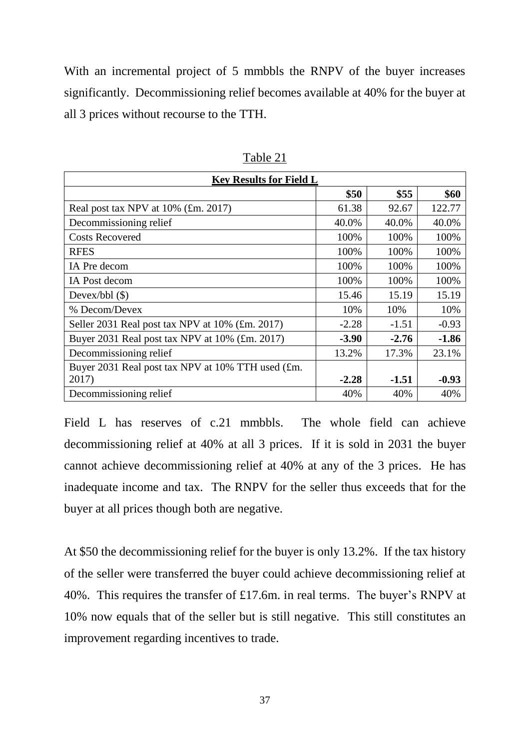With an incremental project of 5 mmbbls the RNPV of the buyer increases significantly. Decommissioning relief becomes available at 40% for the buyer at all 3 prices without recourse to the TTH.

Table 21

| **Key Results for Field L** | | | |
|---|---|---|---|
| | **\$50** | **\$55** | **\$60** |
| Real post tax NPV at 10% (£m. 2017) | 61.38 | 92.67 | 122.77 |
| Decommissioning relief | 40.0% | 40.0% | 40.0% |
| Costs Recovered | 100% | 100% | 100% |
| RFES | 100% | 100% | 100% |
| IA Pre decom | 100% | 100% | 100% |
| IA Post decom | 100% | 100% | 100% |
| Devex/bbl (\$) | 15.46 | 15.19 | 15.19 |
| % Decom/Devex | 10% | 10% | 10% |
| Seller 2031 Real post tax NPV at 10% (£m. 2017) | -2.28 | -1.51 | -0.93 |
| Buyer 2031 Real post tax NPV at 10% (£m. 2017) | **-3.90** | **-2.76** | **-1.86** |
| Decommissioning relief | 13.2% | 17.3% | 23.1% |
| Buyer 2031 Real post tax NPV at 10% TTH used (£m. 2017) | **-2.28** | **-1.51** | **-0.93** |
| Decommissioning relief | 40% | 40% | 40% |

Field L has reserves of c.21 mmbbls. The whole field can achieve decommissioning relief at 40% at all 3 prices. If it is sold in 2031 the buyer cannot achieve decommissioning relief at 40% at any of the 3 prices. He has inadequate income and tax. The RNPV for the seller thus exceeds that for the buyer at all prices though both are negative.

At \$50 the decommissioning relief for the buyer is only 13.2%. If the tax history of the seller were transferred the buyer could achieve decommissioning relief at 40%. This requires the transfer of £17.6m. in real terms. The buyer's RNPV at 10% now equals that of the seller but is still negative. This still constitutes an improvement regarding incentives to trade.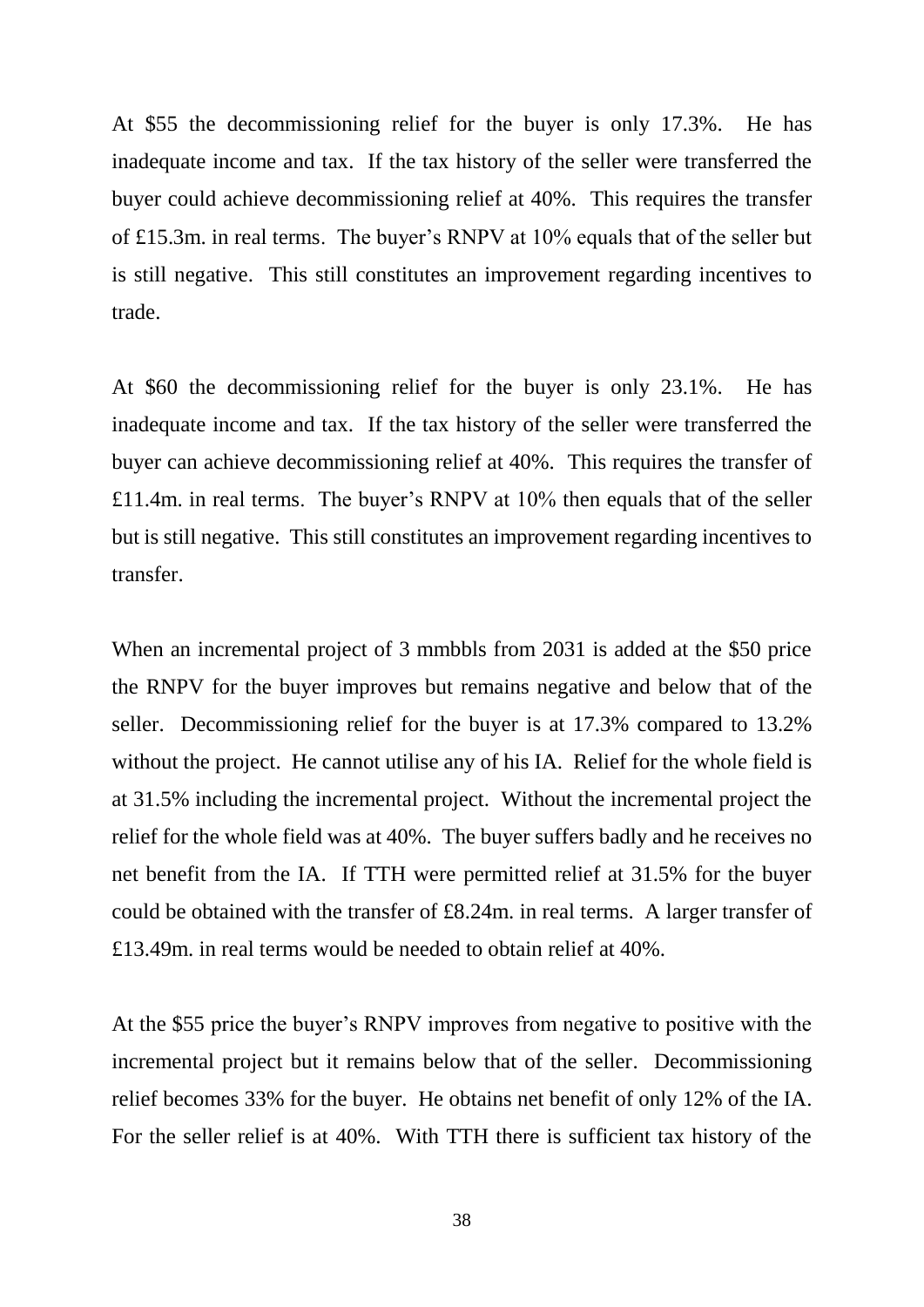At $55 the decommissioning relief for the buyer is only 17.3%. He has inadequate income and tax. If the tax history of the seller were transferred the buyer could achieve decommissioning relief at 40%. This requires the transfer of £15.3m. in real terms. The buyer's RNPV at 10% equals that of the seller but is still negative. This still constitutes an improvement regarding incentives to trade.

At $60 the decommissioning relief for the buyer is only 23.1%. He has inadequate income and tax. If the tax history of the seller were transferred the buyer can achieve decommissioning relief at 40%. This requires the transfer of £11.4m. in real terms. The buyer's RNPV at 10% then equals that of the seller but is still negative. This still constitutes an improvement regarding incentives to transfer.

When an incremental project of 3 mmbbls from 2031 is added at the $50 price the RNPV for the buyer improves but remains negative and below that of the seller. Decommissioning relief for the buyer is at 17.3% compared to 13.2% without the project. He cannot utilise any of his IA. Relief for the whole field is at 31.5% including the incremental project. Without the incremental project the relief for the whole field was at 40%. The buyer suffers badly and he receives no net benefit from the IA. If TTH were permitted relief at 31.5% for the buyer could be obtained with the transfer of £8.24m. in real terms. A larger transfer of £13.49m. in real terms would be needed to obtain relief at 40%.

At the $55 price the buyer's RNPV improves from negative to positive with the incremental project but it remains below that of the seller. Decommissioning relief becomes 33% for the buyer. He obtains net benefit of only 12% of the IA. For the seller relief is at 40%. With TTH there is sufficient tax history of the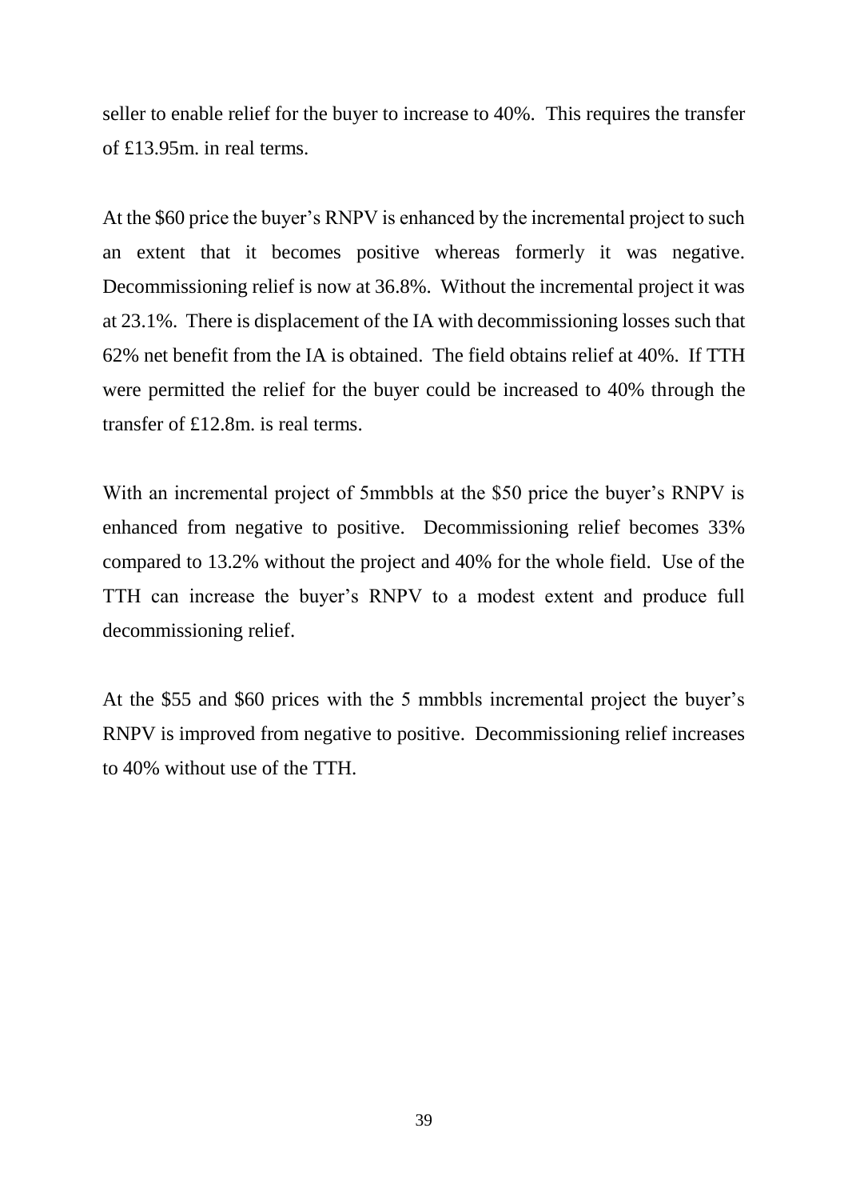seller to enable relief for the buyer to increase to 40%. This requires the transfer of £13.95m. in real terms.

At the $60 price the buyer's RNPV is enhanced by the incremental project to such an extent that it becomes positive whereas formerly it was negative. Decommissioning relief is now at 36.8%. Without the incremental project it was at 23.1%. There is displacement of the IA with decommissioning losses such that 62% net benefit from the IA is obtained. The field obtains relief at 40%. If TTH were permitted the relief for the buyer could be increased to 40% through the transfer of £12.8m. is real terms.

With an incremental project of 5mmbbls at the $50 price the buyer's RNPV is enhanced from negative to positive. Decommissioning relief becomes 33% compared to 13.2% without the project and 40% for the whole field. Use of the TTH can increase the buyer's RNPV to a modest extent and produce full decommissioning relief.

At the $55 and $60 prices with the 5 mmbbls incremental project the buyer's RNPV is improved from negative to positive. Decommissioning relief increases to 40% without use of the TTH.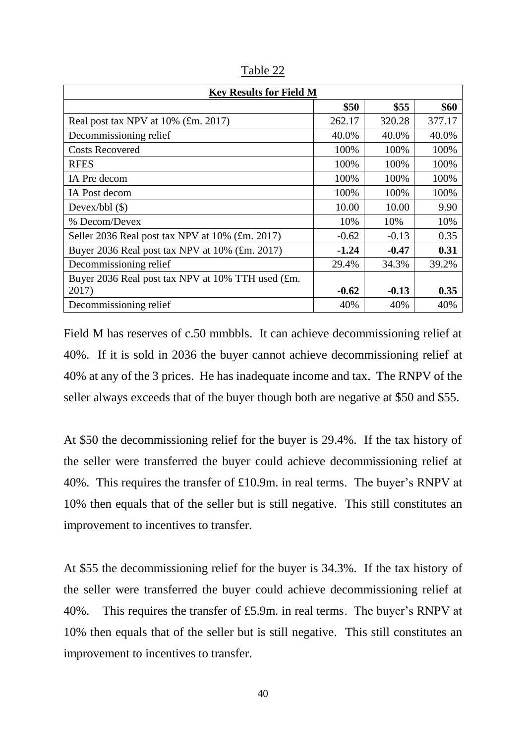Table 22

| Key Results for Field M | | | |
|---|---|---|---|
| | **\$50** | **\$55** | **\$60** |
| Real post tax NPV at 10% (£m. 2017) | 262.17 | 320.28 | 377.17 |
| Decommissioning relief | 40.0% | 40.0% | 40.0% |
| Costs Recovered | 100% | 100% | 100% |
| RFES | 100% | 100% | 100% |
| IA Pre decom | 100% | 100% | 100% |
| IA Post decom | 100% | 100% | 100% |
| Devex/bbl (\$) | 10.00 | 10.00 | 9.90 |
| % Decom/Devex | 10% | 10% | 10% |
| Seller 2036 Real post tax NPV at 10% (£m. 2017) | -0.62 | -0.13 | 0.35 |
| Buyer 2036 Real post tax NPV at 10% (£m. 2017) | **-1.24** | **-0.47** | **0.31** |
| Decommissioning relief | 29.4% | 34.3% | 39.2% |
| Buyer 2036 Real post tax NPV at 10% TTH used (£m. 2017) | **-0.62** | **-0.13** | **0.35** |
| Decommissioning relief | 40% | 40% | 40% |

Field M has reserves of c.50 mmbbls. It can achieve decommissioning relief at 40%. If it is sold in 2036 the buyer cannot achieve decommissioning relief at 40% at any of the 3 prices. He has inadequate income and tax. The RNPV of the seller always exceeds that of the buyer though both are negative at \$50 and \$55.

At \$50 the decommissioning relief for the buyer is 29.4%. If the tax history of the seller were transferred the buyer could achieve decommissioning relief at 40%. This requires the transfer of £10.9m. in real terms. The buyer's RNPV at 10% then equals that of the seller but is still negative. This still constitutes an improvement to incentives to transfer.

At \$55 the decommissioning relief for the buyer is 34.3%. If the tax history of the seller were transferred the buyer could achieve decommissioning relief at 40%. This requires the transfer of £5.9m. in real terms. The buyer's RNPV at 10% then equals that of the seller but is still negative. This still constitutes an improvement to incentives to transfer.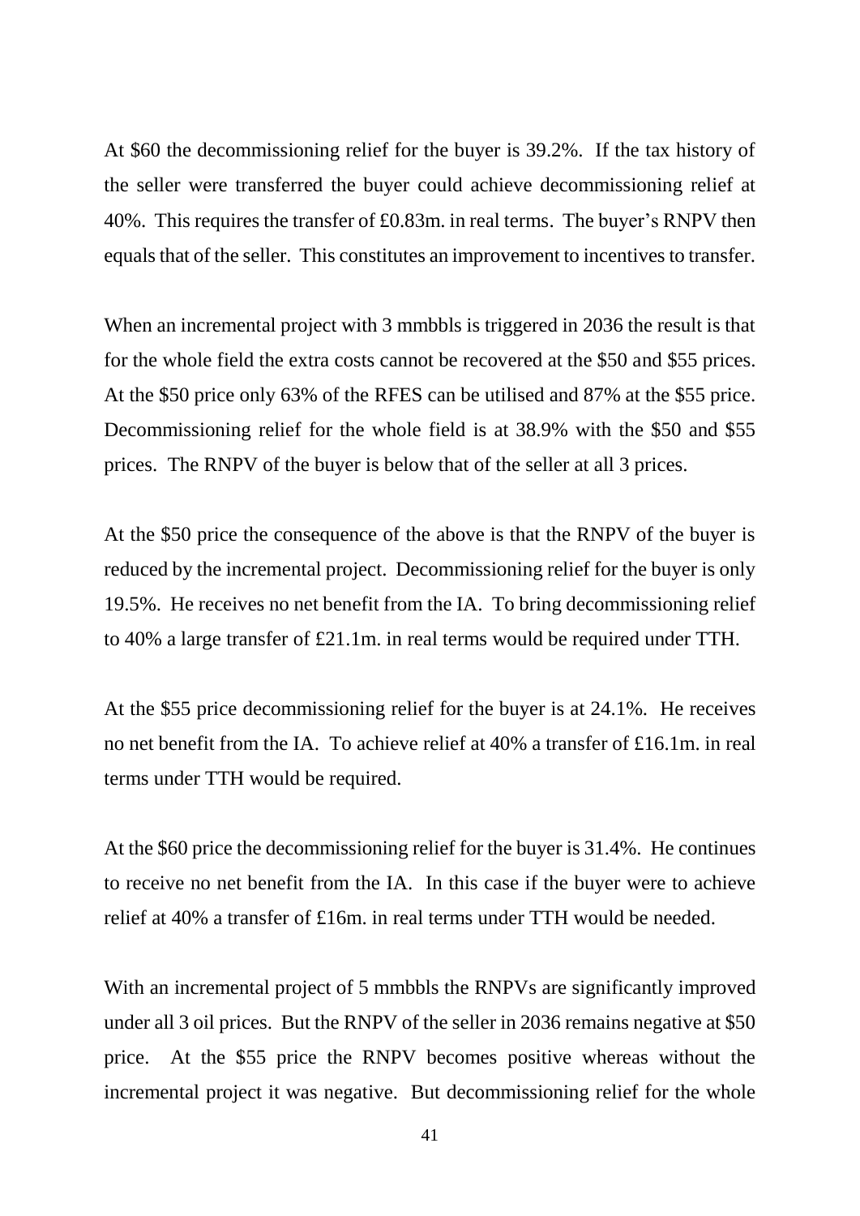At \$60 the decommissioning relief for the buyer is 39.2%. If the tax history of the seller were transferred the buyer could achieve decommissioning relief at 40%. This requires the transfer of £0.83m. in real terms. The buyer's RNPV then equals that of the seller. This constitutes an improvement to incentives to transfer.

When an incremental project with 3 mmbbls is triggered in 2036 the result is that for the whole field the extra costs cannot be recovered at the \$50 and \$55 prices. At the \$50 price only 63% of the RFES can be utilised and 87% at the \$55 price. Decommissioning relief for the whole field is at 38.9% with the \$50 and \$55 prices. The RNPV of the buyer is below that of the seller at all 3 prices.

At the \$50 price the consequence of the above is that the RNPV of the buyer is reduced by the incremental project. Decommissioning relief for the buyer is only 19.5%. He receives no net benefit from the IA. To bring decommissioning relief to 40% a large transfer of £21.1m. in real terms would be required under TTH.

At the \$55 price decommissioning relief for the buyer is at 24.1%. He receives no net benefit from the IA. To achieve relief at 40% a transfer of £16.1m. in real terms under TTH would be required.

At the \$60 price the decommissioning relief for the buyer is 31.4%. He continues to receive no net benefit from the IA. In this case if the buyer were to achieve relief at 40% a transfer of £16m. in real terms under TTH would be needed.

With an incremental project of 5 mmbbls the RNPVs are significantly improved under all 3 oil prices. But the RNPV of the seller in 2036 remains negative at \$50 price. At the \$55 price the RNPV becomes positive whereas without the incremental project it was negative. But decommissioning relief for the whole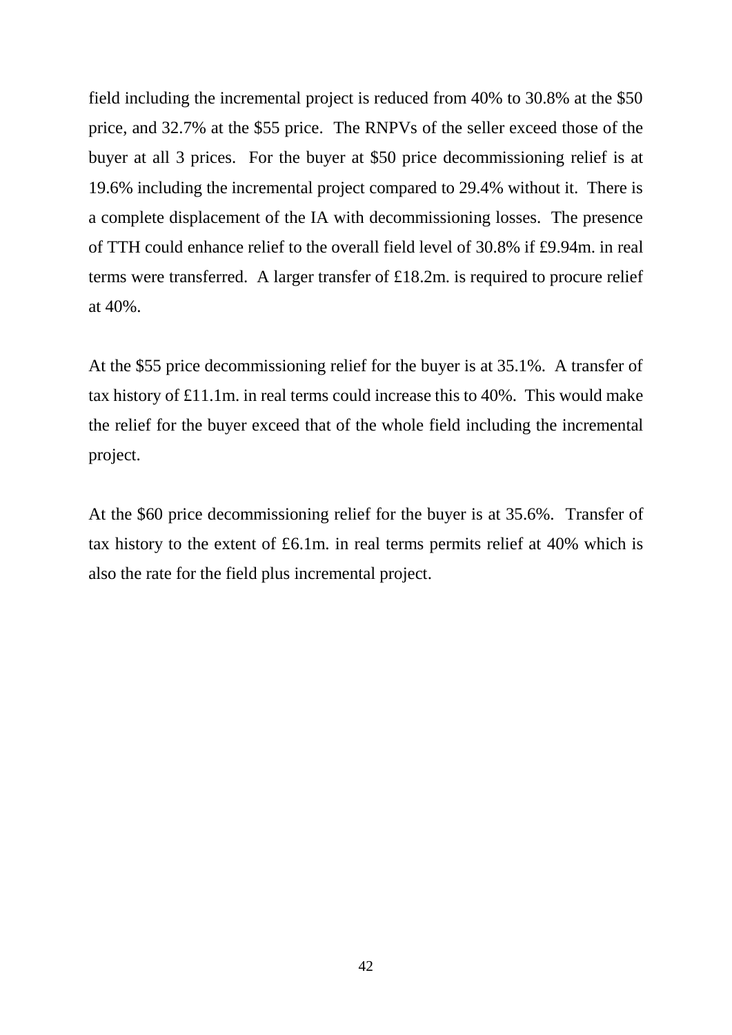field including the incremental project is reduced from 40% to 30.8% at the $50 price, and 32.7% at the $55 price. The RNPVs of the seller exceed those of the buyer at all 3 prices. For the buyer at $50 price decommissioning relief is at 19.6% including the incremental project compared to 29.4% without it. There is a complete displacement of the IA with decommissioning losses. The presence of TTH could enhance relief to the overall field level of 30.8% if £9.94m. in real terms were transferred. A larger transfer of £18.2m. is required to procure relief at 40%.

At the $55 price decommissioning relief for the buyer is at 35.1%. A transfer of tax history of £11.1m. in real terms could increase this to 40%. This would make the relief for the buyer exceed that of the whole field including the incremental project.

At the $60 price decommissioning relief for the buyer is at 35.6%. Transfer of tax history to the extent of £6.1m. in real terms permits relief at 40% which is also the rate for the field plus incremental project.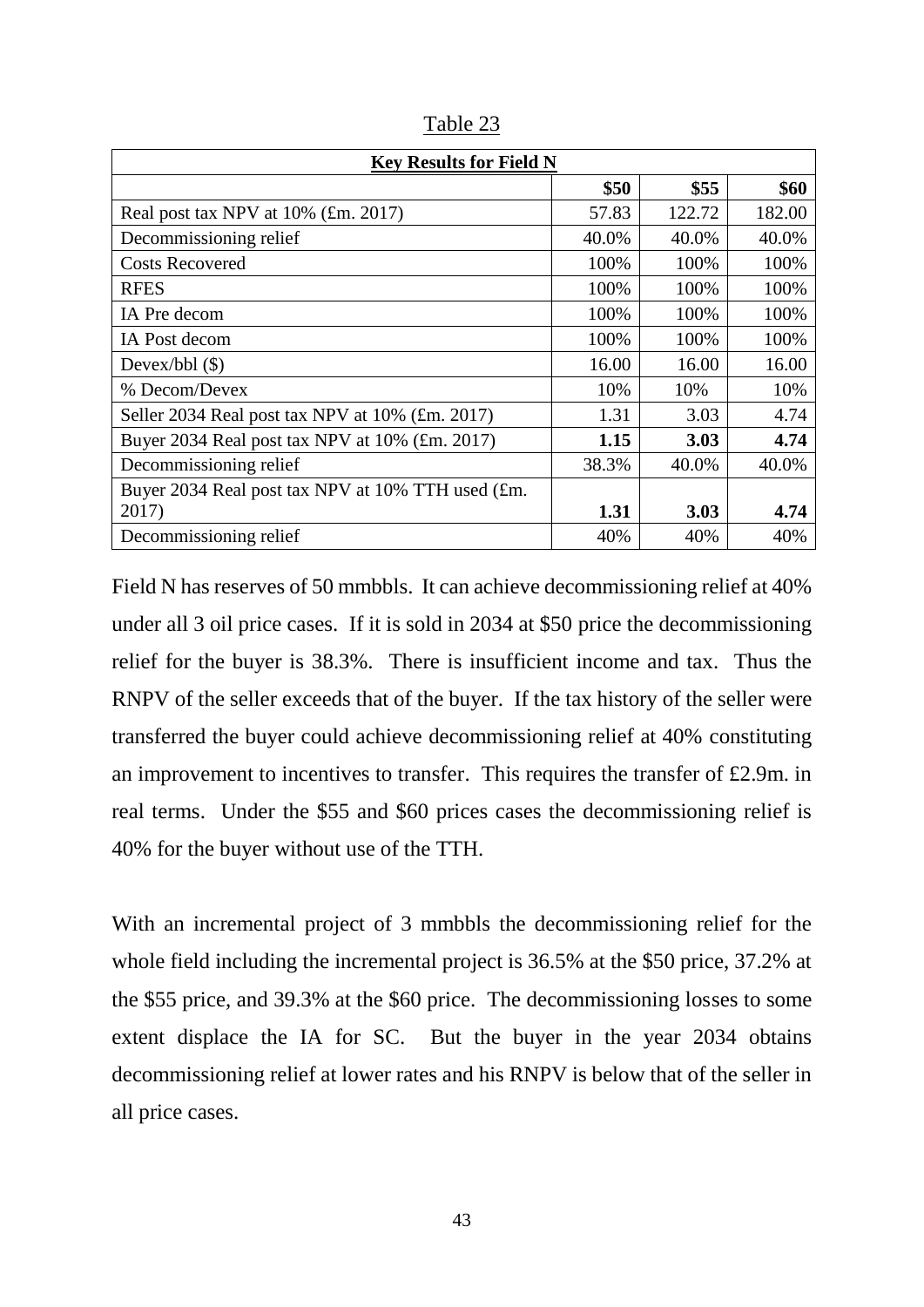Table 23

| **Key Results for Field N** | | | |
|---|---|---|---|
| | **\$50** | **\$55** | **\$60** |
| Real post tax NPV at 10% (£m. 2017) | 57.83 | 122.72 | 182.00 |
| Decommissioning relief | 40.0% | 40.0% | 40.0% |
| Costs Recovered | 100% | 100% | 100% |
| RFES | 100% | 100% | 100% |
| IA Pre decom | 100% | 100% | 100% |
| IA Post decom | 100% | 100% | 100% |
| Devex/bbl (\$) | 16.00 | 16.00 | 16.00 |
| % Decom/Devex | 10% | 10% | 10% |
| Seller 2034 Real post tax NPV at 10% (£m. 2017) | 1.31 | 3.03 | 4.74 |
| Buyer 2034 Real post tax NPV at 10% (£m. 2017) | **1.15** | **3.03** | **4.74** |
| Decommissioning relief | 38.3% | 40.0% | 40.0% |
| Buyer 2034 Real post tax NPV at 10% TTH used (£m. 2017) | **1.31** | **3.03** | **4.74** |
| Decommissioning relief | 40% | 40% | 40% |

Field N has reserves of 50 mmbbls. It can achieve decommissioning relief at 40% under all 3 oil price cases. If it is sold in 2034 at \$50 price the decommissioning relief for the buyer is 38.3%. There is insufficient income and tax. Thus the RNPV of the seller exceeds that of the buyer. If the tax history of the seller were transferred the buyer could achieve decommissioning relief at 40% constituting an improvement to incentives to transfer. This requires the transfer of £2.9m. in real terms. Under the \$55 and \$60 prices cases the decommissioning relief is 40% for the buyer without use of the TTH.

With an incremental project of 3 mmbbls the decommissioning relief for the whole field including the incremental project is 36.5% at the \$50 price, 37.2% at the \$55 price, and 39.3% at the \$60 price. The decommissioning losses to some extent displace the IA for SC. But the buyer in the year 2034 obtains decommissioning relief at lower rates and his RNPV is below that of the seller in all price cases.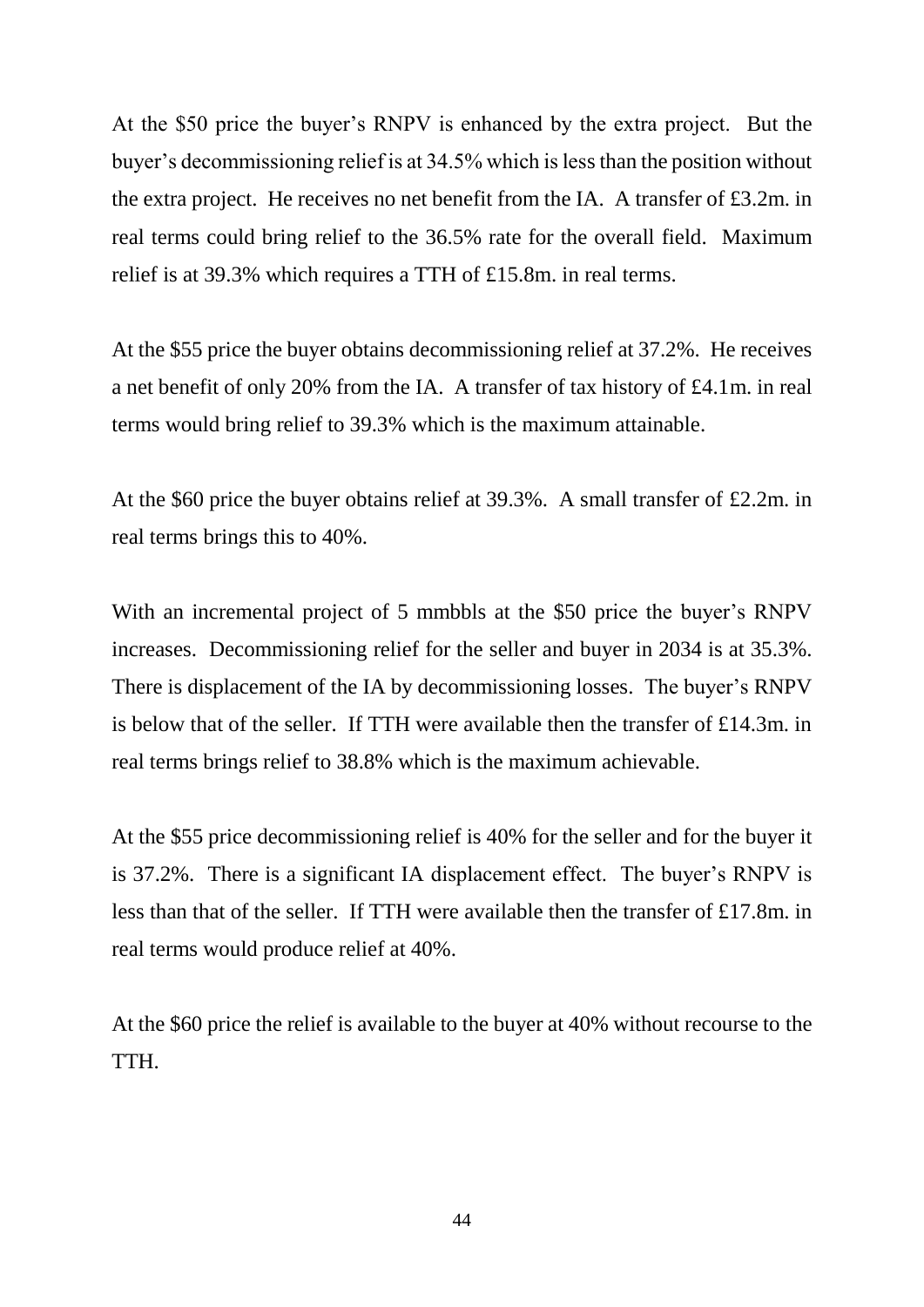At the \$50 price the buyer's RNPV is enhanced by the extra project. But the buyer's decommissioning relief is at 34.5% which is less than the position without the extra project. He receives no net benefit from the IA. A transfer of £3.2m. in real terms could bring relief to the 36.5% rate for the overall field. Maximum relief is at 39.3% which requires a TTH of £15.8m. in real terms.

At the \$55 price the buyer obtains decommissioning relief at 37.2%. He receives a net benefit of only 20% from the IA. A transfer of tax history of £4.1m. in real terms would bring relief to 39.3% which is the maximum attainable.

At the \$60 price the buyer obtains relief at 39.3%. A small transfer of £2.2m. in real terms brings this to 40%.

With an incremental project of 5 mmbbls at the \$50 price the buyer's RNPV increases. Decommissioning relief for the seller and buyer in 2034 is at 35.3%. There is displacement of the IA by decommissioning losses. The buyer's RNPV is below that of the seller. If TTH were available then the transfer of £14.3m. in real terms brings relief to 38.8% which is the maximum achievable.

At the \$55 price decommissioning relief is 40% for the seller and for the buyer it is 37.2%. There is a significant IA displacement effect. The buyer's RNPV is less than that of the seller. If TTH were available then the transfer of £17.8m. in real terms would produce relief at 40%.

At the \$60 price the relief is available to the buyer at 40% without recourse to the TTH.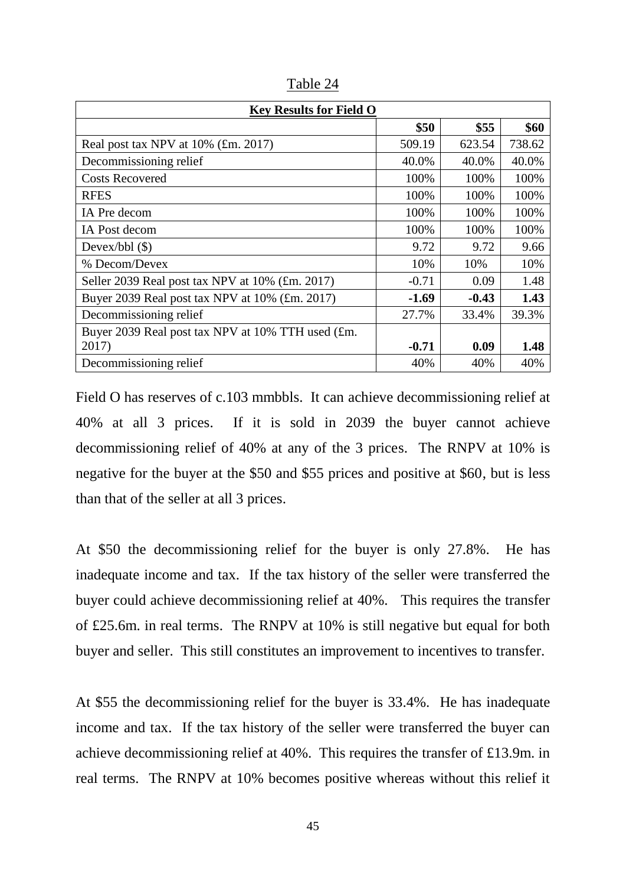Table 24

| **Key Results for Field O** | | | |
|---|---|---|---|
| | **$50** | **$55** | **$60** |
| Real post tax NPV at 10% (£m. 2017) | 509.19 | 623.54 | 738.62 |
| Decommissioning relief | 40.0% | 40.0% | 40.0% |
| Costs Recovered | 100% | 100% | 100% |
| RFES | 100% | 100% | 100% |
| IA Pre decom | 100% | 100% | 100% |
| IA Post decom | 100% | 100% | 100% |
| Devex/bbl ($) | 9.72 | 9.72 | 9.66 |
| % Decom/Devex | 10% | 10% | 10% |
| Seller 2039 Real post tax NPV at 10% (£m. 2017) | -0.71 | 0.09 | 1.48 |
| Buyer 2039 Real post tax NPV at 10% (£m. 2017) | **-1.69** | **-0.43** | **1.43** |
| Decommissioning relief | 27.7% | 33.4% | 39.3% |
| Buyer 2039 Real post tax NPV at 10% TTH used (£m. 2017) | **-0.71** | **0.09** | **1.48** |
| Decommissioning relief | 40% | 40% | 40% |

Field O has reserves of c.103 mmbbls. It can achieve decommissioning relief at 40% at all 3 prices. If it is sold in 2039 the buyer cannot achieve decommissioning relief of 40% at any of the 3 prices. The RNPV at 10% is negative for the buyer at the $50 and $55 prices and positive at $60, but is less than that of the seller at all 3 prices.

At $50 the decommissioning relief for the buyer is only 27.8%. He has inadequate income and tax. If the tax history of the seller were transferred the buyer could achieve decommissioning relief at 40%. This requires the transfer of £25.6m. in real terms. The RNPV at 10% is still negative but equal for both buyer and seller. This still constitutes an improvement to incentives to transfer.

At $55 the decommissioning relief for the buyer is 33.4%. He has inadequate income and tax. If the tax history of the seller were transferred the buyer can achieve decommissioning relief at 40%. This requires the transfer of £13.9m. in real terms. The RNPV at 10% becomes positive whereas without this relief it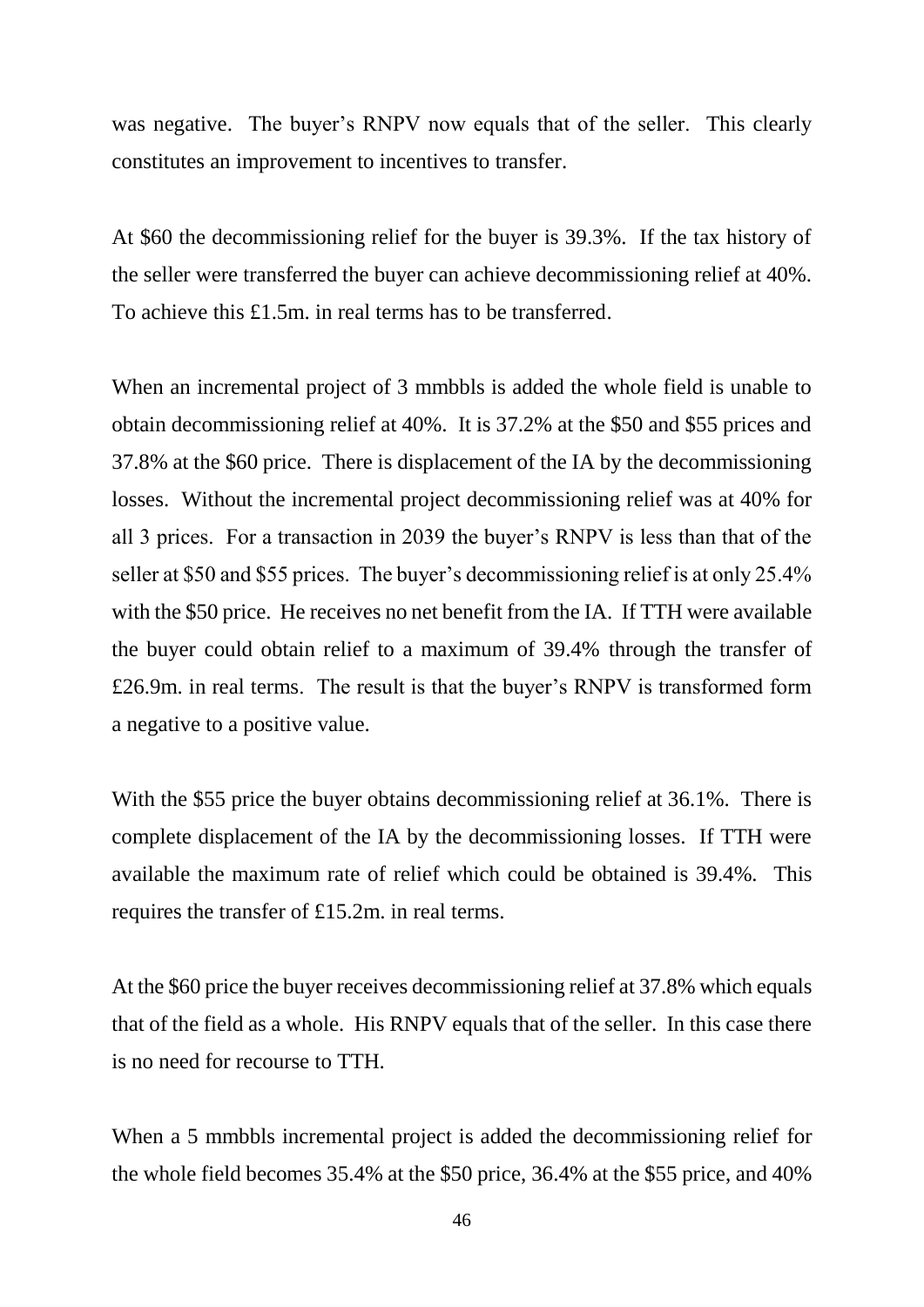was negative. The buyer's RNPV now equals that of the seller. This clearly constitutes an improvement to incentives to transfer.

At $60 the decommissioning relief for the buyer is 39.3%. If the tax history of the seller were transferred the buyer can achieve decommissioning relief at 40%. To achieve this £1.5m. in real terms has to be transferred.

When an incremental project of 3 mmbbls is added the whole field is unable to obtain decommissioning relief at 40%. It is 37.2% at the $50 and $55 prices and 37.8% at the $60 price. There is displacement of the IA by the decommissioning losses. Without the incremental project decommissioning relief was at 40% for all 3 prices. For a transaction in 2039 the buyer's RNPV is less than that of the seller at $50 and $55 prices. The buyer's decommissioning relief is at only 25.4% with the $50 price. He receives no net benefit from the IA. If TTH were available the buyer could obtain relief to a maximum of 39.4% through the transfer of £26.9m. in real terms. The result is that the buyer's RNPV is transformed form a negative to a positive value.

With the $55 price the buyer obtains decommissioning relief at 36.1%. There is complete displacement of the IA by the decommissioning losses. If TTH were available the maximum rate of relief which could be obtained is 39.4%. This requires the transfer of £15.2m. in real terms.

At the $60 price the buyer receives decommissioning relief at 37.8% which equals that of the field as a whole. His RNPV equals that of the seller. In this case there is no need for recourse to TTH.

When a 5 mmbbls incremental project is added the decommissioning relief for the whole field becomes 35.4% at the $50 price, 36.4% at the $55 price, and 40%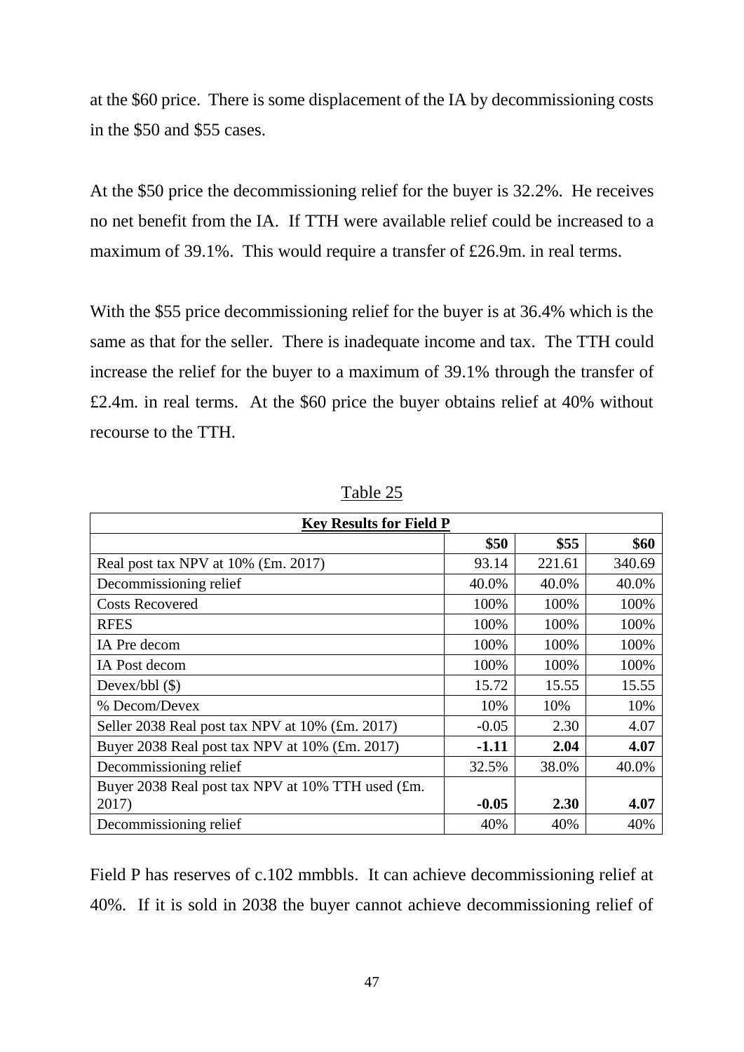at the \$60 price. There is some displacement of the IA by decommissioning costs in the \$50 and \$55 cases.

At the \$50 price the decommissioning relief for the buyer is 32.2%. He receives no net benefit from the IA. If TTH were available relief could be increased to a maximum of 39.1%. This would require a transfer of £26.9m. in real terms.

With the \$55 price decommissioning relief for the buyer is at 36.4% which is the same as that for the seller. There is inadequate income and tax. The TTH could increase the relief for the buyer to a maximum of 39.1% through the transfer of £2.4m. in real terms. At the \$60 price the buyer obtains relief at 40% without recourse to the TTH.

Table 25

| **Key Results for Field P** | | | |
|---|---|---|---|
| | **\$50** | **\$55** | **\$60** |
| Real post tax NPV at 10% (£m. 2017) | 93.14 | 221.61 | 340.69 |
| Decommissioning relief | 40.0% | 40.0% | 40.0% |
| Costs Recovered | 100% | 100% | 100% |
| RFES | 100% | 100% | 100% |
| IA Pre decom | 100% | 100% | 100% |
| IA Post decom | 100% | 100% | 100% |
| Devex/bbl (\$) | 15.72 | 15.55 | 15.55 |
| % Decom/Devex | 10% | 10% | 10% |
| Seller 2038 Real post tax NPV at 10% (£m. 2017) | -0.05 | 2.30 | 4.07 |
| Buyer 2038 Real post tax NPV at 10% (£m. 2017) | **-1.11** | **2.04** | **4.07** |
| Decommissioning relief | 32.5% | 38.0% | 40.0% |
| Buyer 2038 Real post tax NPV at 10% TTH used (£m. 2017) | **-0.05** | **2.30** | **4.07** |
| Decommissioning relief | 40% | 40% | 40% |

Field P has reserves of c.102 mmbbls. It can achieve decommissioning relief at 40%. If it is sold in 2038 the buyer cannot achieve decommissioning relief of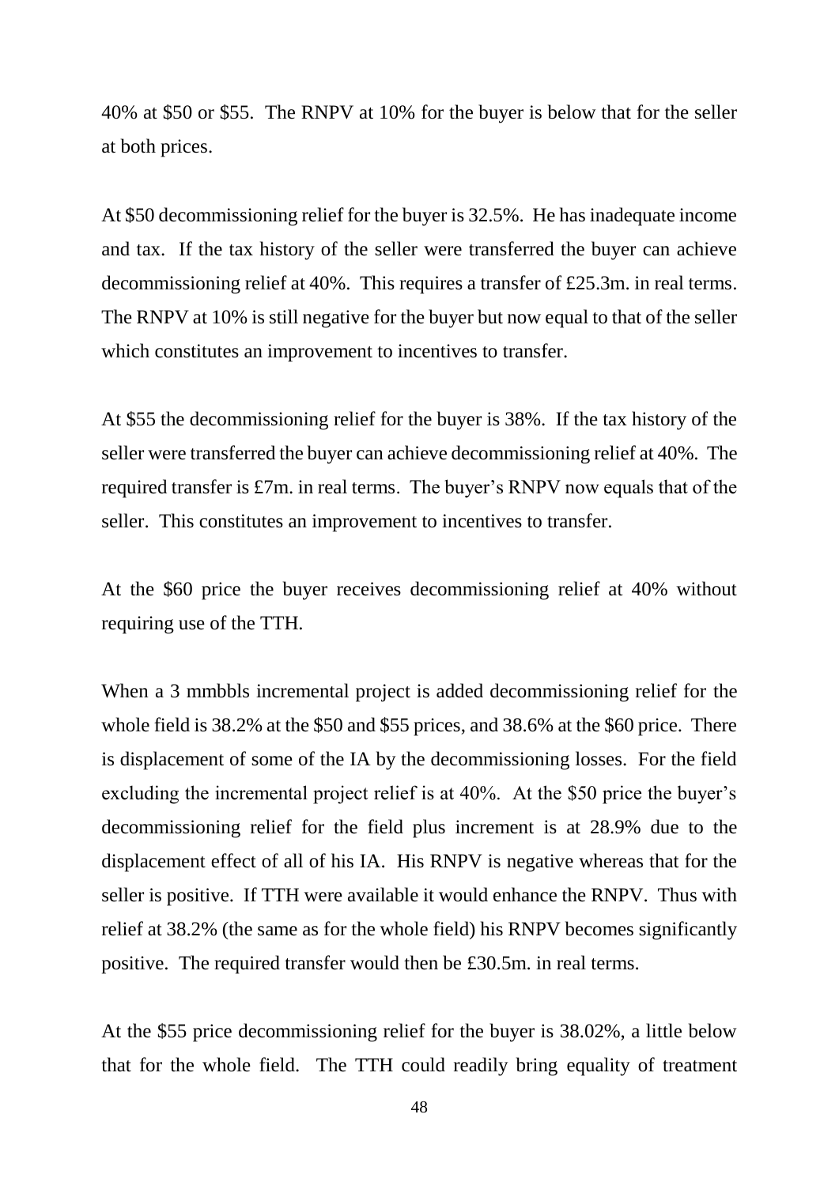40% at $50 or $55. The RNPV at 10% for the buyer is below that for the seller at both prices.

At $50 decommissioning relief for the buyer is 32.5%. He has inadequate income and tax. If the tax history of the seller were transferred the buyer can achieve decommissioning relief at 40%. This requires a transfer of £25.3m. in real terms. The RNPV at 10% is still negative for the buyer but now equal to that of the seller which constitutes an improvement to incentives to transfer.

At $55 the decommissioning relief for the buyer is 38%. If the tax history of the seller were transferred the buyer can achieve decommissioning relief at 40%. The required transfer is £7m. in real terms. The buyer's RNPV now equals that of the seller. This constitutes an improvement to incentives to transfer.

At the $60 price the buyer receives decommissioning relief at 40% without requiring use of the TTH.

When a 3 mmbbls incremental project is added decommissioning relief for the whole field is 38.2% at the $50 and $55 prices, and 38.6% at the $60 price. There is displacement of some of the IA by the decommissioning losses. For the field excluding the incremental project relief is at 40%. At the $50 price the buyer's decommissioning relief for the field plus increment is at 28.9% due to the displacement effect of all of his IA. His RNPV is negative whereas that for the seller is positive. If TTH were available it would enhance the RNPV. Thus with relief at 38.2% (the same as for the whole field) his RNPV becomes significantly positive. The required transfer would then be £30.5m. in real terms.

At the $55 price decommissioning relief for the buyer is 38.02%, a little below that for the whole field. The TTH could readily bring equality of treatment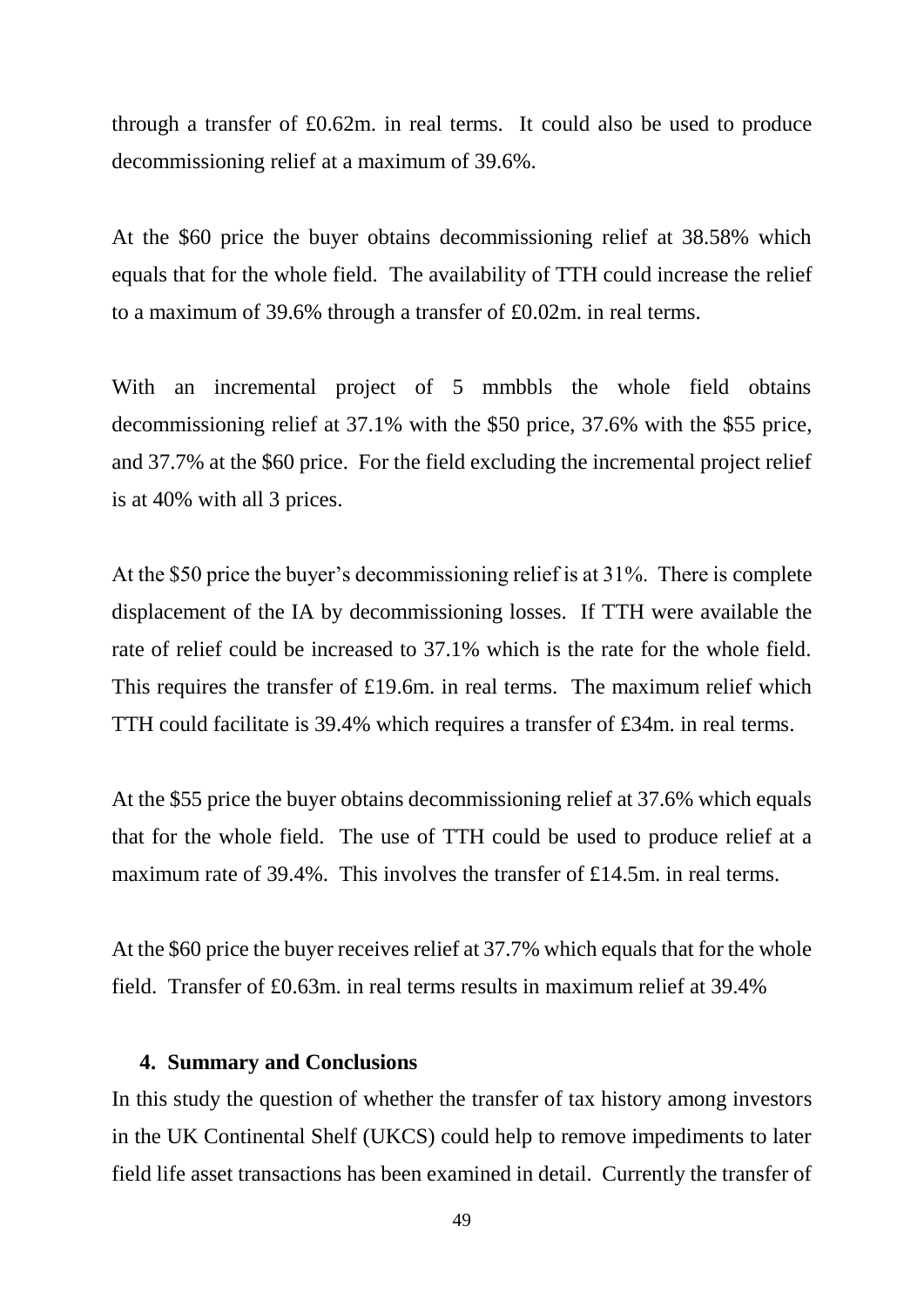through a transfer of £0.62m. in real terms. It could also be used to produce decommissioning relief at a maximum of 39.6%.

At the $60 price the buyer obtains decommissioning relief at 38.58% which equals that for the whole field. The availability of TTH could increase the relief to a maximum of 39.6% through a transfer of £0.02m. in real terms.

With an incremental project of 5 mmbbls the whole field obtains decommissioning relief at 37.1% with the $50 price, 37.6% with the $55 price, and 37.7% at the $60 price. For the field excluding the incremental project relief is at 40% with all 3 prices.

At the $50 price the buyer's decommissioning relief is at 31%. There is complete displacement of the IA by decommissioning losses. If TTH were available the rate of relief could be increased to 37.1% which is the rate for the whole field. This requires the transfer of £19.6m. in real terms. The maximum relief which TTH could facilitate is 39.4% which requires a transfer of £34m. in real terms.

At the $55 price the buyer obtains decommissioning relief at 37.6% which equals that for the whole field. The use of TTH could be used to produce relief at a maximum rate of 39.4%. This involves the transfer of £14.5m. in real terms.

At the $60 price the buyer receives relief at 37.7% which equals that for the whole field. Transfer of £0.63m. in real terms results in maximum relief at 39.4%

## 4. Summary and Conclusions

In this study the question of whether the transfer of tax history among investors in the UK Continental Shelf (UKCS) could help to remove impediments to later field life asset transactions has been examined in detail. Currently the transfer of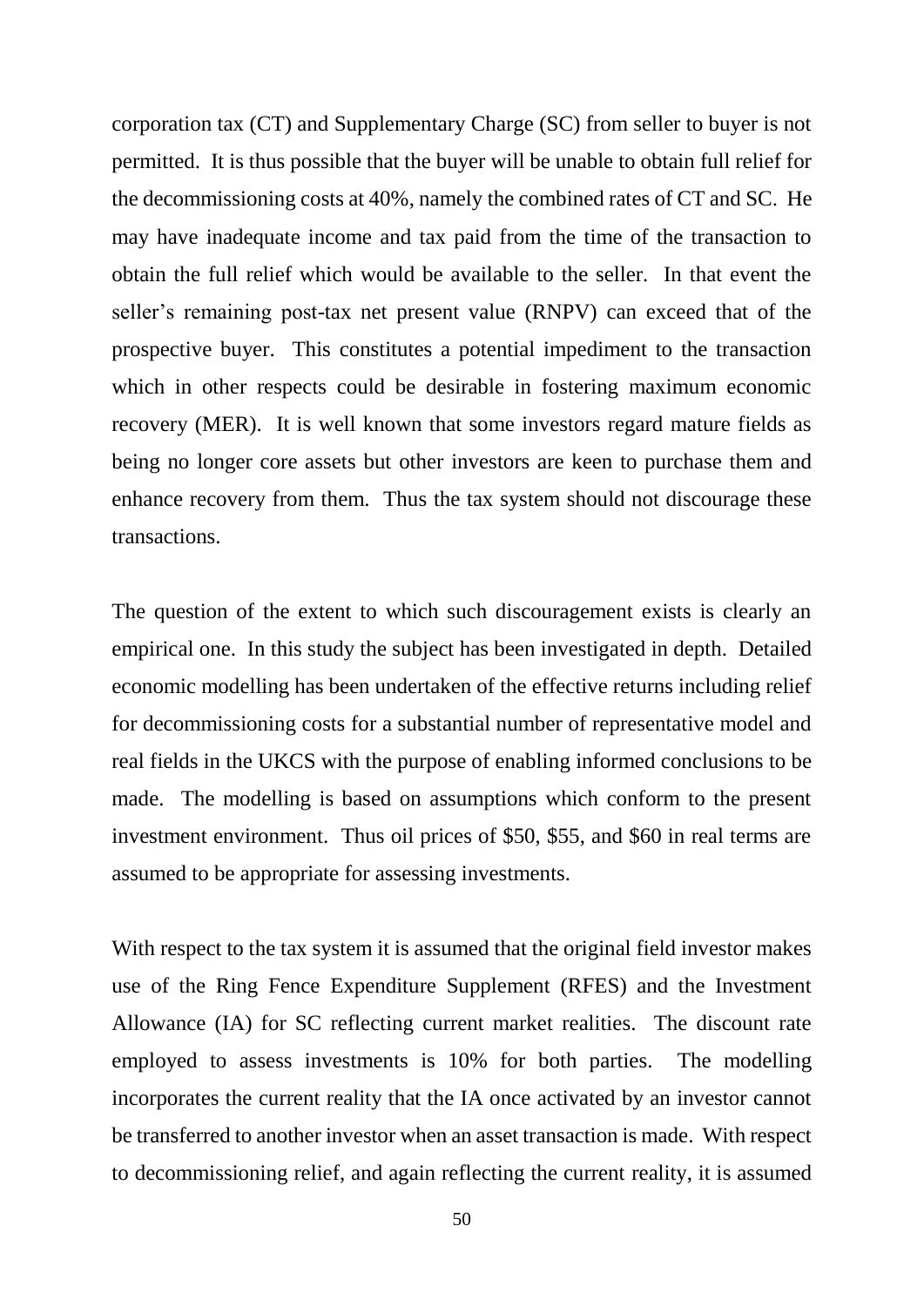corporation tax (CT) and Supplementary Charge (SC) from seller to buyer is not permitted. It is thus possible that the buyer will be unable to obtain full relief for the decommissioning costs at 40%, namely the combined rates of CT and SC. He may have inadequate income and tax paid from the time of the transaction to obtain the full relief which would be available to the seller. In that event the seller's remaining post-tax net present value (RNPV) can exceed that of the prospective buyer. This constitutes a potential impediment to the transaction which in other respects could be desirable in fostering maximum economic recovery (MER). It is well known that some investors regard mature fields as being no longer core assets but other investors are keen to purchase them and enhance recovery from them. Thus the tax system should not discourage these transactions.

The question of the extent to which such discouragement exists is clearly an empirical one. In this study the subject has been investigated in depth. Detailed economic modelling has been undertaken of the effective returns including relief for decommissioning costs for a substantial number of representative model and real fields in the UKCS with the purpose of enabling informed conclusions to be made. The modelling is based on assumptions which conform to the present investment environment. Thus oil prices of $50, $55, and $60 in real terms are assumed to be appropriate for assessing investments.

With respect to the tax system it is assumed that the original field investor makes use of the Ring Fence Expenditure Supplement (RFES) and the Investment Allowance (IA) for SC reflecting current market realities. The discount rate employed to assess investments is 10% for both parties. The modelling incorporates the current reality that the IA once activated by an investor cannot be transferred to another investor when an asset transaction is made. With respect to decommissioning relief, and again reflecting the current reality, it is assumed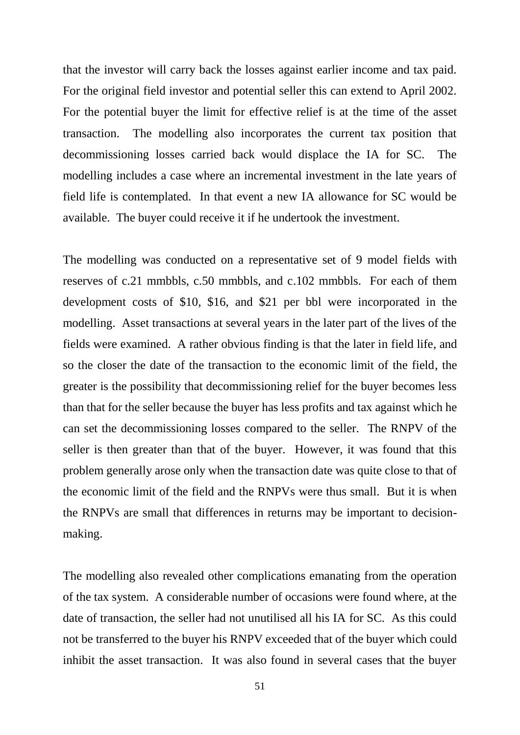that the investor will carry back the losses against earlier income and tax paid. For the original field investor and potential seller this can extend to April 2002. For the potential buyer the limit for effective relief is at the time of the asset transaction. The modelling also incorporates the current tax position that decommissioning losses carried back would displace the IA for SC. The modelling includes a case where an incremental investment in the late years of field life is contemplated. In that event a new IA allowance for SC would be available. The buyer could receive it if he undertook the investment.

The modelling was conducted on a representative set of 9 model fields with reserves of c.21 mmbbls, c.50 mmbbls, and c.102 mmbbls. For each of them development costs of \$10, \$16, and \$21 per bbl were incorporated in the modelling. Asset transactions at several years in the later part of the lives of the fields were examined. A rather obvious finding is that the later in field life, and so the closer the date of the transaction to the economic limit of the field, the greater is the possibility that decommissioning relief for the buyer becomes less than that for the seller because the buyer has less profits and tax against which he can set the decommissioning losses compared to the seller. The RNPV of the seller is then greater than that of the buyer. However, it was found that this problem generally arose only when the transaction date was quite close to that of the economic limit of the field and the RNPVs were thus small. But it is when the RNPVs are small that differences in returns may be important to decision-making.

The modelling also revealed other complications emanating from the operation of the tax system. A considerable number of occasions were found where, at the date of transaction, the seller had not unutilised all his IA for SC. As this could not be transferred to the buyer his RNPV exceeded that of the buyer which could inhibit the asset transaction. It was also found in several cases that the buyer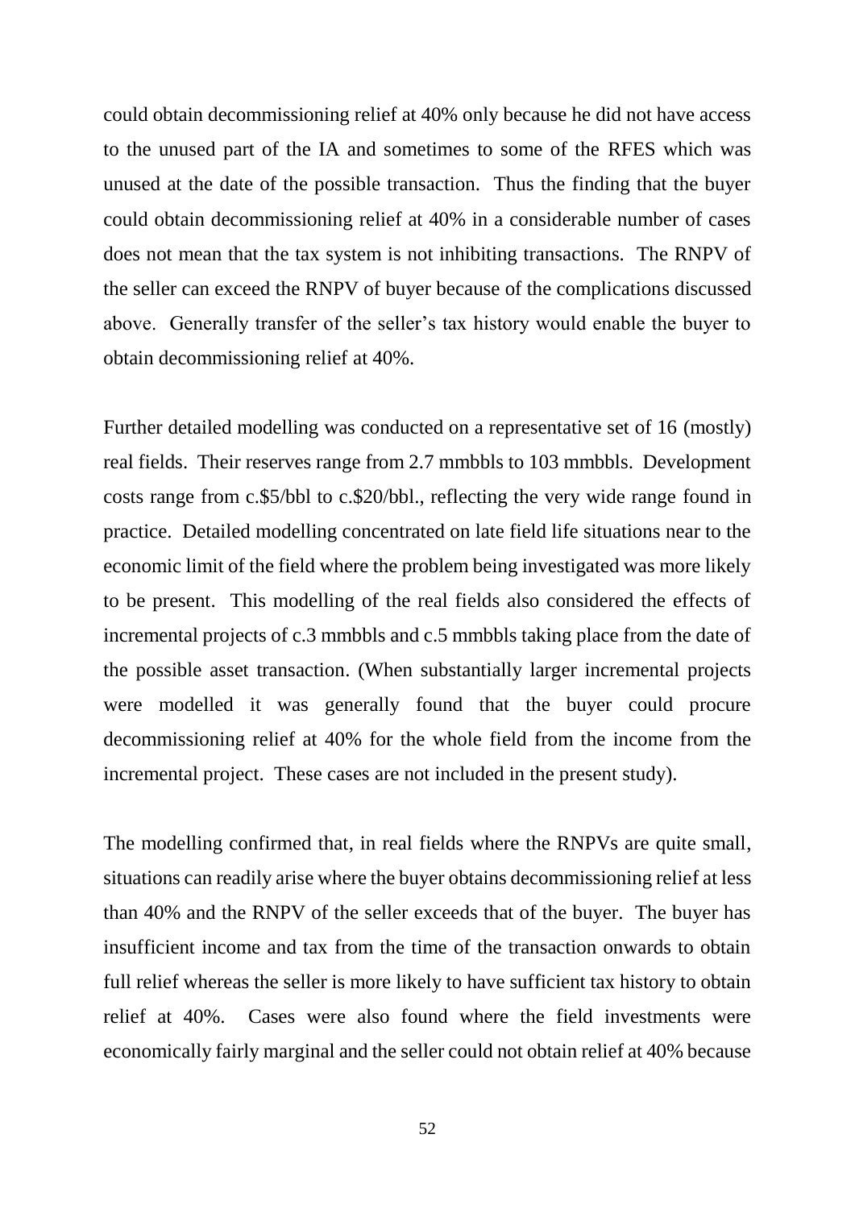could obtain decommissioning relief at 40% only because he did not have access to the unused part of the IA and sometimes to some of the RFES which was unused at the date of the possible transaction. Thus the finding that the buyer could obtain decommissioning relief at 40% in a considerable number of cases does not mean that the tax system is not inhibiting transactions. The RNPV of the seller can exceed the RNPV of buyer because of the complications discussed above. Generally transfer of the seller's tax history would enable the buyer to obtain decommissioning relief at 40%.

Further detailed modelling was conducted on a representative set of 16 (mostly) real fields. Their reserves range from 2.7 mmbbls to 103 mmbbls. Development costs range from c.$5/bbl to c.$20/bbl., reflecting the very wide range found in practice. Detailed modelling concentrated on late field life situations near to the economic limit of the field where the problem being investigated was more likely to be present. This modelling of the real fields also considered the effects of incremental projects of c.3 mmbbls and c.5 mmbbls taking place from the date of the possible asset transaction. (When substantially larger incremental projects were modelled it was generally found that the buyer could procure decommissioning relief at 40% for the whole field from the income from the incremental project. These cases are not included in the present study).

The modelling confirmed that, in real fields where the RNPVs are quite small, situations can readily arise where the buyer obtains decommissioning relief at less than 40% and the RNPV of the seller exceeds that of the buyer. The buyer has insufficient income and tax from the time of the transaction onwards to obtain full relief whereas the seller is more likely to have sufficient tax history to obtain relief at 40%. Cases were also found where the field investments were economically fairly marginal and the seller could not obtain relief at 40% because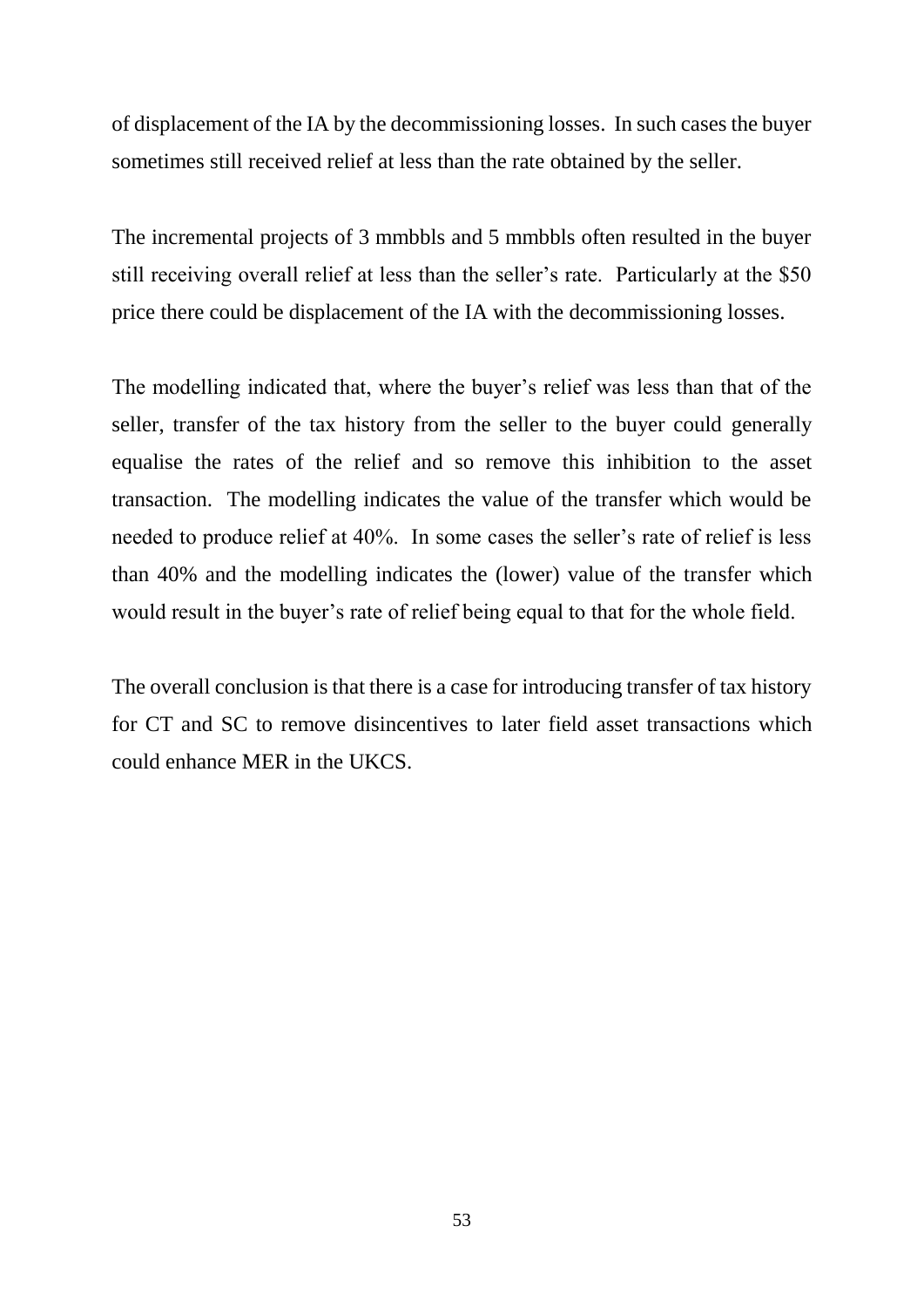of displacement of the IA by the decommissioning losses. In such cases the buyer sometimes still received relief at less than the rate obtained by the seller.

The incremental projects of 3 mmbbls and 5 mmbbls often resulted in the buyer still receiving overall relief at less than the seller's rate. Particularly at the $50 price there could be displacement of the IA with the decommissioning losses.

The modelling indicated that, where the buyer's relief was less than that of the seller, transfer of the tax history from the seller to the buyer could generally equalise the rates of the relief and so remove this inhibition to the asset transaction. The modelling indicates the value of the transfer which would be needed to produce relief at 40%. In some cases the seller's rate of relief is less than 40% and the modelling indicates the (lower) value of the transfer which would result in the buyer's rate of relief being equal to that for the whole field.

The overall conclusion is that there is a case for introducing transfer of tax history for CT and SC to remove disincentives to later field asset transactions which could enhance MER in the UKCS.